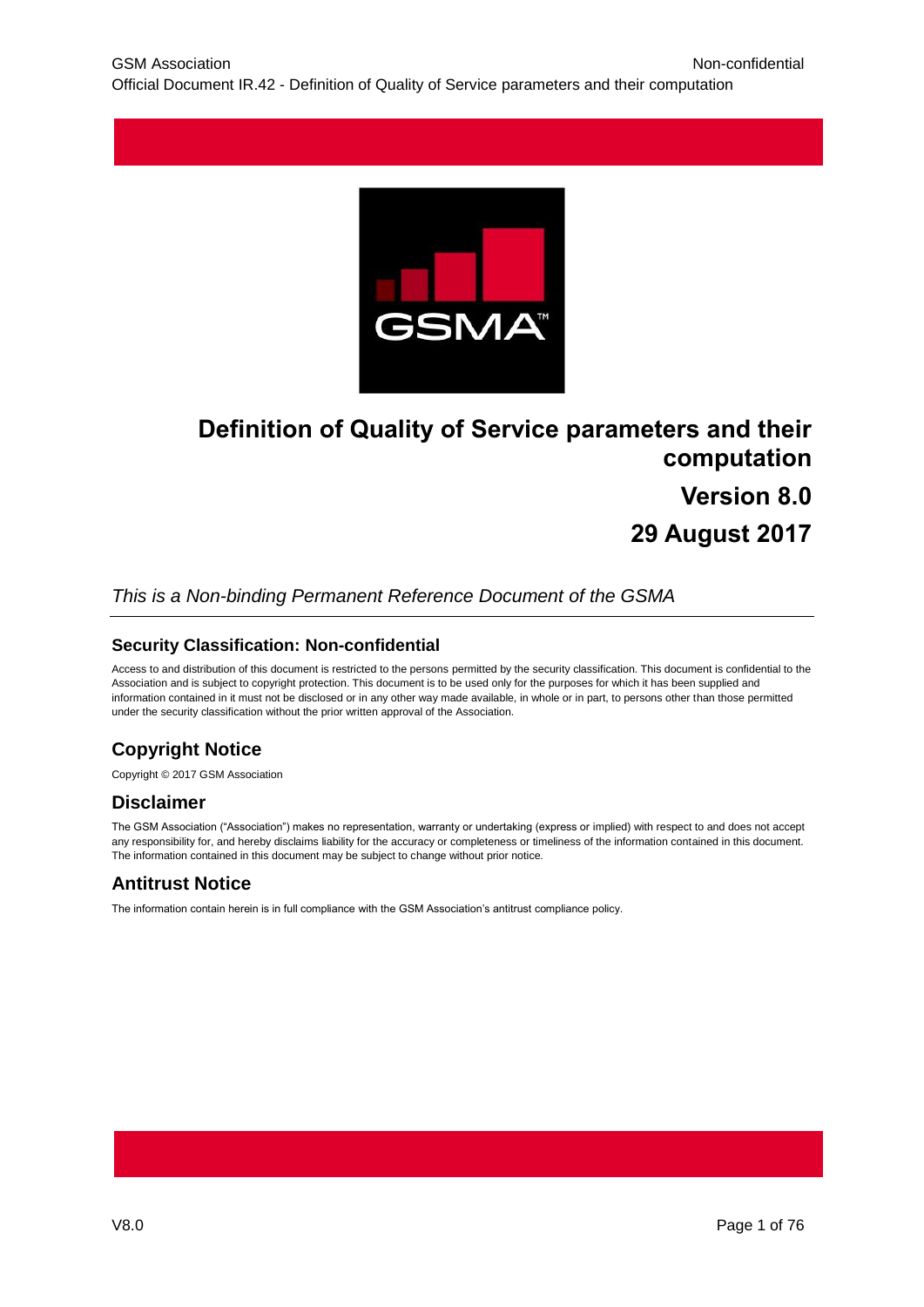# Definition of Quality of Service parameters and their computation

## Version 8.0

## 29 August 2017

*This is a Non-binding Permanent Reference Document of the GSMA*

### Security Classification: Non-confidential

Access to and distribution of this document is restricted to the persons permitted by the security classification. This document is confidential to the Association and is subject to copyright protection. This document is to be used only for the purposes for which it has been supplied and information contained in it must not be disclosed or in any other way made available, in whole or in part, to persons other than those permitted under the security classification without the prior written approval of the Association.

## Copyright Notice

Copyright © 2017 GSM Association

## Disclaimer

The GSM Association ("Association") makes no representation, warranty or undertaking (express or implied) with respect to and does not accept any responsibility for, and hereby disclaims liability for the accuracy or completeness or timeliness of the information contained in this document. The information contained in this document may be subject to change without prior notice.

## Antitrust Notice

The information contain herein is in full compliance with the GSM Association's antitrust compliance policy.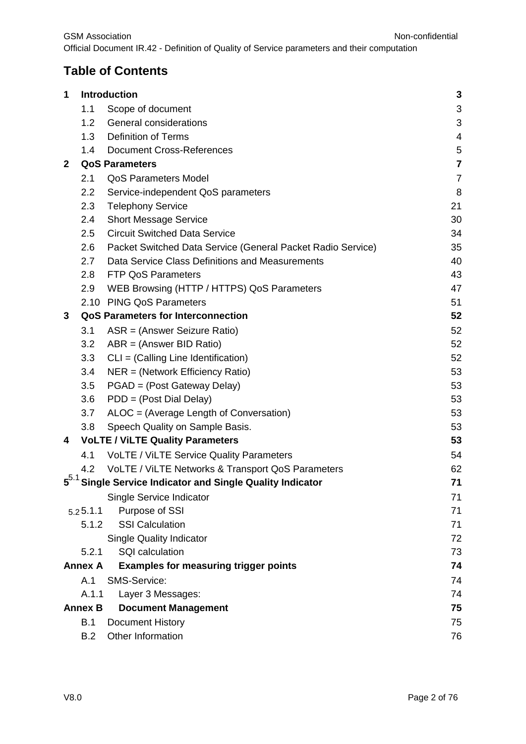# Table of Contents

| | | |
|---|---|---|
| **1** | **Introduction** | **3** |
| 1.1 | Scope of document | 3 |
| 1.2 | General considerations | 3 |
| 1.3 | Definition of Terms | 4 |
| 1.4 | Document Cross-References | 5 |
| **2** | **QoS Parameters** | **7** |
| 2.1 | QoS Parameters Model | 7 |
| 2.2 | Service-independent QoS parameters | 8 |
| 2.3 | Telephony Service | 21 |
| 2.4 | Short Message Service | 30 |
| 2.5 | Circuit Switched Data Service | 34 |
| 2.6 | Packet Switched Data Service (General Packet Radio Service) | 35 |
| 2.7 | Data Service Class Definitions and Measurements | 40 |
| 2.8 | FTP QoS Parameters | 43 |
| 2.9 | WEB Browsing (HTTP / HTTPS) QoS Parameters | 47 |
| 2.10 | PING QoS Parameters | 51 |
| **3** | **QoS Parameters for Interconnection** | **52** |
| 3.1 | ASR = (Answer Seizure Ratio) | 52 |
| 3.2 | ABR = (Answer BID Ratio) | 52 |
| 3.3 | CLI = (Calling Line Identification) | 52 |
| 3.4 | NER = (Network Efficiency Ratio) | 53 |
| 3.5 | PGAD = (Post Gateway Delay) | 53 |
| 3.6 | PDD = (Post Dial Delay) | 53 |
| 3.7 | ALOC = (Average Length of Conversation) | 53 |
| 3.8 | Speech Quality on Sample Basis. | 53 |
| **4** | **VoLTE / ViLTE Quality Parameters** | **53** |
| 4.1 | VoLTE / ViLTE Service Quality Parameters | 54 |
| 4.2 | VoLTE / ViLTE Networks & Transport QoS Parameters | 62 |
| **5** | **Single Service Indicator and Single Quality Indicator** | **71** |
| 5.1 | Single Service Indicator | 71 |
| 5.1.1 | Purpose of SSI | 71 |
| 5.1.2 | SSI Calculation | 71 |
| 5.2 | Single Quality Indicator | 72 |
| 5.2.1 | SQI calculation | 73 |
| **Annex A** | **Examples for measuring trigger points** | **74** |
| A.1 | SMS-Service: | 74 |
| A.1.1 | Layer 3 Messages: | 74 |
| **Annex B** | **Document Management** | **75** |
| B.1 | Document History | 75 |
| B.2 | Other Information | 76 |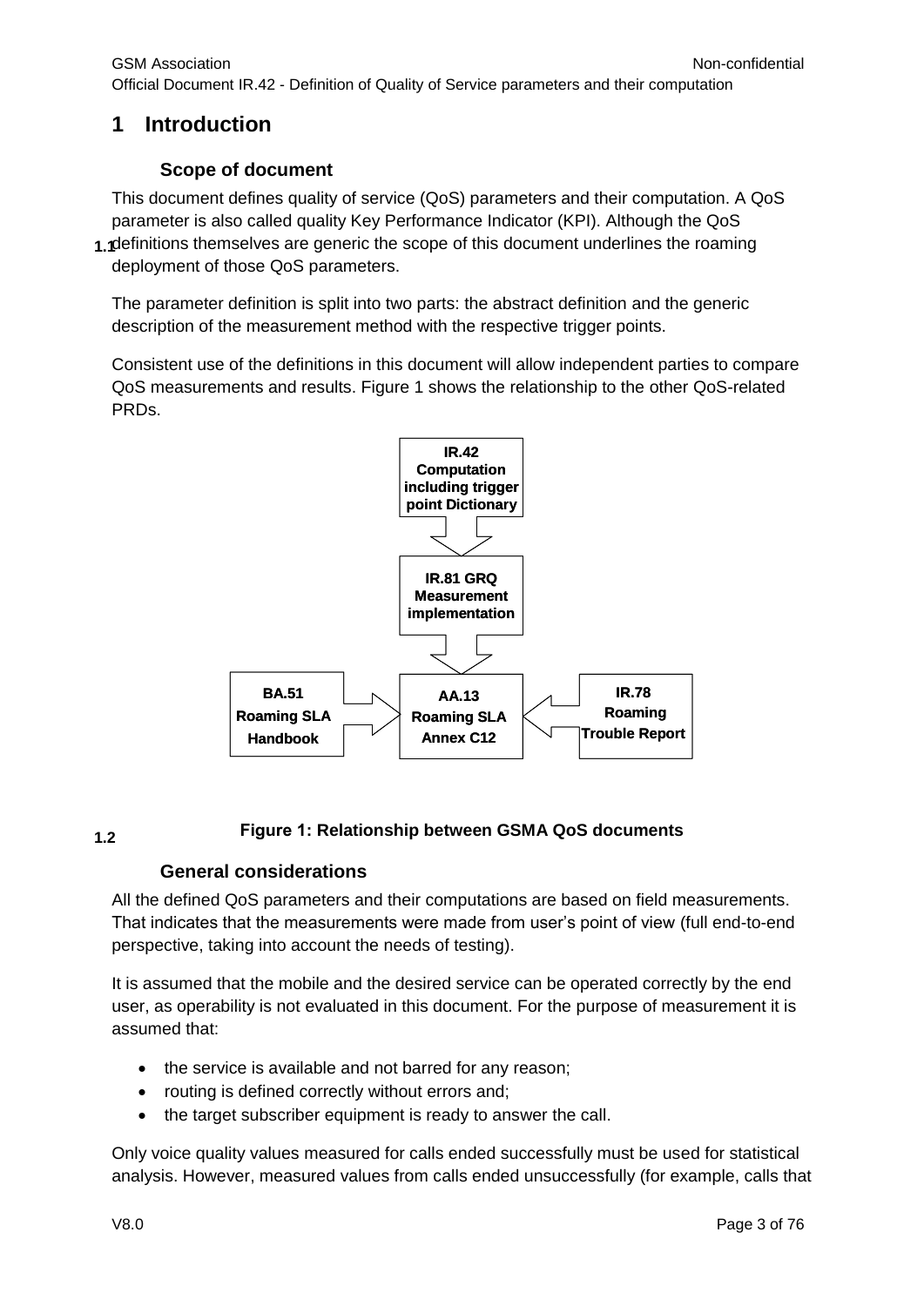# 1 Introduction

## 1.1 Scope of document

This document defines quality of service (QoS) parameters and their computation. A QoS parameter is also called quality Key Performance Indicator (KPI). Although the QoS definitions themselves are generic the scope of this document underlines the roaming deployment of those QoS parameters.

The parameter definition is split into two parts: the abstract definition and the generic description of the measurement method with the respective trigger points.

Consistent use of the definitions in this document will allow independent parties to compare QoS measurements and results. Figure 1 shows the relationship to the other QoS-related PRDs.

IR.42 Computation including trigger point Dictionary

IR.81 GRQ Measurement implementation

BA.51 Roaming SLA Handbook

AA.13 Roaming SLA Annex C12

IR.78 Roaming Trouble Report

**Figure 1: Relationship between GSMA QoS documents**

## 1.2 General considerations

All the defined QoS parameters and their computations are based on field measurements. That indicates that the measurements were made from user's point of view (full end-to-end perspective, taking into account the needs of testing).

It is assumed that the mobile and the desired service can be operated correctly by the end user, as operability is not evaluated in this document. For the purpose of measurement it is assumed that:

- the service is available and not barred for any reason;
- routing is defined correctly without errors and;
- the target subscriber equipment is ready to answer the call.

Only voice quality values measured for calls ended successfully must be used for statistical analysis. However, measured values from calls ended unsuccessfully (for example, calls that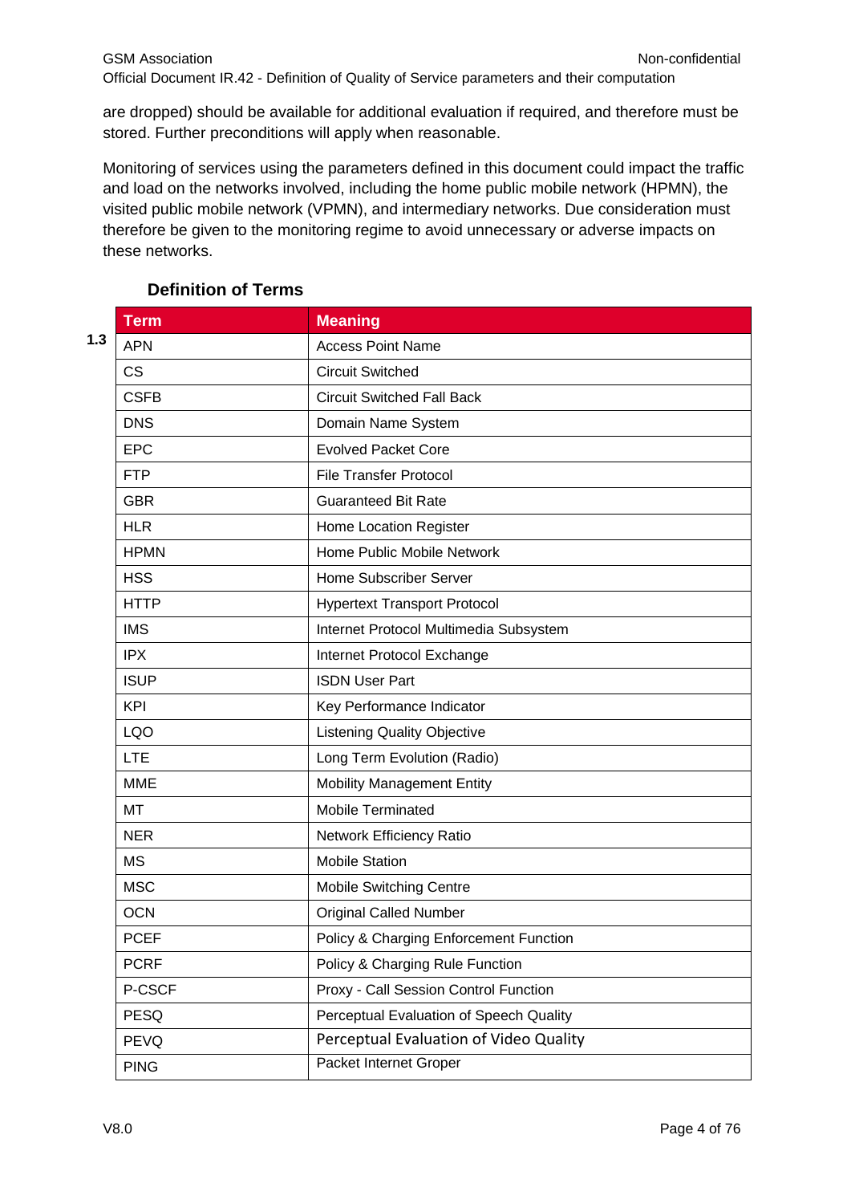are dropped) should be available for additional evaluation if required, and therefore must be stored. Further preconditions will apply when reasonable.

Monitoring of services using the parameters defined in this document could impact the traffic and load on the networks involved, including the home public mobile network (HPMN), the visited public mobile network (VPMN), and intermediary networks. Due consideration must therefore be given to the monitoring regime to avoid unnecessary or adverse impacts on these networks.

## 1.3 Definition of Terms

| Term | Meaning |
|---|---|
| APN | Access Point Name |
| CS | Circuit Switched |
| CSFB | Circuit Switched Fall Back |
| DNS | Domain Name System |
| EPC | Evolved Packet Core |
| FTP | File Transfer Protocol |
| GBR | Guaranteed Bit Rate |
| HLR | Home Location Register |
| HPMN | Home Public Mobile Network |
| HSS | Home Subscriber Server |
| HTTP | Hypertext Transport Protocol |
| IMS | Internet Protocol Multimedia Subsystem |
| IPX | Internet Protocol Exchange |
| ISUP | ISDN User Part |
| KPI | Key Performance Indicator |
| LQO | Listening Quality Objective |
| LTE | Long Term Evolution (Radio) |
| MME | Mobility Management Entity |
| MT | Mobile Terminated |
| NER | Network Efficiency Ratio |
| MS | Mobile Station |
| MSC | Mobile Switching Centre |
| OCN | Original Called Number |
| PCEF | Policy & Charging Enforcement Function |
| PCRF | Policy & Charging Rule Function |
| P-CSCF | Proxy - Call Session Control Function |
| PESQ | Perceptual Evaluation of Speech Quality |
| PEVQ | Perceptual Evaluation of Video Quality |
| PING | Packet Internet Groper |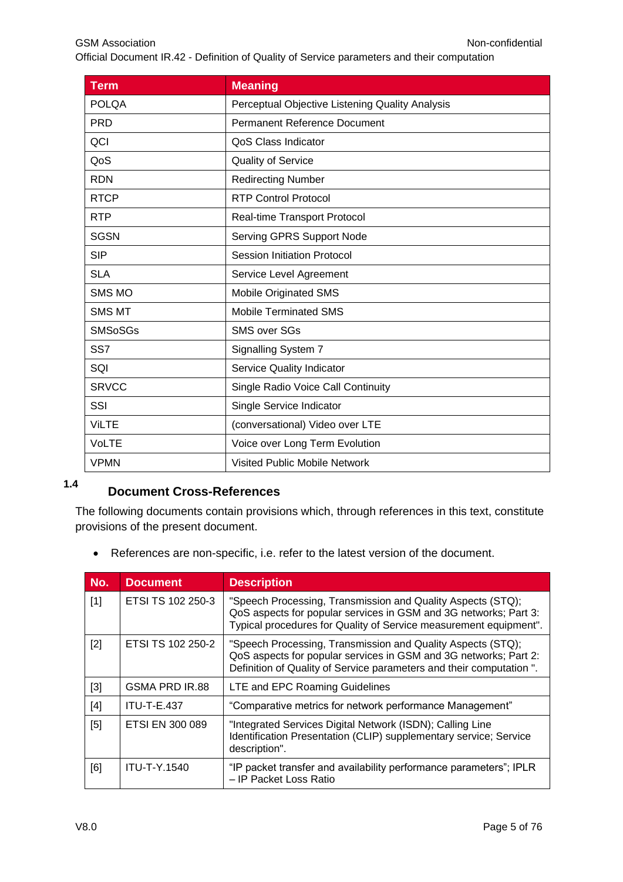| Term | Meaning |
|---|---|
| POLQA | Perceptual Objective Listening Quality Analysis |
| PRD | Permanent Reference Document |
| QCI | QoS Class Indicator |
| QoS | Quality of Service |
| RDN | Redirecting Number |
| RTCP | RTP Control Protocol |
| RTP | Real-time Transport Protocol |
| SGSN | Serving GPRS Support Node |
| SIP | Session Initiation Protocol |
| SLA | Service Level Agreement |
| SMS MO | Mobile Originated SMS |
| SMS MT | Mobile Terminated SMS |
| SMSoSGs | SMS over SGs |
| SS7 | Signalling System 7 |
| SQI | Service Quality Indicator |
| SRVCC | Single Radio Voice Call Continuity |
| SSI | Single Service Indicator |
| ViLTE | (conversational) Video over LTE |
| VoLTE | Voice over Long Term Evolution |
| VPMN | Visited Public Mobile Network |

### 1.4 Document Cross-References

The following documents contain provisions which, through references in this text, constitute provisions of the present document.

- References are non-specific, i.e. refer to the latest version of the document.

| No. | Document | Description |
|---|---|---|
| [1] | ETSI TS 102 250-3 | "Speech Processing, Transmission and Quality Aspects (STQ); QoS aspects for popular services in GSM and 3G networks; Part 3: Typical procedures for Quality of Service measurement equipment". |
| [2] | ETSI TS 102 250-2 | "Speech Processing, Transmission and Quality Aspects (STQ); QoS aspects for popular services in GSM and 3G networks; Part 2: Definition of Quality of Service parameters and their computation ". |
| [3] | GSMA PRD IR.88 | LTE and EPC Roaming Guidelines |
| [4] | ITU-T-E.437 | “Comparative metrics for network performance Management” |
| [5] | ETSI EN 300 089 | "Integrated Services Digital Network (ISDN); Calling Line Identification Presentation (CLIP) supplementary service; Service description". |
| [6] | ITU-T-Y.1540 | “IP packet transfer and availability performance parameters”; IPLR – IP Packet Loss Ratio |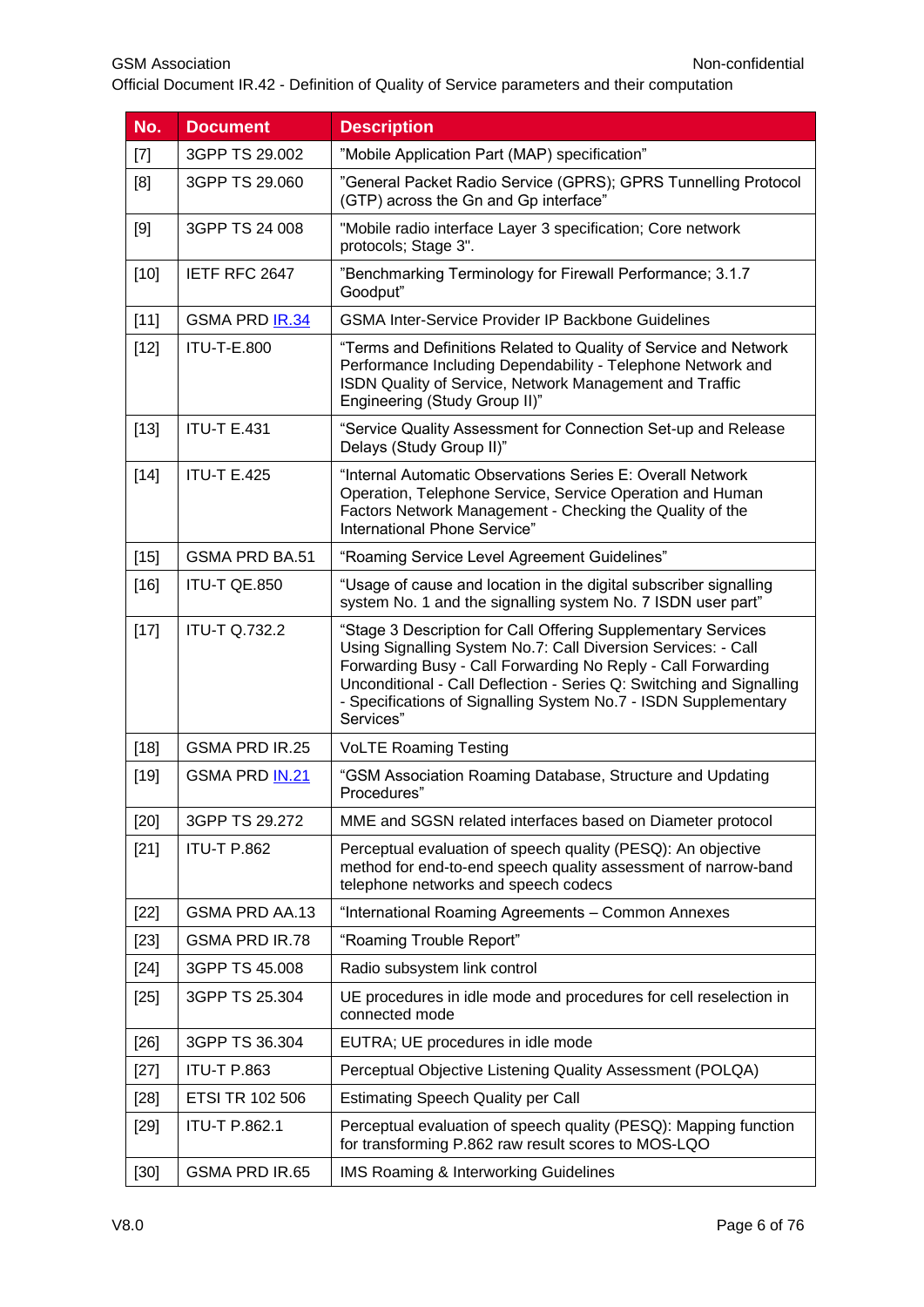| No. | Document | Description |
| --- | --- | --- |
| [7] | 3GPP TS 29.002 | "Mobile Application Part (MAP) specification" |
| [8] | 3GPP TS 29.060 | "General Packet Radio Service (GPRS); GPRS Tunnelling Protocol (GTP) across the Gn and Gp interface" |
| [9] | 3GPP TS 24 008 | "Mobile radio interface Layer 3 specification; Core network protocols; Stage 3". |
| [10] | IETF RFC 2647 | "Benchmarking Terminology for Firewall Performance; 3.1.7 Goodput" |
| [11] | GSMA PRD IR.34 | GSMA Inter-Service Provider IP Backbone Guidelines |
| [12] | ITU-T-E.800 | "Terms and Definitions Related to Quality of Service and Network Performance Including Dependability - Telephone Network and ISDN Quality of Service, Network Management and Traffic Engineering (Study Group II)" |
| [13] | ITU-T E.431 | "Service Quality Assessment for Connection Set-up and Release Delays (Study Group II)" |
| [14] | ITU-T E.425 | "Internal Automatic Observations Series E: Overall Network Operation, Telephone Service, Service Operation and Human Factors Network Management - Checking the Quality of the International Phone Service" |
| [15] | GSMA PRD BA.51 | "Roaming Service Level Agreement Guidelines" |
| [16] | ITU-T QE.850 | "Usage of cause and location in the digital subscriber signalling system No. 1 and the signalling system No. 7 ISDN user part" |
| [17] | ITU-T Q.732.2 | "Stage 3 Description for Call Offering Supplementary Services Using Signalling System No.7: Call Diversion Services: - Call Forwarding Busy - Call Forwarding No Reply - Call Forwarding Unconditional - Call Deflection - Series Q: Switching and Signalling - Specifications of Signalling System No.7 - ISDN Supplementary Services" |
| [18] | GSMA PRD IR.25 | VoLTE Roaming Testing |
| [19] | GSMA PRD IN.21 | "GSM Association Roaming Database, Structure and Updating Procedures" |
| [20] | 3GPP TS 29.272 | MME and SGSN related interfaces based on Diameter protocol |
| [21] | ITU-T P.862 | Perceptual evaluation of speech quality (PESQ): An objective method for end-to-end speech quality assessment of narrow-band telephone networks and speech codecs |
| [22] | GSMA PRD AA.13 | "International Roaming Agreements – Common Annexes |
| [23] | GSMA PRD IR.78 | "Roaming Trouble Report" |
| [24] | 3GPP TS 45.008 | Radio subsystem link control |
| [25] | 3GPP TS 25.304 | UE procedures in idle mode and procedures for cell reselection in connected mode |
| [26] | 3GPP TS 36.304 | EUTRA; UE procedures in idle mode |
| [27] | ITU-T P.863 | Perceptual Objective Listening Quality Assessment (POLQA) |
| [28] | ETSI TR 102 506 | Estimating Speech Quality per Call |
| [29] | ITU-T P.862.1 | Perceptual evaluation of speech quality (PESQ): Mapping function for transforming P.862 raw result scores to MOS-LQO |
| [30] | GSMA PRD IR.65 | IMS Roaming & Interworking Guidelines |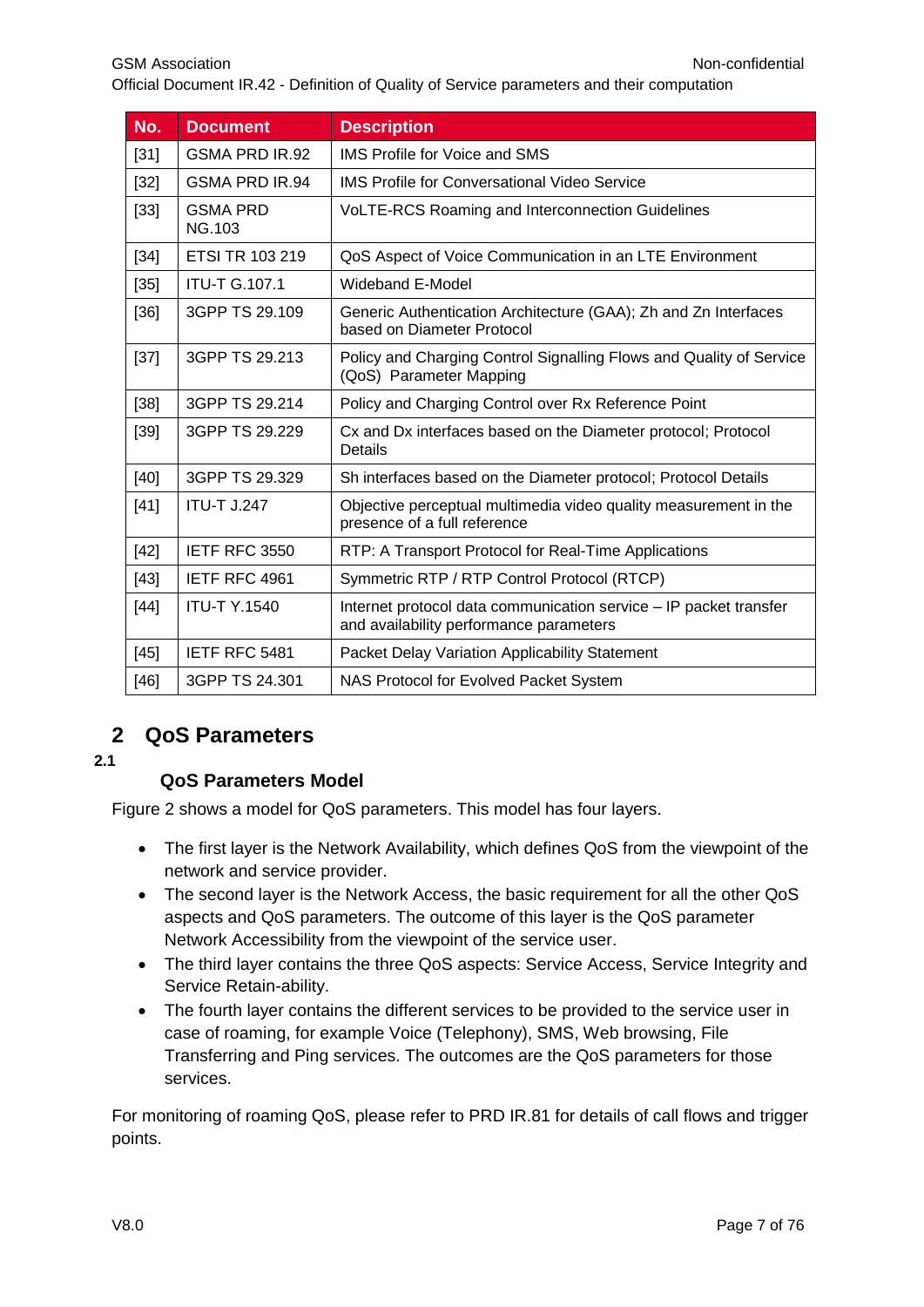| No. | Document | Description |
|---|---|---|
| [31] | GSMA PRD IR.92 | IMS Profile for Voice and SMS |
| [32] | GSMA PRD IR.94 | IMS Profile for Conversational Video Service |
| [33] | GSMA PRD NG.103 | VoLTE-RCS Roaming and Interconnection Guidelines |
| [34] | ETSI TR 103 219 | QoS Aspect of Voice Communication in an LTE Environment |
| [35] | ITU-T G.107.1 | Wideband E-Model |
| [36] | 3GPP TS 29.109 | Generic Authentication Architecture (GAA); Zh and Zn Interfaces based on Diameter Protocol |
| [37] | 3GPP TS 29.213 | Policy and Charging Control Signalling Flows and Quality of Service (QoS) Parameter Mapping |
| [38] | 3GPP TS 29.214 | Policy and Charging Control over Rx Reference Point |
| [39] | 3GPP TS 29.229 | Cx and Dx interfaces based on the Diameter protocol; Protocol Details |
| [40] | 3GPP TS 29.329 | Sh interfaces based on the Diameter protocol; Protocol Details |
| [41] | ITU-T J.247 | Objective perceptual multimedia video quality measurement in the presence of a full reference |
| [42] | IETF RFC 3550 | RTP: A Transport Protocol for Real-Time Applications |
| [43] | IETF RFC 4961 | Symmetric RTP / RTP Control Protocol (RTCP) |
| [44] | ITU-T Y.1540 | Internet protocol data communication service – IP packet transfer and availability performance parameters |
| [45] | IETF RFC 5481 | Packet Delay Variation Applicability Statement |
| [46] | 3GPP TS 24.301 | NAS Protocol for Evolved Packet System |

# 2 QoS Parameters

## 2.1 QoS Parameters Model

Figure 2 shows a model for QoS parameters. This model has four layers.

- The first layer is the Network Availability, which defines QoS from the viewpoint of the network and service provider.
- The second layer is the Network Access, the basic requirement for all the other QoS aspects and QoS parameters. The outcome of this layer is the QoS parameter Network Accessibility from the viewpoint of the service user.
- The third layer contains the three QoS aspects: Service Access, Service Integrity and Service Retain-ability.
- The fourth layer contains the different services to be provided to the service user in case of roaming, for example Voice (Telephony), SMS, Web browsing, File Transferring and Ping services. The outcomes are the QoS parameters for those services.

For monitoring of roaming QoS, please refer to PRD IR.81 for details of call flows and trigger points.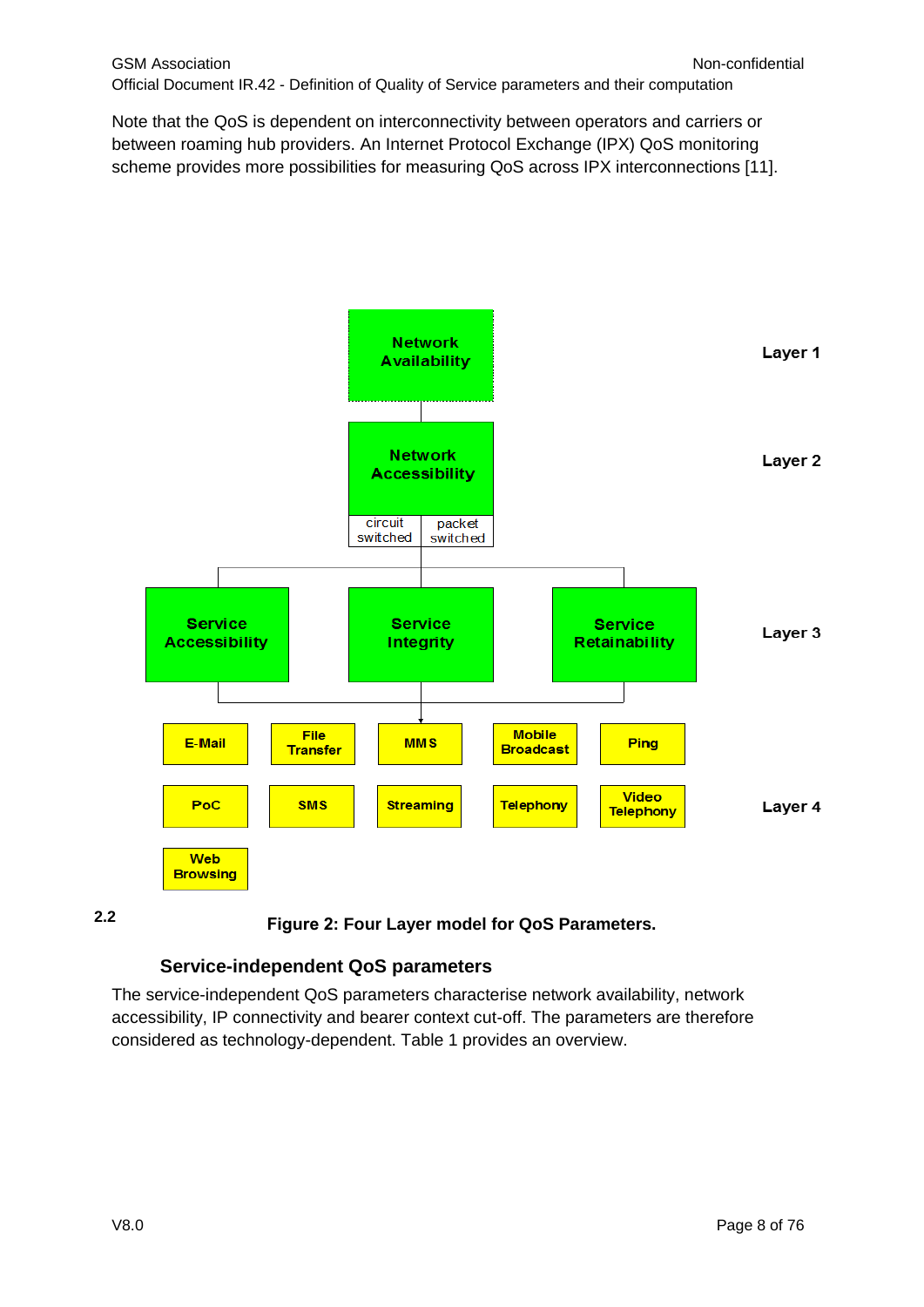Note that the QoS is dependent on interconnectivity between operators and carriers or between roaming hub providers. An Internet Protocol Exchange (IPX) QoS monitoring scheme provides more possibilities for measuring QoS across IPX interconnections [11].

Network Availability — Layer 1

Network Accessibility (circuit switched | packet switched) — Layer 2

Service Accessibility | Service Integrity | Service Retainability — Layer 3

E-Mail | File Transfer | MMS | Mobile Broadcast | Ping | PoC | SMS | Streaming | Telephony | Video Telephony | Web Browsing — Layer 4

**Figure 2: Four Layer model for QoS Parameters.**

## 2.2 Service-independent QoS parameters

The service-independent QoS parameters characterise network availability, network accessibility, IP connectivity and bearer context cut-off. The parameters are therefore considered as technology-dependent. Table 1 provides an overview.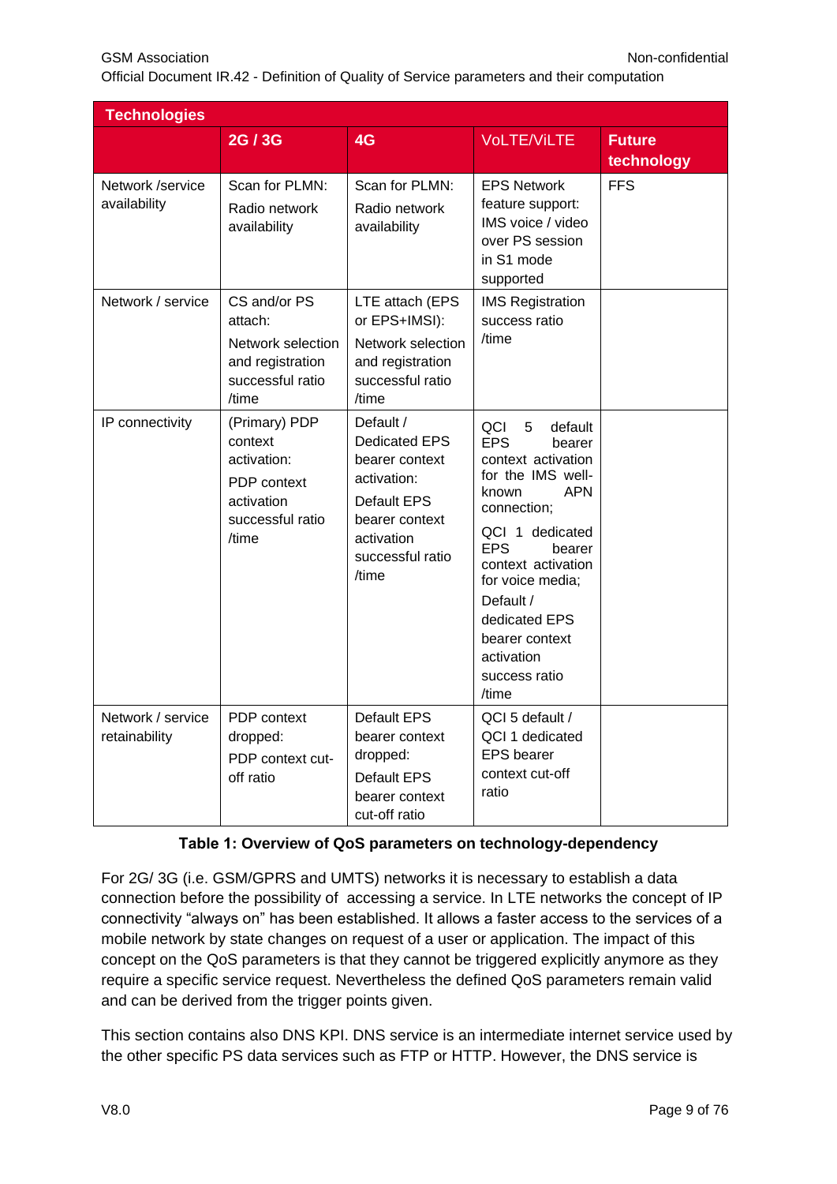| Technologies | 2G / 3G | 4G | VoLTE/ViLTE | Future technology |
|---|---|---|---|---|
| Network /service availability | Scan for PLMN: Radio network availability | Scan for PLMN: Radio network availability | EPS Network feature support: IMS voice / video over PS session in S1 mode supported | FFS |
| Network / service | CS and/or PS attach: Network selection and registration successful ratio /time | LTE attach (EPS or EPS+IMSI): Network selection and registration successful ratio /time | IMS Registration success ratio /time | |
| IP connectivity | (Primary) PDP context activation: PDP context activation successful ratio /time | Default / Dedicated EPS bearer context activation: Default EPS bearer context activation successful ratio /time | QCI 5 default EPS bearer context activation for the IMS well-known APN connection; QCI 1 dedicated EPS bearer context activation for voice media; Default / dedicated EPS bearer context activation success ratio /time | |
| Network / service retainability | PDP context dropped: PDP context cut-off ratio | Default EPS bearer context dropped: Default EPS bearer context cut-off ratio | QCI 5 default / QCI 1 dedicated EPS bearer context cut-off ratio | |

**Table 1: Overview of QoS parameters on technology-dependency**

For 2G/ 3G (i.e. GSM/GPRS and UMTS) networks it is necessary to establish a data connection before the possibility of accessing a service. In LTE networks the concept of IP connectivity “always on” has been established. It allows a faster access to the services of a mobile network by state changes on request of a user or application. The impact of this concept on the QoS parameters is that they cannot be triggered explicitly anymore as they require a specific service request. Nevertheless the defined QoS parameters remain valid and can be derived from the trigger points given.

This section contains also DNS KPI. DNS service is an intermediate internet service used by the other specific PS data services such as FTP or HTTP. However, the DNS service is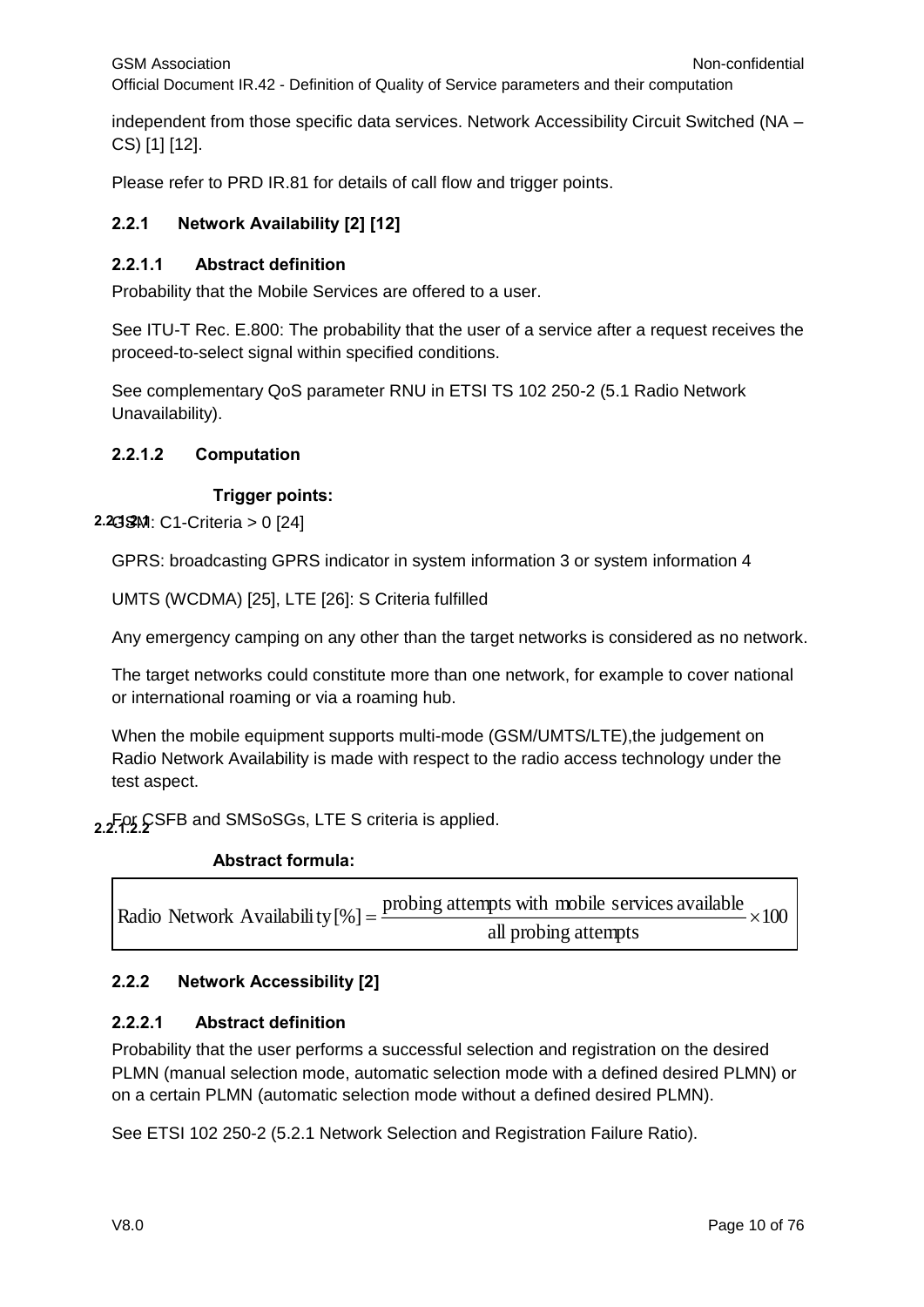independent from those specific data services. Network Accessibility Circuit Switched (NA – CS) [1] [12].

Please refer to PRD IR.81 for details of call flow and trigger points.

### 2.2.1 Network Availability [2] [12]

#### 2.2.1.1 Abstract definition

Probability that the Mobile Services are offered to a user.

See ITU-T Rec. E.800: The probability that the user of a service after a request receives the proceed-to-select signal within specified conditions.

See complementary QoS parameter RNU in ETSI TS 102 250-2 (5.1 Radio Network Unavailability).

#### 2.2.1.2 Computation

##### 2.2.1.2.1 Trigger points:

GSM: C1-Criteria > 0 [24]

GPRS: broadcasting GPRS indicator in system information 3 or system information 4

UMTS (WCDMA) [25], LTE [26]: S Criteria fulfilled

Any emergency camping on any other than the target networks is considered as no network.

The target networks could constitute more than one network, for example to cover national or international roaming or via a roaming hub.

When the mobile equipment supports multi-mode (GSM/UMTS/LTE),the judgement on Radio Network Availability is made with respect to the radio access technology under the test aspect.

For CSFB and SMSoSGs, LTE S criteria is applied.

##### 2.2.1.2.2 Abstract formula:

$$\text{Radio Network Availability}[\%] = \frac{\text{probing attempts with mobile services available}}{\text{all probing attempts}} \times 100$$

### 2.2.2 Network Accessibility [2]

#### 2.2.2.1 Abstract definition

Probability that the user performs a successful selection and registration on the desired PLMN (manual selection mode, automatic selection mode with a defined desired PLMN) or on a certain PLMN (automatic selection mode without a defined desired PLMN).

See ETSI 102 250-2 (5.2.1 Network Selection and Registration Failure Ratio).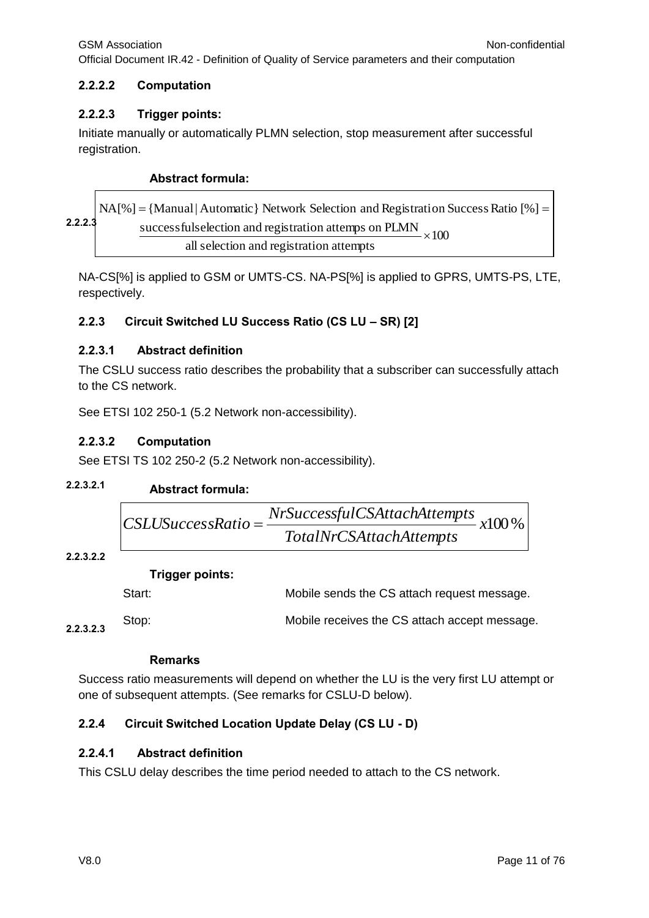#### 2.2.2.2 Computation

#### 2.2.2.3 Trigger points:

Initiate manually or automatically PLMN selection, stop measurement after successful registration.

**Abstract formula:**

2.2.2.3

$$\mathrm{NA}[\%] = \{\mathrm{Manual} \mid \mathrm{Automatic}\}\ \mathrm{Network\ Selection\ and\ Registration\ Success\ Ratio}\ [\%] = \frac{\mathrm{successful selection\ and\ registration\ attemps\ on\ PLMN}}{\mathrm{all\ selection\ and\ registration\ attempts}} \times 100$$

NA-CS[%] is applied to GSM or UMTS-CS. NA-PS[%] is applied to GPRS, UMTS-PS, LTE, respectively.

### 2.2.3 Circuit Switched LU Success Ratio (CS LU – SR) [2]

#### 2.2.3.1 Abstract definition

The CSLU success ratio describes the probability that a subscriber can successfully attach to the CS network.

See ETSI 102 250-1 (5.2 Network non-accessibility).

#### 2.2.3.2 Computation

See ETSI TS 102 250-2 (5.2 Network non-accessibility).

##### 2.2.3.2.1 Abstract formula:

$$CSLUSuccessRatio = \frac{NrSuccessfulCSAttachAttempts}{TotalNrCSAttachAttempts} x100\%$$

##### 2.2.3.2.2 Trigger points:

| | |
|---|---|
| Start: | Mobile sends the CS attach request message. |
| Stop: | Mobile receives the CS attach accept message. |

##### 2.2.3.2.3 Remarks

Success ratio measurements will depend on whether the LU is the very first LU attempt or one of subsequent attempts. (See remarks for CSLU-D below).

### 2.2.4 Circuit Switched Location Update Delay (CS LU - D)

#### 2.2.4.1 Abstract definition

This CSLU delay describes the time period needed to attach to the CS network.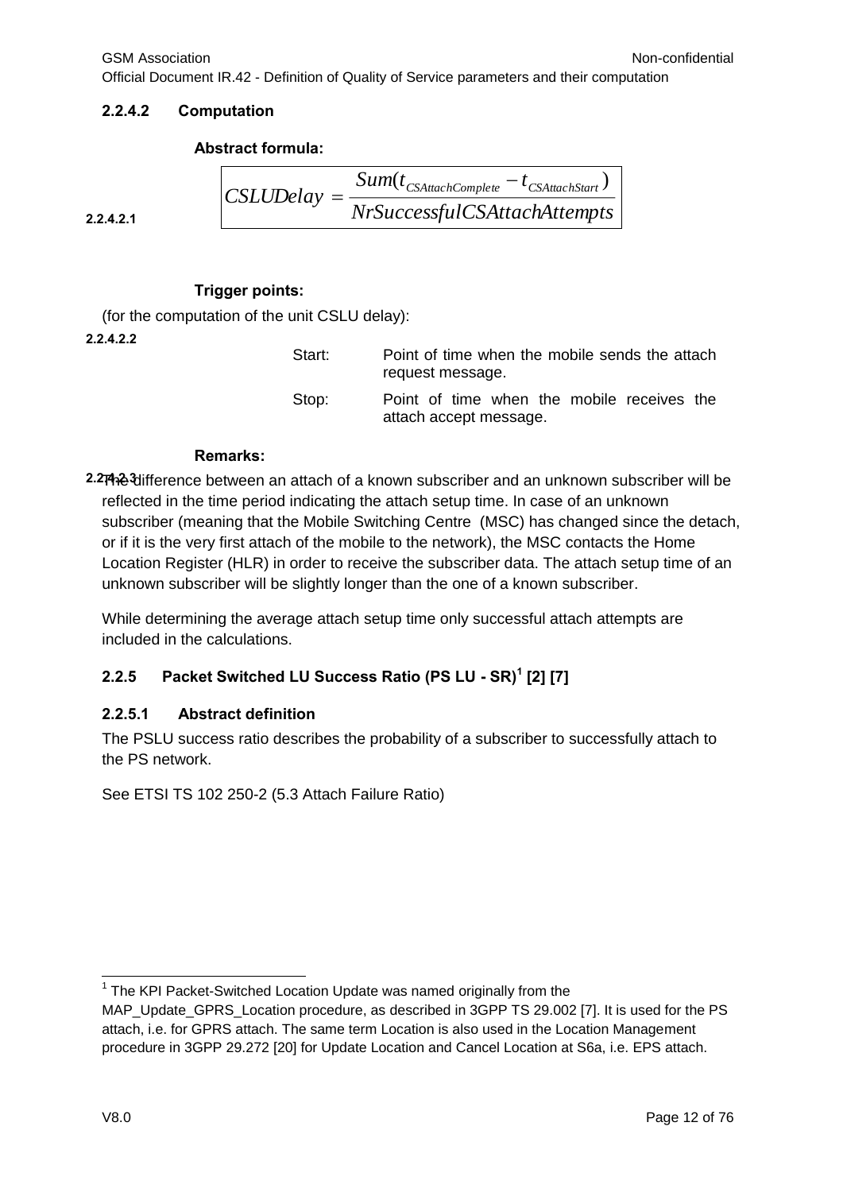#### 2.2.4.2 Computation

##### 2.2.4.2.1 Abstract formula:

$$CSLUDelay = \frac{Sum(t_{CSAttachComplete} - t_{CSAttachStart})}{NrSuccessfulCSAttachAttempts}$$

##### 2.2.4.2.2 Trigger points:

(for the computation of the unit CSLU delay):

| | |
|---|---|
| Start: | Point of time when the mobile sends the attach request message. |
| Stop: | Point of time when the mobile receives the attach accept message. |

##### 2.2.4.2.3 Remarks:

The difference between an attach of a known subscriber and an unknown subscriber will be reflected in the time period indicating the attach setup time. In case of an unknown subscriber (meaning that the Mobile Switching Centre (MSC) has changed since the detach, or if it is the very first attach of the mobile to the network), the MSC contacts the Home Location Register (HLR) in order to receive the subscriber data. The attach setup time of an unknown subscriber will be slightly longer than the one of a known subscriber.

While determining the average attach setup time only successful attach attempts are included in the calculations.

### 2.2.5 Packet Switched LU Success Ratio (PS LU - SR)[1] [2] [7]

#### 2.2.5.1 Abstract definition

The PSLU success ratio describes the probability of a subscriber to successfully attach to the PS network.

See ETSI TS 102 250-2 (5.3 Attach Failure Ratio)

---

[1] The KPI Packet-Switched Location Update was named originally from the MAP_Update_GPRS_Location procedure, as described in 3GPP TS 29.002 [7]. It is used for the PS attach, i.e. for GPRS attach. The same term Location is also used in the Location Management procedure in 3GPP 29.272 [20] for Update Location and Cancel Location at S6a, i.e. EPS attach.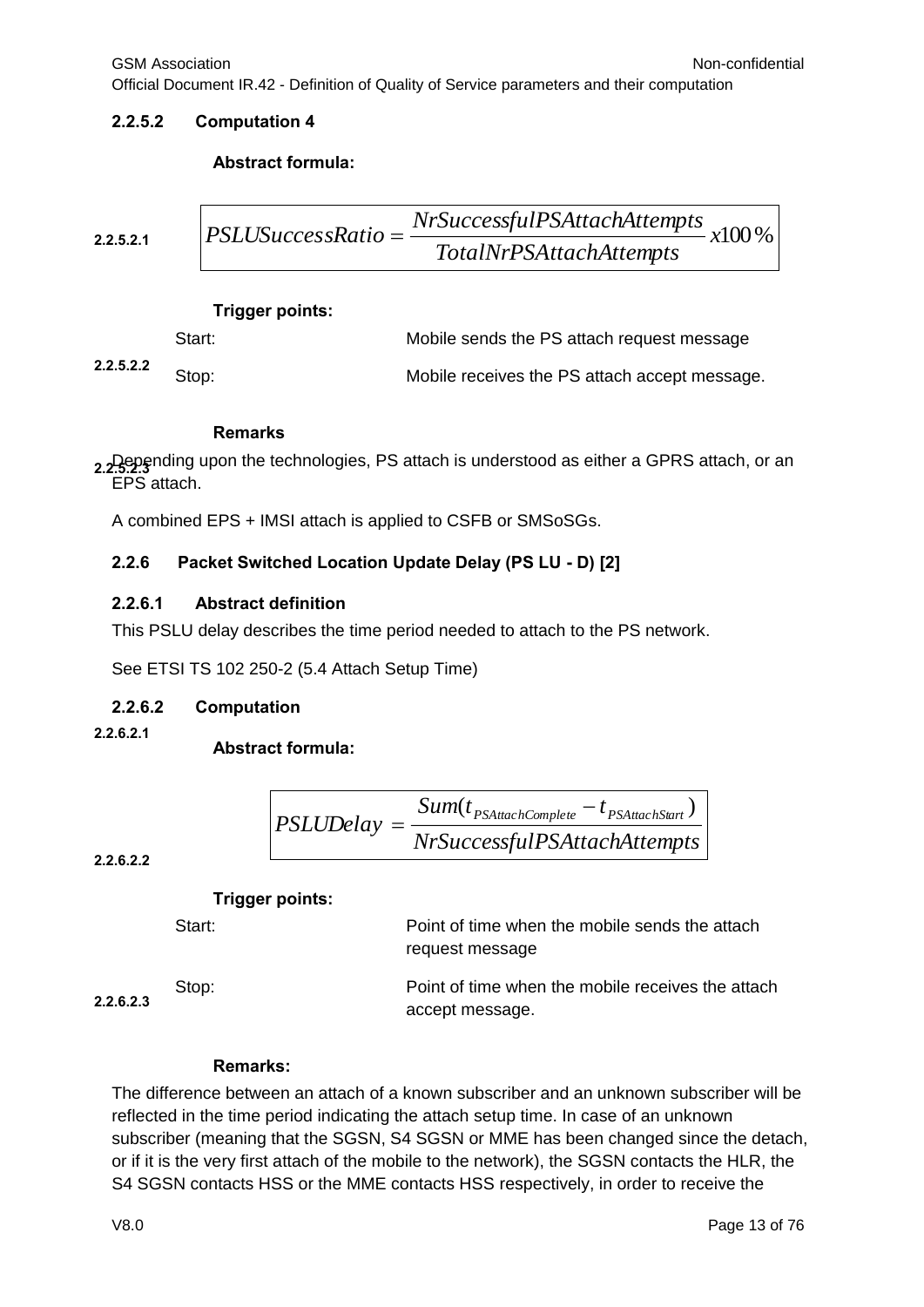#### 2.2.5.2 Computation 4

**2.2.5.2.1** **Abstract formula:**

$$PSLUSuccessRatio = \frac{NrSuccessfulPSAttachAttempts}{TotalNrPSAttachAttempts} x100\%$$

**2.2.5.2.2** **Trigger points:**

| | |
|---|---|
| Start: | Mobile sends the PS attach request message |
| Stop: | Mobile receives the PS attach accept message. |

**2.2.5.2.3** **Remarks**

Depending upon the technologies, PS attach is understood as either a GPRS attach, or an EPS attach.

A combined EPS + IMSI attach is applied to CSFB or SMSoSGs.

### 2.2.6 Packet Switched Location Update Delay (PS LU - D) [2]

#### 2.2.6.1 Abstract definition

This PSLU delay describes the time period needed to attach to the PS network.

See ETSI TS 102 250-2 (5.4 Attach Setup Time)

#### 2.2.6.2 Computation

**2.2.6.2.1** **Abstract formula:**

**2.2.6.2.2**

$$PSLUDelay = \frac{Sum(t_{PSAttachComplete} - t_{PSAttachStart})}{NrSuccessfulPSAttachAttempts}$$

**2.2.6.2.3** **Trigger points:**

| | |
|---|---|
| Start: | Point of time when the mobile sends the attach request message |
| Stop: | Point of time when the mobile receives the attach accept message. |

**Remarks:**

The difference between an attach of a known subscriber and an unknown subscriber will be reflected in the time period indicating the attach setup time. In case of an unknown subscriber (meaning that the SGSN, S4 SGSN or MME has been changed since the detach, or if it is the very first attach of the mobile to the network), the SGSN contacts the HLR, the S4 SGSN contacts HSS or the MME contacts HSS respectively, in order to receive the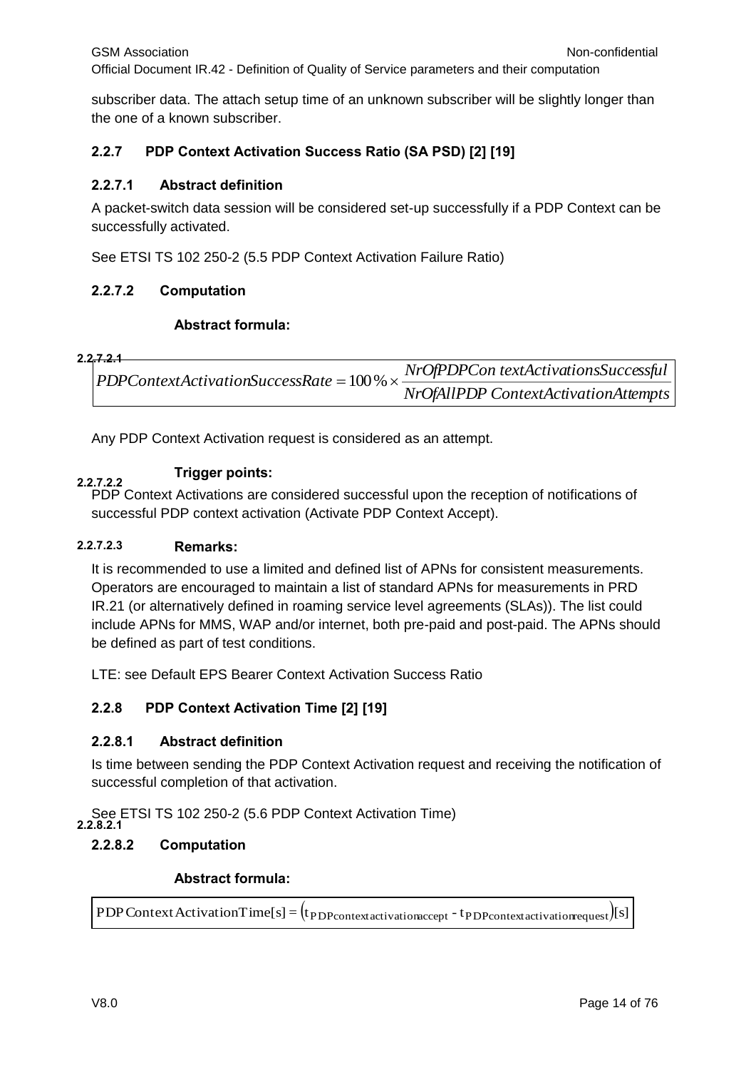subscriber data. The attach setup time of an unknown subscriber will be slightly longer than the one of a known subscriber.

### 2.2.7 PDP Context Activation Success Ratio (SA PSD) [2] [19]

#### 2.2.7.1 Abstract definition

A packet-switch data session will be considered set-up successfully if a PDP Context can be successfully activated.

See ETSI TS 102 250-2 (5.5 PDP Context Activation Failure Ratio)

#### 2.2.7.2 Computation

##### 2.2.7.2.1 Abstract formula:

$$PDPContextActivationSuccessRate = 100\,\% \times \frac{NrOfPDPContextActivationsSuccessful}{NrOfAllPDPContextActivationAttempts}$$

Any PDP Context Activation request is considered as an attempt.

##### 2.2.7.2.2 Trigger points:

PDP Context Activations are considered successful upon the reception of notifications of successful PDP context activation (Activate PDP Context Accept).

##### 2.2.7.2.3 Remarks:

It is recommended to use a limited and defined list of APNs for consistent measurements. Operators are encouraged to maintain a list of standard APNs for measurements in PRD IR.21 (or alternatively defined in roaming service level agreements (SLAs)). The list could include APNs for MMS, WAP and/or internet, both pre-paid and post-paid. The APNs should be defined as part of test conditions.

LTE: see Default EPS Bearer Context Activation Success Ratio

### 2.2.8 PDP Context Activation Time [2] [19]

#### 2.2.8.1 Abstract definition

Is time between sending the PDP Context Activation request and receiving the notification of successful completion of that activation.

See ETSI TS 102 250-2 (5.6 PDP Context Activation Time)

#### 2.2.8.2 Computation

##### 2.2.8.2.1 Abstract formula:

$$\text{PDP Context ActivationTime}[s] = \left(t_{\text{PDPcontextactivationaccept}} - t_{\text{PDPcontextactivationrequest}}\right)[s]$$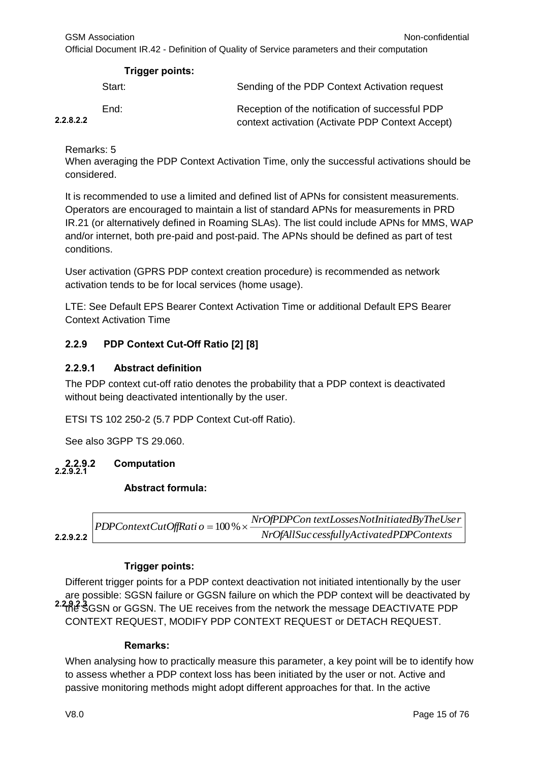**Trigger points:**

| | |
|---|---|
| Start: | Sending of the PDP Context Activation request |
| End: | Reception of the notification of successful PDP context activation (Activate PDP Context Accept) |

2.2.8.2.2

Remarks: 5

When averaging the PDP Context Activation Time, only the successful activations should be considered.

It is recommended to use a limited and defined list of APNs for consistent measurements. Operators are encouraged to maintain a list of standard APNs for measurements in PRD IR.21 (or alternatively defined in Roaming SLAs). The list could include APNs for MMS, WAP and/or internet, both pre-paid and post-paid. The APNs should be defined as part of test conditions.

User activation (GPRS PDP context creation procedure) is recommended as network activation tends to be for local services (home usage).

LTE: See Default EPS Bearer Context Activation Time or additional Default EPS Bearer Context Activation Time

### 2.2.9 PDP Context Cut-Off Ratio [2] [8]

#### 2.2.9.1 Abstract definition

The PDP context cut-off ratio denotes the probability that a PDP context is deactivated without being deactivated intentionally by the user.

ETSI TS 102 250-2 (5.7 PDP Context Cut-off Ratio).

See also 3GPP TS 29.060.

#### 2.2.9.2 Computation

##### 2.2.9.2.1 Abstract formula:

$$PDPContextCutOffRatio = 100\,\% \times \frac{NrOfPDPContextLossesNotInitiatedByTheUser}{NrOfAllSuccessfullyActivatedPDPContexts}$$

##### 2.2.9.2.2 Trigger points:

Different trigger points for a PDP context deactivation not initiated intentionally by the user are possible: SGSN failure or GGSN failure on which the PDP context will be deactivated by the SGSN or GGSN. The UE receives from the network the message DEACTIVATE PDP CONTEXT REQUEST, MODIFY PDP CONTEXT REQUEST or DETACH REQUEST.

##### 2.2.9.2.3 Remarks:

When analysing how to practically measure this parameter, a key point will be to identify how to assess whether a PDP context loss has been initiated by the user or not. Active and passive monitoring methods might adopt different approaches for that. In the active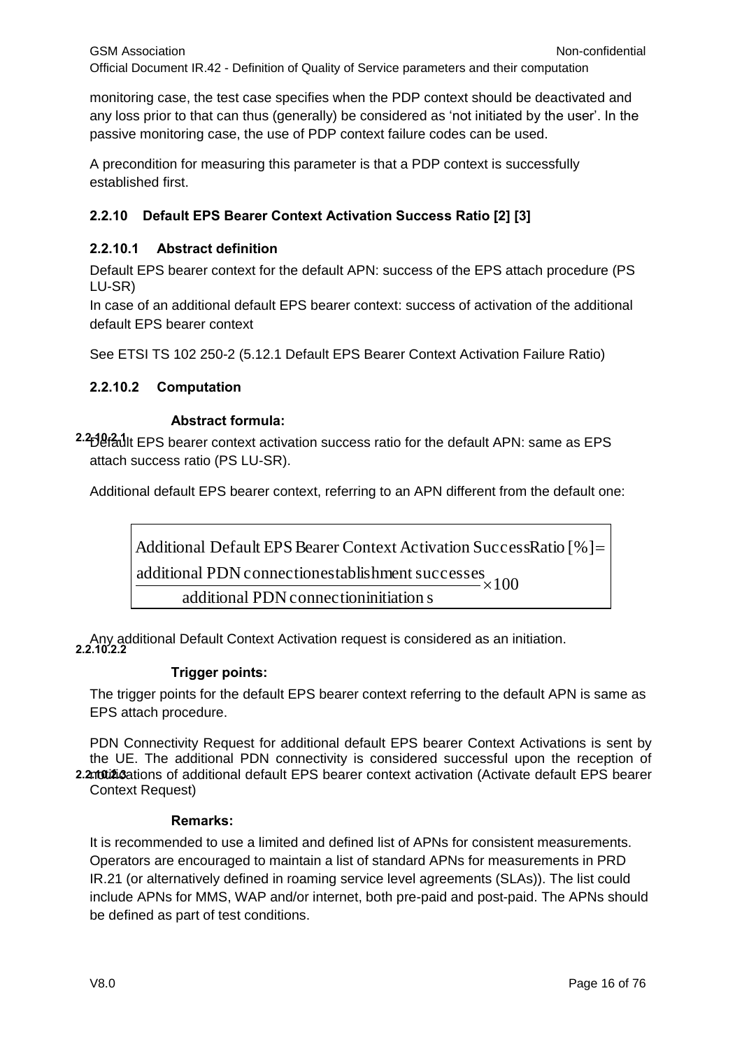monitoring case, the test case specifies when the PDP context should be deactivated and any loss prior to that can thus (generally) be considered as 'not initiated by the user'. In the passive monitoring case, the use of PDP context failure codes can be used.

A precondition for measuring this parameter is that a PDP context is successfully established first.

### 2.2.10 Default EPS Bearer Context Activation Success Ratio [2] [3]

#### 2.2.10.1 Abstract definition

Default EPS bearer context for the default APN: success of the EPS attach procedure (PS LU-SR)

In case of an additional default EPS bearer context: success of activation of the additional default EPS bearer context

See ETSI TS 102 250-2 (5.12.1 Default EPS Bearer Context Activation Failure Ratio)

#### 2.2.10.2 Computation

##### 2.2.10.2.1 Abstract formula:

Default EPS bearer context activation success ratio for the default APN: same as EPS attach success ratio (PS LU-SR).

Additional default EPS bearer context, referring to an APN different from the default one:

$$\text{Additional Default EPS Bearer Context Activation Success Ratio } [\%] = \frac{\text{additional PDN connection establishment successes}}{\text{additional PDN connection initiations}} \times 100$$

Any additional Default Context Activation request is considered as an initiation.

##### 2.2.10.2.2 Trigger points:

The trigger points for the default EPS bearer context referring to the default APN is same as EPS attach procedure.

PDN Connectivity Request for additional default EPS bearer Context Activations is sent by the UE. The additional PDN connectivity is considered successful upon the reception of notifications of additional default EPS bearer context activation (Activate default EPS bearer Context Request)

##### 2.2.10.2.3 Remarks:

It is recommended to use a limited and defined list of APNs for consistent measurements. Operators are encouraged to maintain a list of standard APNs for measurements in PRD IR.21 (or alternatively defined in roaming service level agreements (SLAs)). The list could include APNs for MMS, WAP and/or internet, both pre-paid and post-paid. The APNs should be defined as part of test conditions.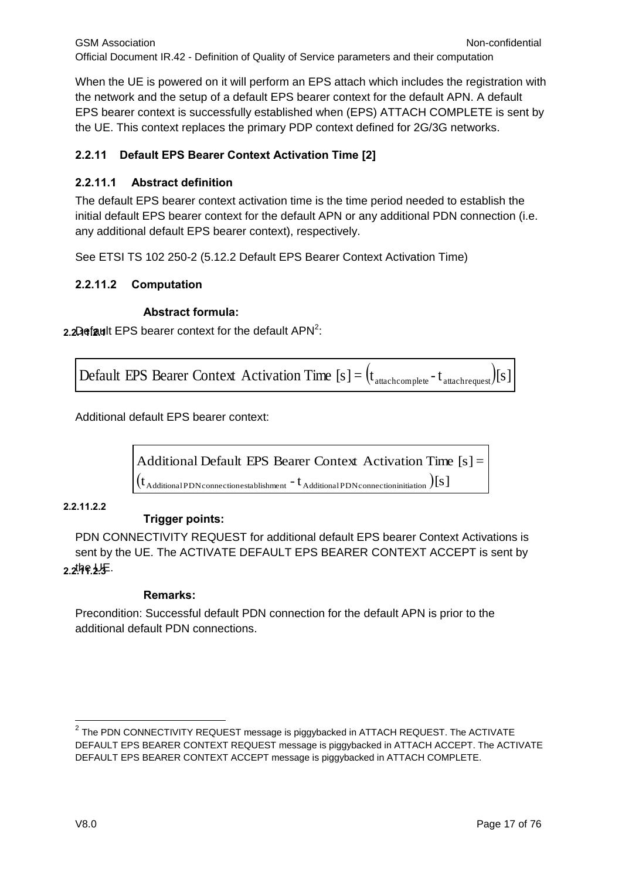When the UE is powered on it will perform an EPS attach which includes the registration with the network and the setup of a default EPS bearer context for the default APN. A default EPS bearer context is successfully established when (EPS) ATTACH COMPLETE is sent by the UE. This context replaces the primary PDP context defined for 2G/3G networks.

### 2.2.11 Default EPS Bearer Context Activation Time [2]

#### 2.2.11.1 Abstract definition

The default EPS bearer context activation time is the time period needed to establish the initial default EPS bearer context for the default APN or any additional PDN connection (i.e. any additional default EPS bearer context), respectively.

See ETSI TS 102 250-2 (5.12.2 Default EPS Bearer Context Activation Time)

#### 2.2.11.2 Computation

##### 2.2.11.2.1 Abstract formula:

Default EPS bearer context for the default APN[2]:

$$\text{Default EPS Bearer Context Activation Time [s]} = \left(t_{\text{attachcomplete}} - t_{\text{attachrequest}}\right)[s]$$

Additional default EPS bearer context:

$$\text{Additional Default EPS Bearer Context Activation Time [s]} = \left(t_{\text{Additional PDN connection establishment}} - t_{\text{Additional PDN connection initiation}}\right)[s]$$

##### 2.2.11.2.2 Trigger points:

PDN CONNECTIVITY REQUEST for additional default EPS bearer Context Activations is sent by the UE. The ACTIVATE DEFAULT EPS BEARER CONTEXT ACCEPT is sent by the UE.

##### 2.2.11.2.3 Remarks:

Precondition: Successful default PDN connection for the default APN is prior to the additional default PDN connections.

---

[2] The PDN CONNECTIVITY REQUEST message is piggybacked in ATTACH REQUEST. The ACTIVATE DEFAULT EPS BEARER CONTEXT REQUEST message is piggybacked in ATTACH ACCEPT. The ACTIVATE DEFAULT EPS BEARER CONTEXT ACCEPT message is piggybacked in ATTACH COMPLETE.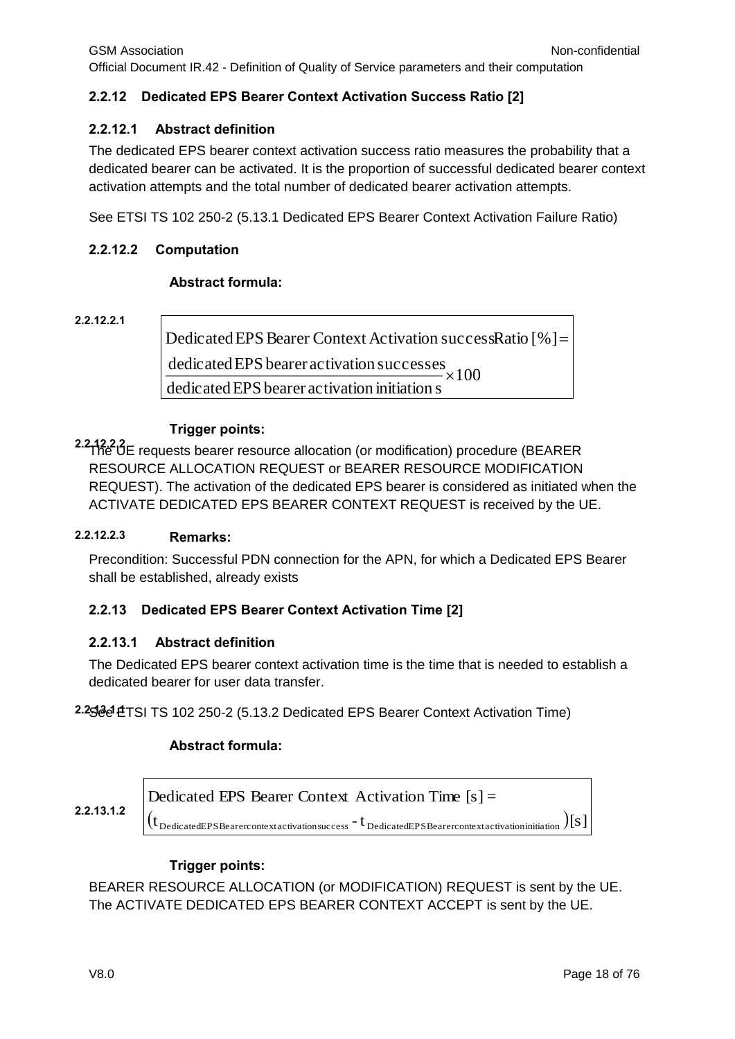### 2.2.12 Dedicated EPS Bearer Context Activation Success Ratio [2]

#### 2.2.12.1 Abstract definition

The dedicated EPS bearer context activation success ratio measures the probability that a dedicated bearer can be activated. It is the proportion of successful dedicated bearer context activation attempts and the total number of dedicated bearer activation attempts.

See ETSI TS 102 250-2 (5.13.1 Dedicated EPS Bearer Context Activation Failure Ratio)

#### 2.2.12.2 Computation

**2.2.12.2.1 Abstract formula:**

$$\text{Dedicated EPS Bearer Context Activation successRatio } [\%] = \frac{\text{dedicated EPS bearer activation successes}}{\text{dedicated EPS bearer activation initiations}} \times 100$$

**2.2.12.2.2 Trigger points:**

The UE requests bearer resource allocation (or modification) procedure (BEARER RESOURCE ALLOCATION REQUEST or BEARER RESOURCE MODIFICATION REQUEST). The activation of the dedicated EPS bearer is considered as initiated when the ACTIVATE DEDICATED EPS BEARER CONTEXT REQUEST is received by the UE.

**2.2.12.2.3 Remarks:**

Precondition: Successful PDN connection for the APN, for which a Dedicated EPS Bearer shall be established, already exists

### 2.2.13 Dedicated EPS Bearer Context Activation Time [2]

#### 2.2.13.1 Abstract definition

The Dedicated EPS bearer context activation time is the time that is needed to establish a dedicated bearer for user data transfer.

**2.2.13.1.1** See ETSI TS 102 250-2 (5.13.2 Dedicated EPS Bearer Context Activation Time)

**2.2.13.1.2 Abstract formula:**

$$\text{Dedicated EPS Bearer Context Activation Time } [s] = \left(t_{\text{DedicatedEPSBearercontextactivationsuccess}} - t_{\text{DedicatedEPSBearercontextactivationinitiation}}\right)[s]$$

**Trigger points:**

BEARER RESOURCE ALLOCATION (or MODIFICATION) REQUEST is sent by the UE.
The ACTIVATE DEDICATED EPS BEARER CONTEXT ACCEPT is sent by the UE.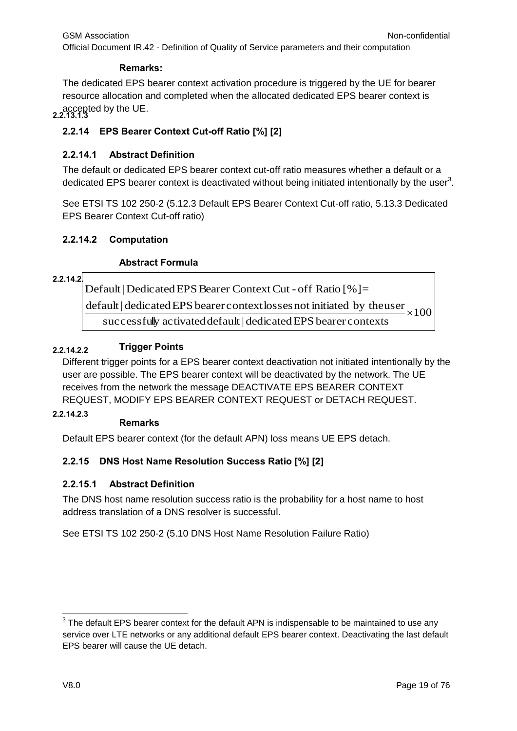#### Remarks:

The dedicated EPS bearer context activation procedure is triggered by the UE for bearer resource allocation and completed when the allocated dedicated EPS bearer context is accepted by the UE.

### 2.2.14 EPS Bearer Context Cut-off Ratio [%] [2]

#### 2.2.14.1 Abstract Definition

The default or dedicated EPS bearer context cut-off ratio measures whether a default or a dedicated EPS bearer context is deactivated without being initiated intentionally by the user[3].

See ETSI TS 102 250-2 (5.12.3 Default EPS Bearer Context Cut-off ratio, 5.13.3 Dedicated EPS Bearer Context Cut-off ratio)

#### 2.2.14.2 Computation

##### 2.2.14.2.1 Abstract Formula

$$\text{Default} \mid \text{Dedicated EPS Bearer Context Cut-off Ratio [\%]} = \frac{\text{default} \mid \text{dedicated EPS bearer context losses not initiated by the user}}{\text{successfully activated default} \mid \text{dedicated EPS bearer contexts}} \times 100$$

##### 2.2.14.2.2 Trigger Points

Different trigger points for a EPS bearer context deactivation not initiated intentionally by the user are possible. The EPS bearer context will be deactivated by the network. The UE receives from the network the message DEACTIVATE EPS BEARER CONTEXT REQUEST, MODIFY EPS BEARER CONTEXT REQUEST or DETACH REQUEST.

##### 2.2.14.2.3 Remarks

Default EPS bearer context (for the default APN) loss means UE EPS detach.

### 2.2.15 DNS Host Name Resolution Success Ratio [%] [2]

#### 2.2.15.1 Abstract Definition

The DNS host name resolution success ratio is the probability for a host name to host address translation of a DNS resolver is successful.

See ETSI TS 102 250-2 (5.10 DNS Host Name Resolution Failure Ratio)

---

[3] The default EPS bearer context for the default APN is indispensable to be maintained to use any service over LTE networks or any additional default EPS bearer context. Deactivating the last default EPS bearer will cause the UE detach.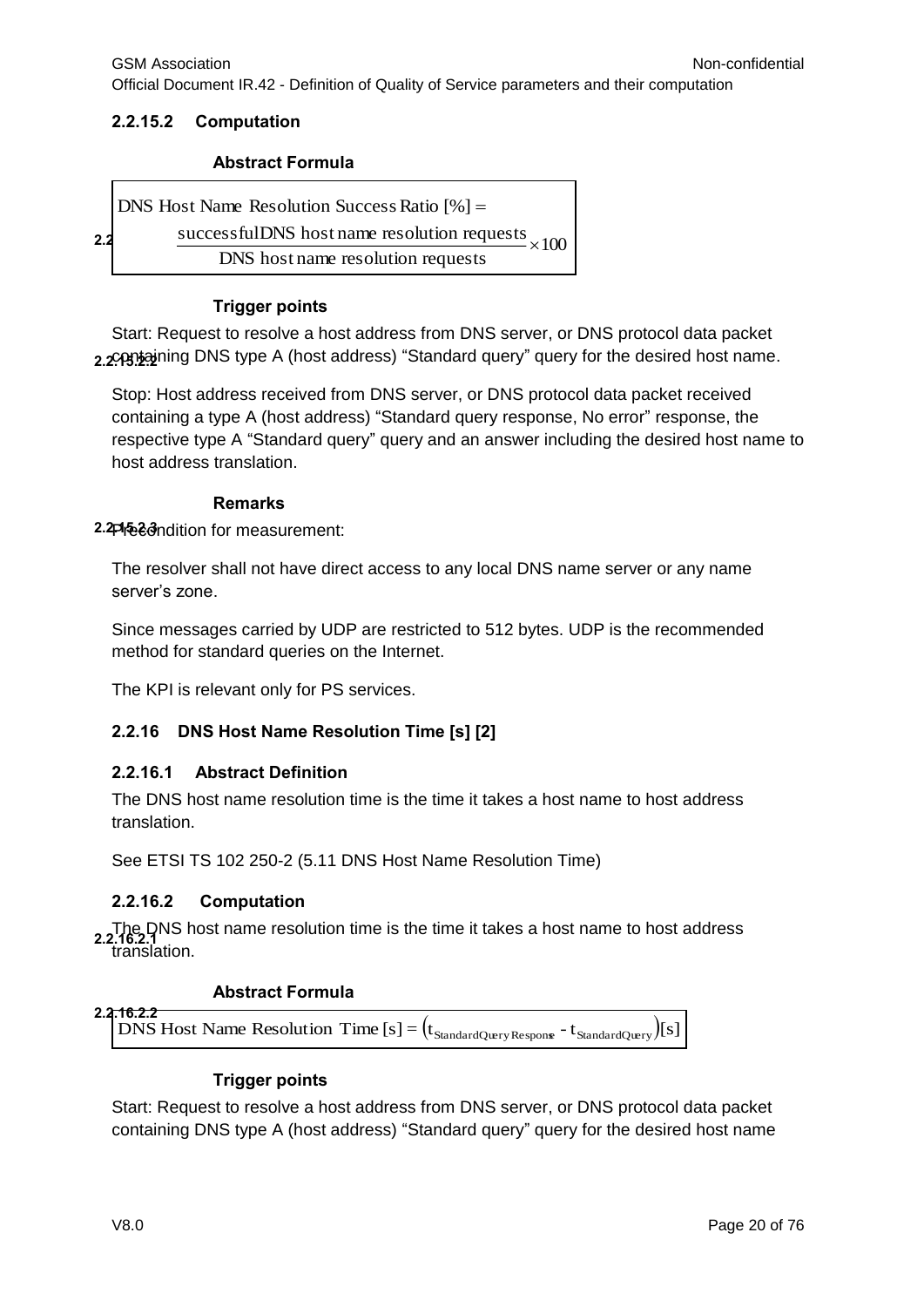#### 2.2.15.2 Computation

**2.2.15.2.1 Abstract Formula**

$$\text{DNS Host Name Resolution Success Ratio [\%]} = \frac{\text{successful DNS host name resolution requests}}{\text{DNS host name resolution requests}} \times 100$$

**2.2.15.2.2 Trigger points**

Start: Request to resolve a host address from DNS server, or DNS protocol data packet containing DNS type A (host address) "Standard query" query for the desired host name.

Stop: Host address received from DNS server, or DNS protocol data packet received containing a type A (host address) "Standard query response, No error" response, the respective type A "Standard query" query and an answer including the desired host name to host address translation.

**2.2.15.2.3 Remarks**

Precondition for measurement:

The resolver shall not have direct access to any local DNS name server or any name server's zone.

Since messages carried by UDP are restricted to 512 bytes. UDP is the recommended method for standard queries on the Internet.

The KPI is relevant only for PS services.

### 2.2.16 DNS Host Name Resolution Time [s] [2]

#### 2.2.16.1 Abstract Definition

The DNS host name resolution time is the time it takes a host name to host address translation.

See ETSI TS 102 250-2 (5.11 DNS Host Name Resolution Time)

#### 2.2.16.2 Computation

**2.2.16.2.1** The DNS host name resolution time is the time it takes a host name to host address translation.

**2.2.16.2.2 Abstract Formula**

$$\text{DNS Host Name Resolution Time [s]} = \left(t_{\text{StandardQuery Response}} - t_{\text{StandardQuery}}\right)[\text{s}]$$

**Trigger points**

Start: Request to resolve a host address from DNS server, or DNS protocol data packet containing DNS type A (host address) "Standard query" query for the desired host name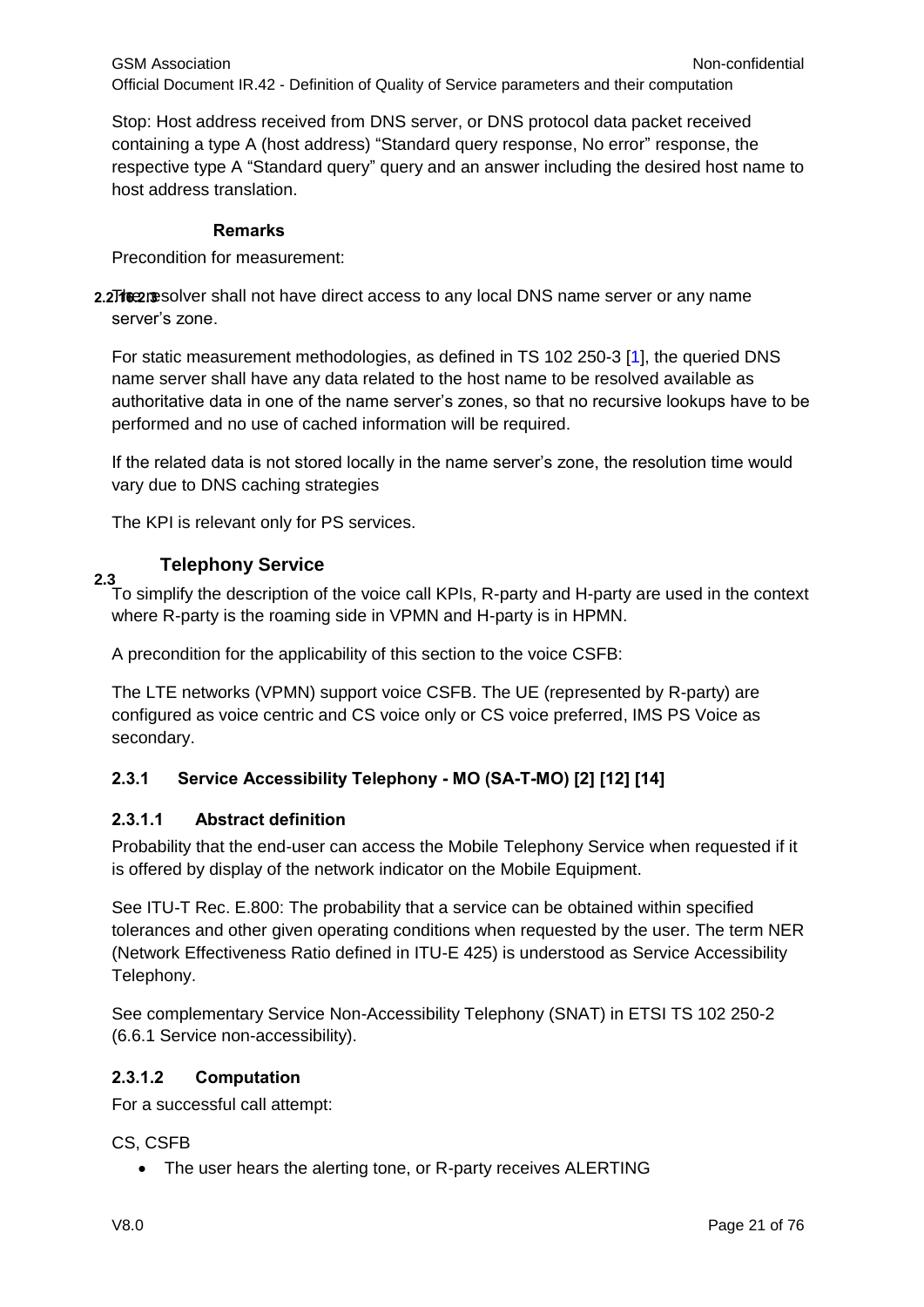Stop: Host address received from DNS server, or DNS protocol data packet received containing a type A (host address) “Standard query response, No error” response, the respective type A “Standard query” query and an answer including the desired host name to host address translation.

#### 2.2.16.3 Remarks

Precondition for measurement:

The resolver shall not have direct access to any local DNS name server or any name server’s zone.

For static measurement methodologies, as defined in TS 102 250-3 [1], the queried DNS name server shall have any data related to the host name to be resolved available as authoritative data in one of the name server’s zones, so that no recursive lookups have to be performed and no use of cached information will be required.

If the related data is not stored locally in the name server’s zone, the resolution time would vary due to DNS caching strategies

The KPI is relevant only for PS services.

## 2.3 Telephony Service

To simplify the description of the voice call KPIs, R-party and H-party are used in the context where R-party is the roaming side in VPMN and H-party is in HPMN.

A precondition for the applicability of this section to the voice CSFB:

The LTE networks (VPMN) support voice CSFB. The UE (represented by R-party) are configured as voice centric and CS voice only or CS voice preferred, IMS PS Voice as secondary.

### 2.3.1 Service Accessibility Telephony - MO (SA-T-MO) [2] [12] [14]

#### 2.3.1.1 Abstract definition

Probability that the end-user can access the Mobile Telephony Service when requested if it is offered by display of the network indicator on the Mobile Equipment.

See ITU-T Rec. E.800: The probability that a service can be obtained within specified tolerances and other given operating conditions when requested by the user. The term NER (Network Effectiveness Ratio defined in ITU-E 425) is understood as Service Accessibility Telephony.

See complementary Service Non-Accessibility Telephony (SNAT) in ETSI TS 102 250-2 (6.6.1 Service non-accessibility).

#### 2.3.1.2 Computation

For a successful call attempt:

CS, CSFB

- The user hears the alerting tone, or R-party receives ALERTING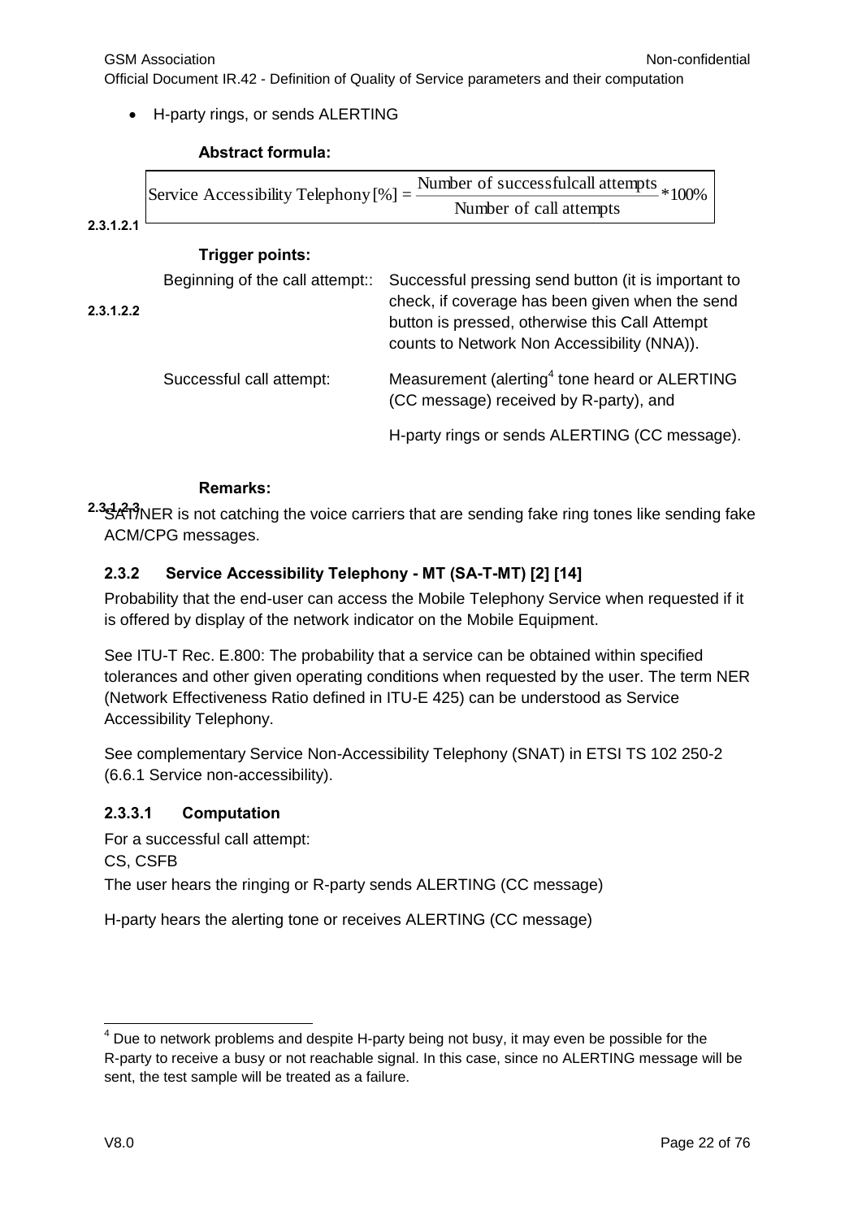- H-party rings, or sends ALERTING

2.3.1.2.1

**Abstract formula:**

$$\text{Service Accessibility Telephony}\,[\%] = \frac{\text{Number of successfulcall attempts}}{\text{Number of call attempts}} * 100\%$$

2.3.1.2.2

**Trigger points:**

| | |
|---|---|
| Beginning of the call attempt:: | Successful pressing send button (it is important to check, if coverage has been given when the send button is pressed, otherwise this Call Attempt counts to Network Non Accessibility (NNA)). |
| Successful call attempt: | Measurement (alerting[4] tone heard or ALERTING (CC message) received by R-party), and<br><br>H-party rings or sends ALERTING (CC message). |

2.3.1.2.3

**Remarks:**

SAT/NER is not catching the voice carriers that are sending fake ring tones like sending fake ACM/CPG messages.

### 2.3.2 Service Accessibility Telephony - MT (SA-T-MT) [2] [14]

Probability that the end-user can access the Mobile Telephony Service when requested if it is offered by display of the network indicator on the Mobile Equipment.

See ITU-T Rec. E.800: The probability that a service can be obtained within specified tolerances and other given operating conditions when requested by the user. The term NER (Network Effectiveness Ratio defined in ITU-E 425) can be understood as Service Accessibility Telephony.

See complementary Service Non-Accessibility Telephony (SNAT) in ETSI TS 102 250-2 (6.6.1 Service non-accessibility).

#### 2.3.3.1 Computation

For a successful call attempt:

CS, CSFB

The user hears the ringing or R-party sends ALERTING (CC message)

H-party hears the alerting tone or receives ALERTING (CC message)

[4] Due to network problems and despite H-party being not busy, it may even be possible for the R-party to receive a busy or not reachable signal. In this case, since no ALERTING message will be sent, the test sample will be treated as a failure.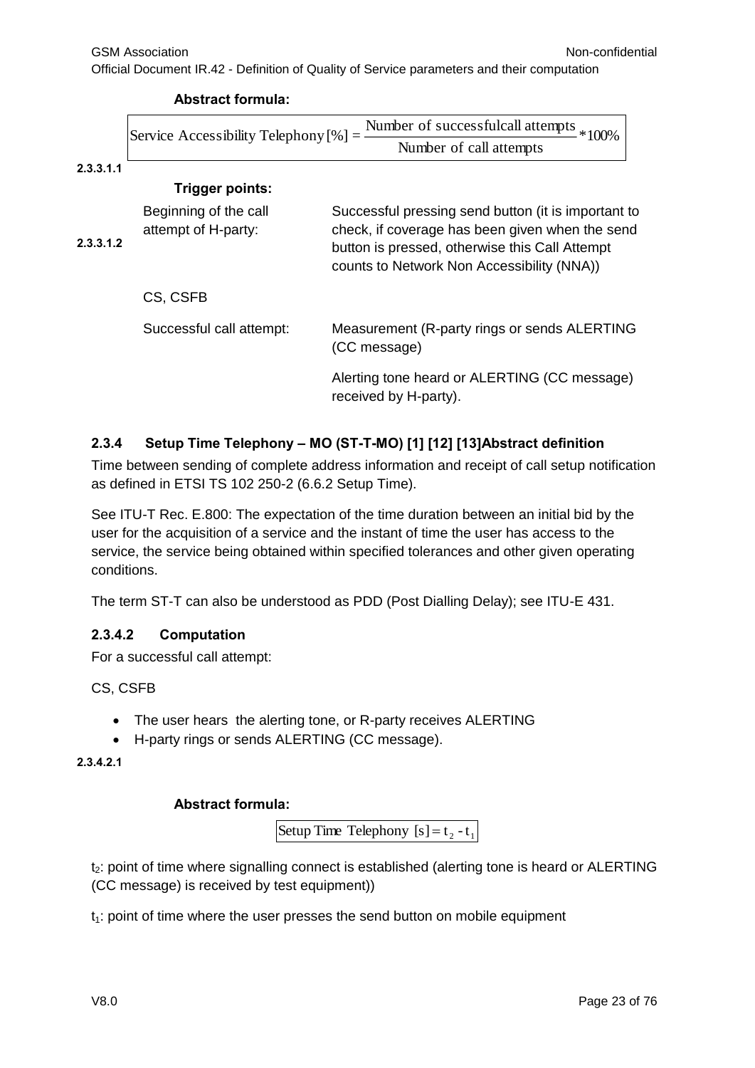**Abstract formula:**

$$\text{Service Accessibility Telephony [\%]} = \frac{\text{Number of successfulcall attempts}}{\text{Number of call attempts}} * 100\%$$

2.3.3.1.1

**Trigger points:**

2.3.3.1.2

| | |
|---|---|
| Beginning of the call attempt of H-party: | Successful pressing send button (it is important to check, if coverage has been given when the send button is pressed, otherwise this Call Attempt counts to Network Non Accessibility (NNA)) |
| CS, CSFB | |
| Successful call attempt: | Measurement (R-party rings or sends ALERTING (CC message) |
| | Alerting tone heard or ALERTING (CC message) received by H-party). |

### 2.3.4 Setup Time Telephony – MO (ST-T-MO) [1] [12] [13]Abstract definition

Time between sending of complete address information and receipt of call setup notification as defined in ETSI TS 102 250-2 (6.6.2 Setup Time).

See ITU-T Rec. E.800: The expectation of the time duration between an initial bid by the user for the acquisition of a service and the instant of time the user has access to the service, the service being obtained within specified tolerances and other given operating conditions.

The term ST-T can also be understood as PDD (Post Dialling Delay); see ITU-E 431.

#### 2.3.4.2 Computation

For a successful call attempt:

CS, CSFB

- The user hears the alerting tone, or R-party receives ALERTING
- H-party rings or sends ALERTING (CC message).

2.3.4.2.1

**Abstract formula:**

$$\text{Setup Time Telephony [s]} = t_2 - t_1$$

$t_2$: point of time where signalling connect is established (alerting tone is heard or ALERTING (CC message) is received by test equipment))

$t_1$: point of time where the user presses the send button on mobile equipment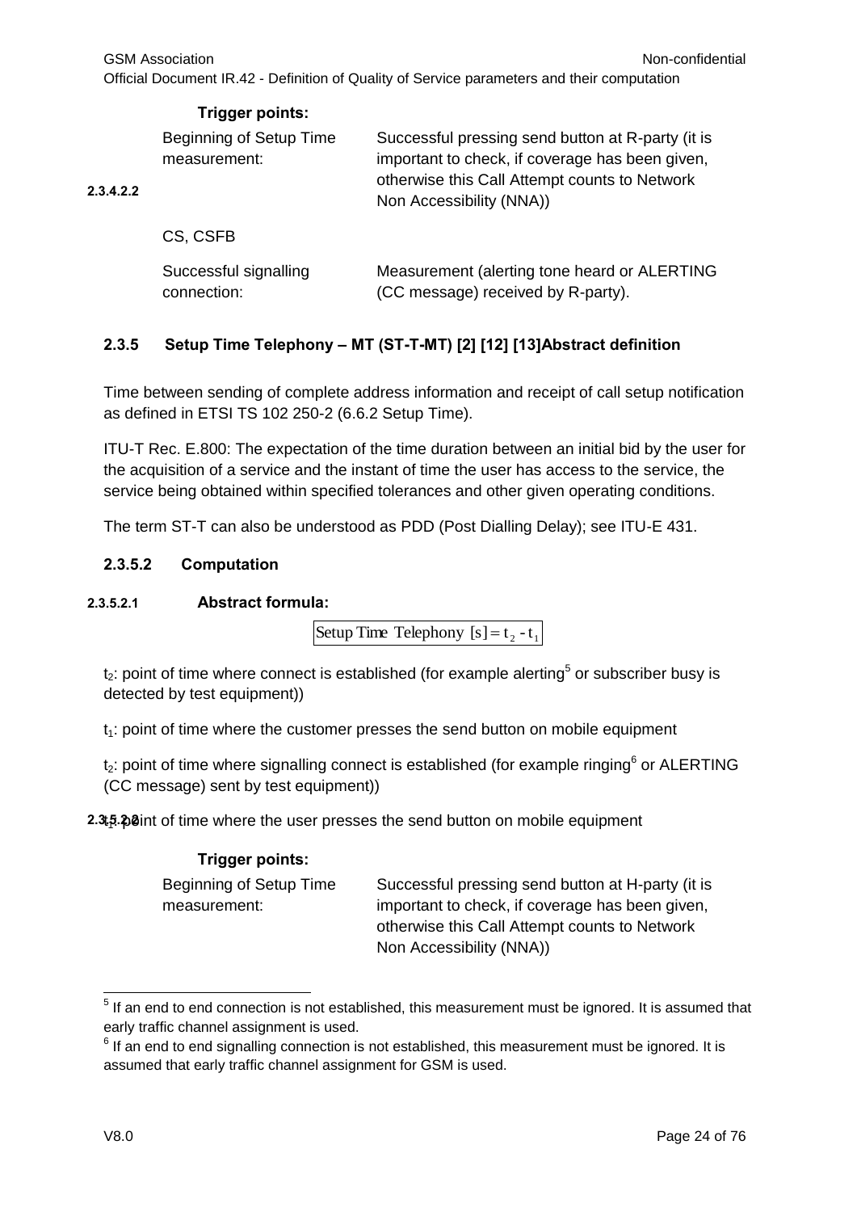**Trigger points:**

| | |
|---|---|
| Beginning of Setup Time measurement: | Successful pressing send button at R-party (it is important to check, if coverage has been given, otherwise this Call Attempt counts to Network Non Accessibility (NNA)) |

**2.3.4.2.2**

CS, CSFB

| | |
|---|---|
| Successful signalling connection: | Measurement (alerting tone heard or ALERTING (CC message) received by R-party). |

### 2.3.5 Setup Time Telephony – MT (ST-T-MT) [2] [12] [13]Abstract definition

Time between sending of complete address information and receipt of call setup notification as defined in ETSI TS 102 250-2 (6.6.2 Setup Time).

ITU-T Rec. E.800: The expectation of the time duration between an initial bid by the user for the acquisition of a service and the instant of time the user has access to the service, the service being obtained within specified tolerances and other given operating conditions.

The term ST-T can also be understood as PDD (Post Dialling Delay); see ITU-E 431.

#### 2.3.5.2 Computation

##### 2.3.5.2.1 Abstract formula:

$$\text{Setup Time Telephony [s]} = t_2 - t_1$$

$t_2$: point of time where connect is established (for example alerting[5] or subscriber busy is detected by test equipment))

$t_1$: point of time where the customer presses the send button on mobile equipment

$t_2$: point of time where signalling connect is established (for example ringing[6] or ALERTING (CC message) sent by test equipment))

**2.3.5.2.2**

$t_1$: point of time where the user presses the send button on mobile equipment

**Trigger points:**

| | |
|---|---|
| Beginning of Setup Time measurement: | Successful pressing send button at H-party (it is important to check, if coverage has been given, otherwise this Call Attempt counts to Network Non Accessibility (NNA)) |

---

[5] If an end to end connection is not established, this measurement must be ignored. It is assumed that early traffic channel assignment is used.

[6] If an end to end signalling connection is not established, this measurement must be ignored. It is assumed that early traffic channel assignment for GSM is used.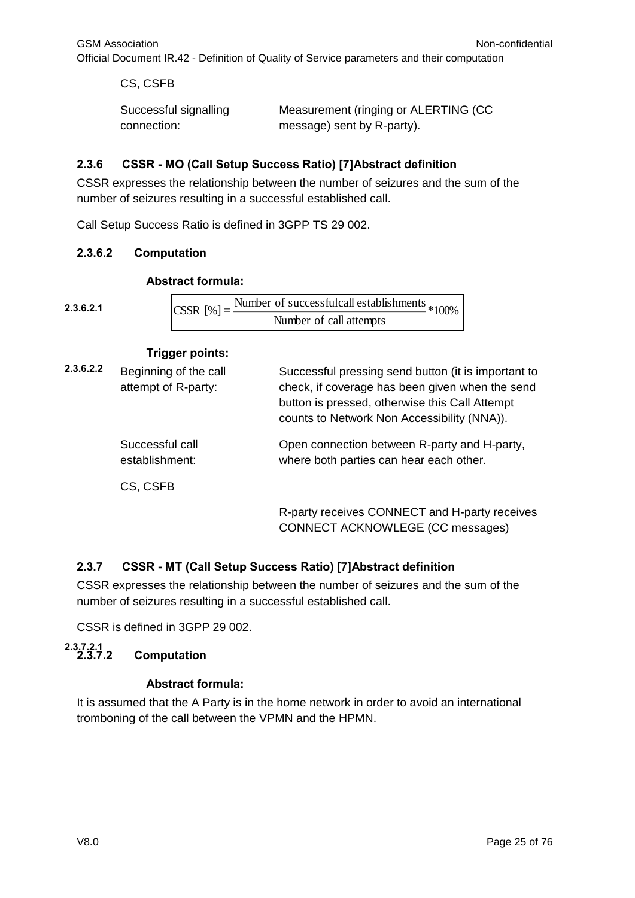CS, CSFB

Successful signalling connection: Measurement (ringing or ALERTING (CC message) sent by R-party).

### 2.3.6 CSSR - MO (Call Setup Success Ratio) [7]Abstract definition

CSSR expresses the relationship between the number of seizures and the sum of the number of seizures resulting in a successful established call.

Call Setup Success Ratio is defined in 3GPP TS 29 002.

#### 2.3.6.2 Computation

**Abstract formula:**

2.3.6.2.1

$$\text{CSSR [\%]} = \frac{\text{Number of successful call establishments}}{\text{Number of call attempts}} * 100\%$$

**Trigger points:**

2.3.6.2.2

Beginning of the call attempt of R-party: Successful pressing send button (it is important to check, if coverage has been given when the send button is pressed, otherwise this Call Attempt counts to Network Non Accessibility (NNA)).

Successful call establishment: Open connection between R-party and H-party, where both parties can hear each other.

CS, CSFB

R-party receives CONNECT and H-party receives CONNECT ACKNOWLEGE (CC messages)

### 2.3.7 CSSR - MT (Call Setup Success Ratio) [7]Abstract definition

CSSR expresses the relationship between the number of seizures and the sum of the number of seizures resulting in a successful established call.

CSSR is defined in 3GPP 29 002.

#### 2.3.7.2 Computation

2.3.7.2.1

**Abstract formula:**

It is assumed that the A Party is in the home network in order to avoid an international tromboning of the call between the VPMN and the HPMN.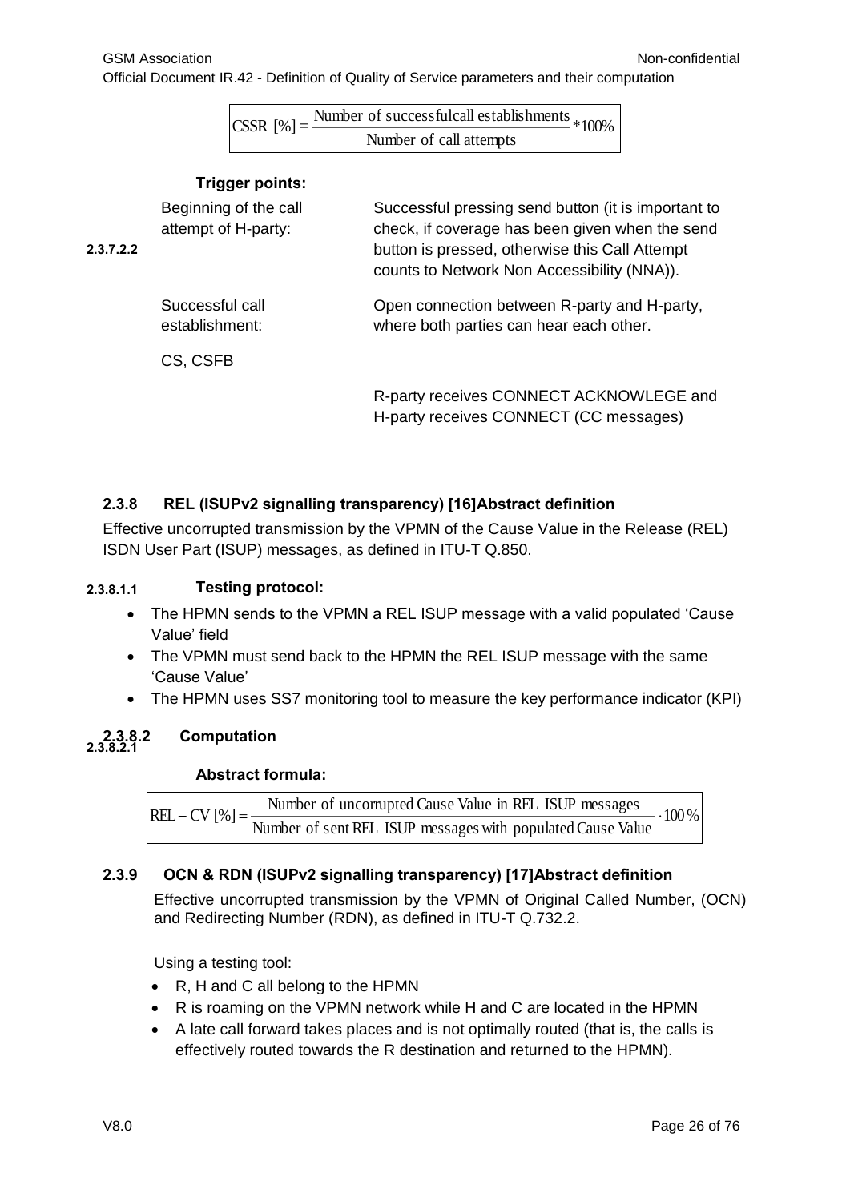$$CSSR\ [\%] = \frac{\text{Number of successfulcall establishments}}{\text{Number of call attempts}} * 100\%$$

**2.3.7.2.2** **Trigger points:**

| | |
|---|---|
| Beginning of the call attempt of H-party: | Successful pressing send button (it is important to check, if coverage has been given when the send button is pressed, otherwise this Call Attempt counts to Network Non Accessibility (NNA)). |
| Successful call establishment: | Open connection between R-party and H-party, where both parties can hear each other. |
| CS, CSFB | |
| | R-party receives CONNECT ACKNOWLEGE and H-party receives CONNECT (CC messages) |

### 2.3.8 REL (ISUPv2 signalling transparency) [16]Abstract definition

Effective uncorrupted transmission by the VPMN of the Cause Value in the Release (REL) ISDN User Part (ISUP) messages, as defined in ITU-T Q.850.

#### 2.3.8.1.1 Testing protocol:

- The HPMN sends to the VPMN a REL ISUP message with a valid populated 'Cause Value' field
- The VPMN must send back to the HPMN the REL ISUP message with the same 'Cause Value'
- The HPMN uses SS7 monitoring tool to measure the key performance indicator (KPI)

#### 2.3.8.2 Computation

**2.3.8.2.1** **Abstract formula:**

$$REL - CV\ [\%] = \frac{\text{Number of uncorrupted Cause Value in REL ISUP messages}}{\text{Number of sent REL ISUP messages with populated Cause Value}} \cdot 100\%$$

### 2.3.9 OCN & RDN (ISUPv2 signalling transparency) [17]Abstract definition

Effective uncorrupted transmission by the VPMN of Original Called Number, (OCN) and Redirecting Number (RDN), as defined in ITU-T Q.732.2.

Using a testing tool:

- R, H and C all belong to the HPMN
- R is roaming on the VPMN network while H and C are located in the HPMN
- A late call forward takes places and is not optimally routed (that is, the calls is effectively routed towards the R destination and returned to the HPMN).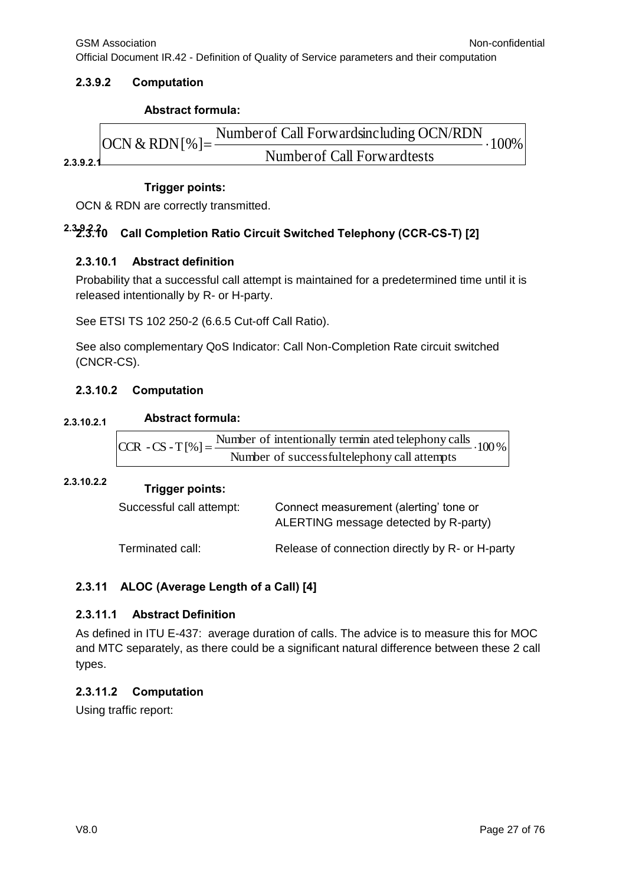#### 2.3.9.2 Computation

**Abstract formula:**

2.3.9.2.1

$$OCN \,\&\, RDN[\%] = \frac{\text{Number of Call Forwards including OCN/RDN}}{\text{Number of Call Forward tests}} \cdot 100\%$$

**Trigger points:**

OCN & RDN are correctly transmitted.

2.3.9.2.2

### 2.3.10 Call Completion Ratio Circuit Switched Telephony (CCR-CS-T) [2]

#### 2.3.10.1 Abstract definition

Probability that a successful call attempt is maintained for a predetermined time until it is released intentionally by R- or H-party.

See ETSI TS 102 250-2 (6.6.5 Cut-off Call Ratio).

See also complementary QoS Indicator: Call Non-Completion Rate circuit switched (CNCR-CS).

#### 2.3.10.2 Computation

2.3.10.2.1 **Abstract formula:**

$$CCR\text{-}CS\text{-}T[\%] = \frac{\text{Number of intentionally terminated telephony calls}}{\text{Number of successful telephony call attempts}} \cdot 100\%$$

2.3.10.2.2 **Trigger points:**

| | |
|---|---|
| Successful call attempt: | Connect measurement (alerting' tone or ALERTING message detected by R-party) |
| Terminated call: | Release of connection directly by R- or H-party |

### 2.3.11 ALOC (Average Length of a Call) [4]

#### 2.3.11.1 Abstract Definition

As defined in ITU E-437: average duration of calls. The advice is to measure this for MOC and MTC separately, as there could be a significant natural difference between these 2 call types.

#### 2.3.11.2 Computation

Using traffic report: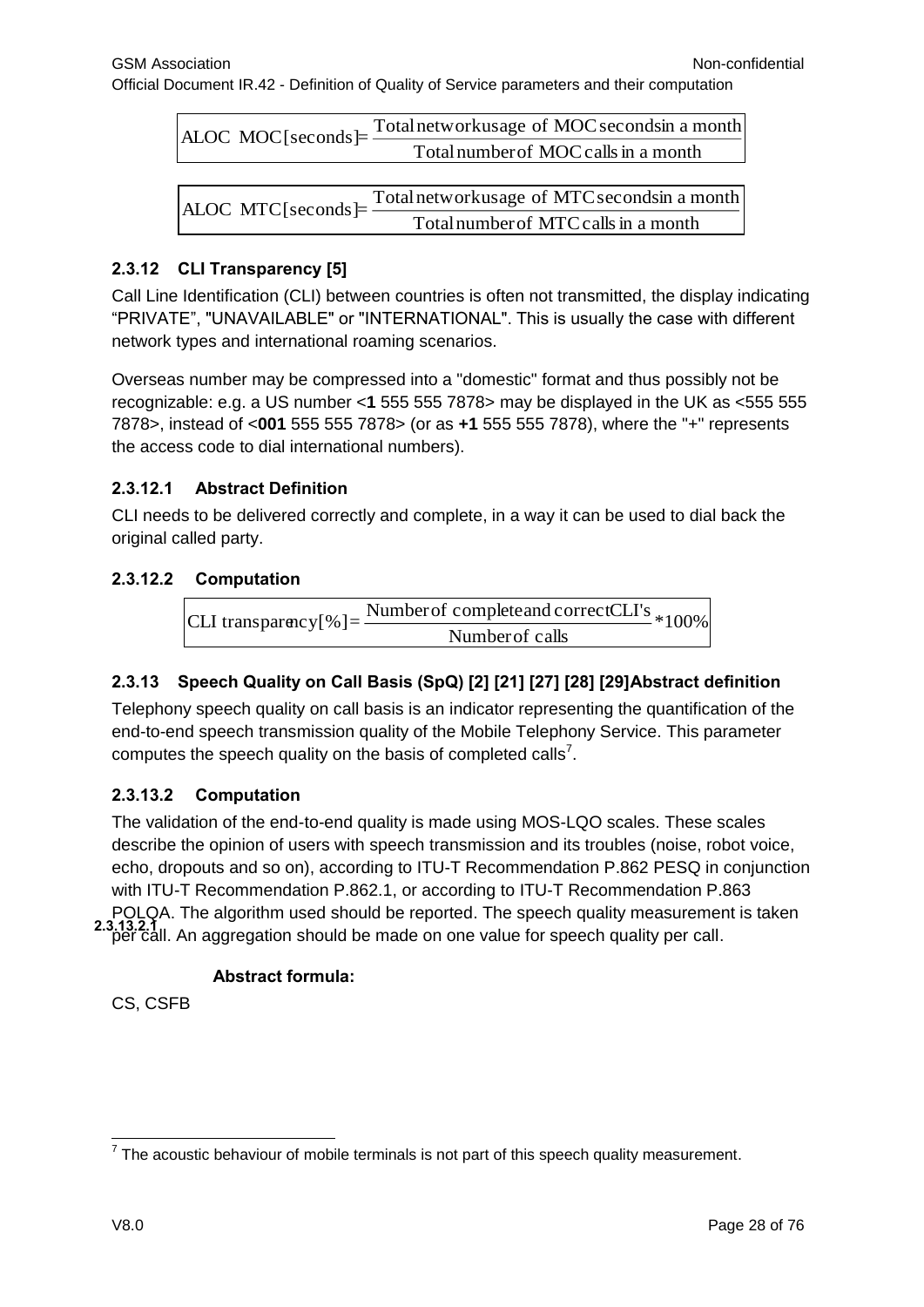$$\text{ALOC MOC[seconds]} = \frac{\text{Total network usage of MOC seconds in a month}}{\text{Total number of MOC calls in a month}}$$

$$\text{ALOC MTC[seconds]} = \frac{\text{Total network usage of MTC seconds in a month}}{\text{Total number of MTC calls in a month}}$$

### 2.3.12 CLI Transparency [5]

Call Line Identification (CLI) between countries is often not transmitted, the display indicating "PRIVATE", "UNAVAILABLE" or "INTERNATIONAL". This is usually the case with different network types and international roaming scenarios.

Overseas number may be compressed into a "domestic" format and thus possibly not be recognizable: e.g. a US number <**1** 555 555 7878> may be displayed in the UK as <555 555 7878>, instead of <**001** 555 555 7878> (or as **+1** 555 555 7878), where the "+" represents the access code to dial international numbers).

#### 2.3.12.1 Abstract Definition

CLI needs to be delivered correctly and complete, in a way it can be used to dial back the original called party.

#### 2.3.12.2 Computation

$$\text{CLI transparency}[\%] = \frac{\text{Number of complete and correct CLI's}}{\text{Number of calls}} * 100\%$$

### 2.3.13 Speech Quality on Call Basis (SpQ) [2] [21] [27] [28] [29]

#### 2.3.13.1 Abstract definition

Telephony speech quality on call basis is an indicator representing the quantification of the end-to-end speech transmission quality of the Mobile Telephony Service. This parameter computes the speech quality on the basis of completed calls[7].

#### 2.3.13.2 Computation

The validation of the end-to-end quality is made using MOS-LQO scales. These scales describe the opinion of users with speech transmission and its troubles (noise, robot voice, echo, dropouts and so on), according to ITU-T Recommendation P.862 PESQ in conjunction with ITU-T Recommendation P.862.1, or according to ITU-T Recommendation P.863 POLQA. The algorithm used should be reported. The speech quality measurement is taken per call. An aggregation should be made on one value for speech quality per call.

##### 2.3.13.2.1 Abstract formula:

CS, CSFB

---

[7] The acoustic behaviour of mobile terminals is not part of this speech quality measurement.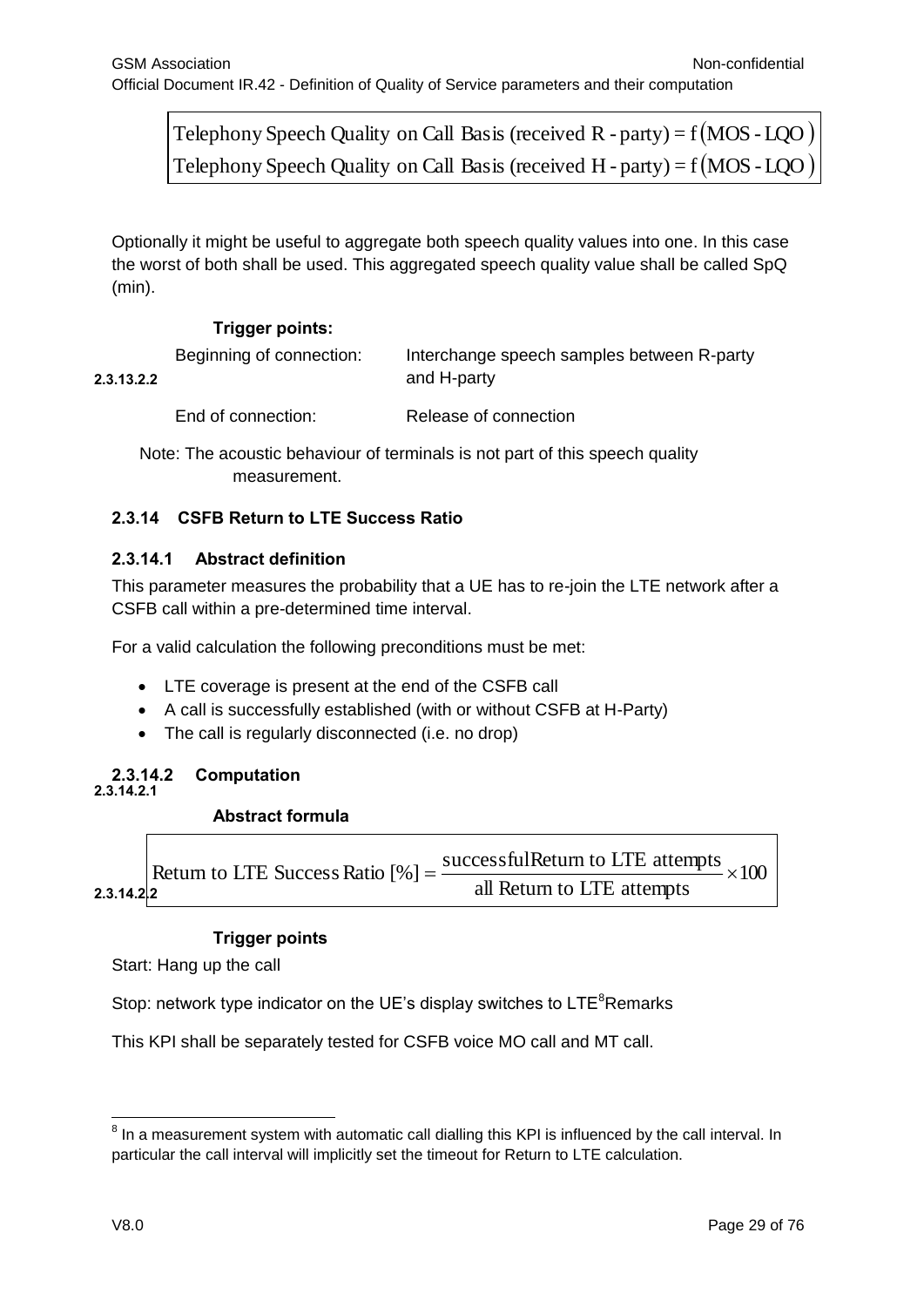$$
\text{Telephony Speech Quality on Call Basis (received R - party)} = f(\text{MOS - LQO})
$$
$$
\text{Telephony Speech Quality on Call Basis (received H - party)} = f(\text{MOS - LQO})
$$

Optionally it might be useful to aggregate both speech quality values into one. In this case the worst of both shall be used. This aggregated speech quality value shall be called SpQ (min).

#### 2.3.13.2.2 Trigger points:

| | |
|---|---|
| Beginning of connection: | Interchange speech samples between R-party and H-party |
| End of connection: | Release of connection |

Note: The acoustic behaviour of terminals is not part of this speech quality measurement.

### 2.3.14 CSFB Return to LTE Success Ratio

#### 2.3.14.1 Abstract definition

This parameter measures the probability that a UE has to re-join the LTE network after a CSFB call within a pre-determined time interval.

For a valid calculation the following preconditions must be met:

- LTE coverage is present at the end of the CSFB call
- A call is successfully established (with or without CSFB at H-Party)
- The call is regularly disconnected (i.e. no drop)

#### 2.3.14.2 Computation

##### 2.3.14.2.1 Abstract formula

$$
\text{Return to LTE Success Ratio [\%]} = \frac{\text{successful Return to LTE attempts}}{\text{all Return to LTE attempts}} \times 100
$$

##### 2.3.14.2.2 Trigger points

Start: Hang up the call

Stop: network type indicator on the UE's display switches to LTE[8] Remarks

This KPI shall be separately tested for CSFB voice MO call and MT call.

[8] In a measurement system with automatic call dialling this KPI is influenced by the call interval. In particular the call interval will implicitly set the timeout for Return to LTE calculation.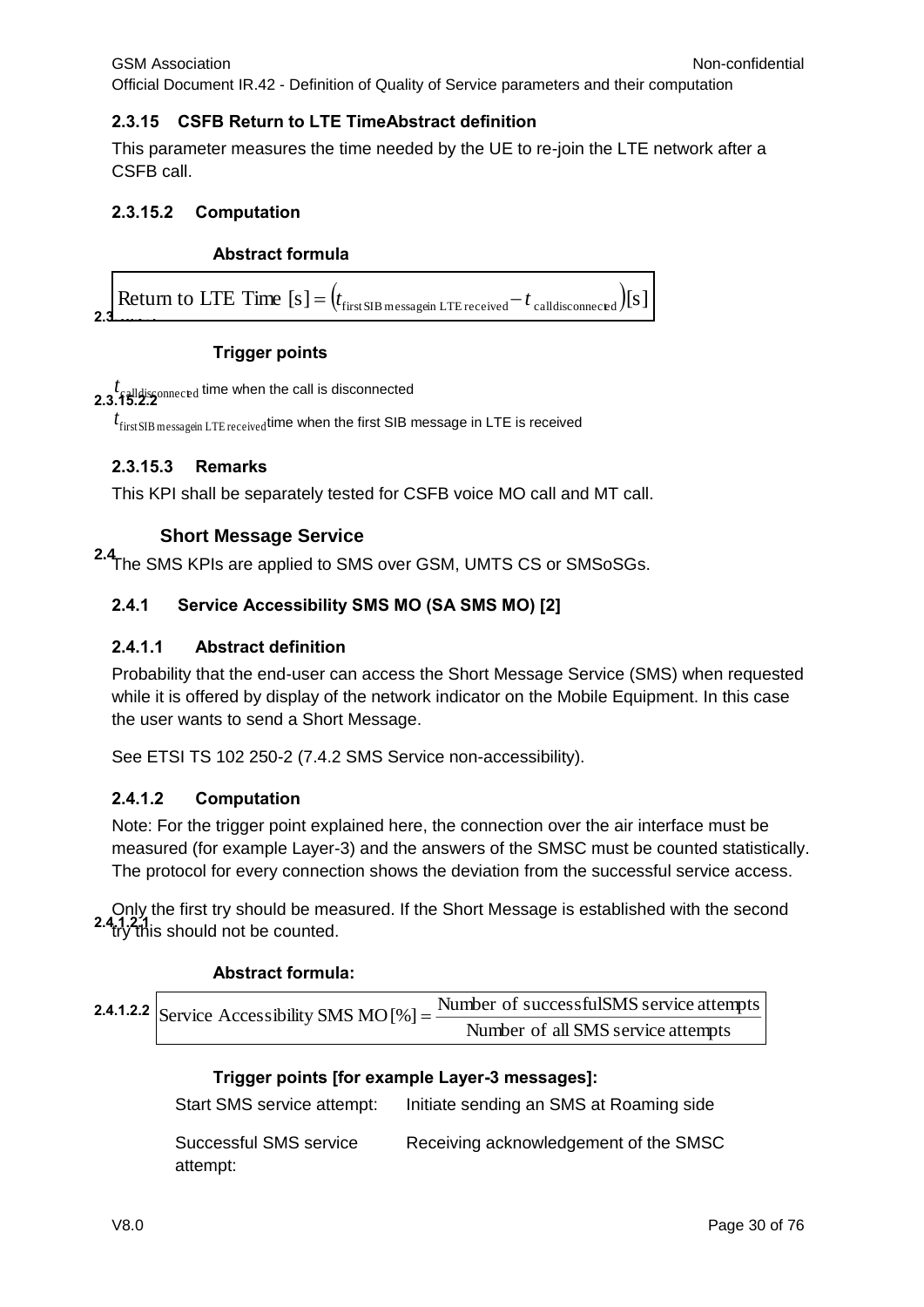#### 2.3.15 CSFB Return to LTE TimeAbstract definition

This parameter measures the time needed by the UE to re-join the LTE network after a CSFB call.

#### 2.3.15.2 Computation

**Abstract formula**

$$\text{Return to LTE Time [s]} = \left(t_{\text{first SIB message in LTE received}} - t_{\text{call disconnected}}\right)[\text{s}]$$

**Trigger points**

$t_{\text{call disconnected}}$ time when the call is disconnected

$t_{\text{first SIB message in LTE received}}$ time when the first SIB message in LTE is received

#### 2.3.15.3 Remarks

This KPI shall be separately tested for CSFB voice MO call and MT call.

### 2.4 Short Message Service

The SMS KPIs are applied to SMS over GSM, UMTS CS or SMSoSGs.

#### 2.4.1 Service Accessibility SMS MO (SA SMS MO) [2]

##### 2.4.1.1 Abstract definition

Probability that the end-user can access the Short Message Service (SMS) when requested while it is offered by display of the network indicator on the Mobile Equipment. In this case the user wants to send a Short Message.

See ETSI TS 102 250-2 (7.4.2 SMS Service non-accessibility).

##### 2.4.1.2 Computation

Note: For the trigger point explained here, the connection over the air interface must be measured (for example Layer-3) and the answers of the SMSC must be counted statistically. The protocol for every connection shows the deviation from the successful service access.

Only the first try should be measured. If the Short Message is established with the second try this should not be counted.

###### 2.4.1.2.1 Abstract formula:

$$\text{Service Accessibility SMS MO}[\%] = \frac{\text{Number of successful SMS service attempts}}{\text{Number of all SMS service attempts}}$$

###### 2.4.1.2.2 Trigger points [for example Layer-3 messages]:

| | |
|---|---|
| Start SMS service attempt: | Initiate sending an SMS at Roaming side |
| Successful SMS service attempt: | Receiving acknowledgement of the SMSC |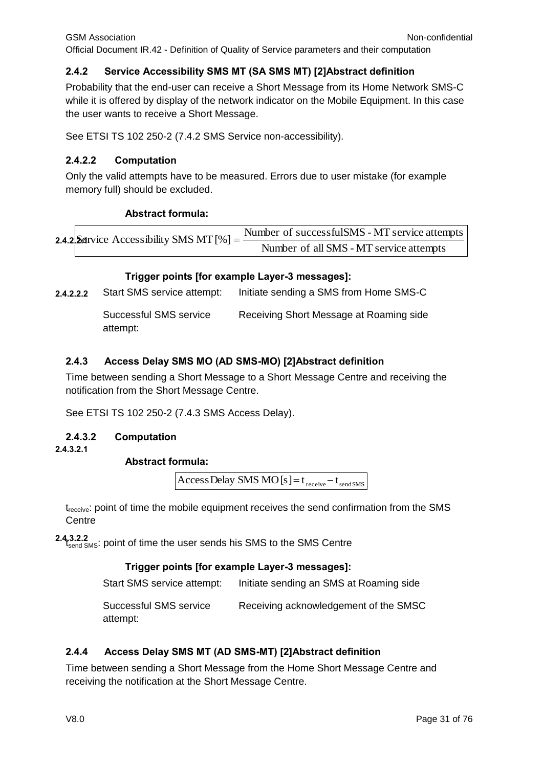### 2.4.2 Service Accessibility SMS MT (SA SMS MT) [2]Abstract definition

Probability that the end-user can receive a Short Message from its Home Network SMS-C while it is offered by display of the network indicator on the Mobile Equipment. In this case the user wants to receive a Short Message.

See ETSI TS 102 250-2 (7.4.2 SMS Service non-accessibility).

#### 2.4.2.2 Computation

Only the valid attempts have to be measured. Errors due to user mistake (for example memory full) should be excluded.

**Abstract formula:**

2.4.2.2.1

$$\text{Service Accessibility SMS MT [\%]} = \frac{\text{Number of successful SMS - MT service attempts}}{\text{Number of all SMS - MT service attempts}}$$

**Trigger points [for example Layer-3 messages]:**

2.4.2.2.2

| | |
|---|---|
| Start SMS service attempt: | Initiate sending a SMS from Home SMS-C |
| Successful SMS service attempt: | Receiving Short Message at Roaming side |

### 2.4.3 Access Delay SMS MO (AD SMS-MO) [2]Abstract definition

Time between sending a Short Message to a Short Message Centre and receiving the notification from the Short Message Centre.

See ETSI TS 102 250-2 (7.4.3 SMS Access Delay).

#### 2.4.3.2 Computation

2.4.3.2.1

**Abstract formula:**

$$\text{Access Delay SMS MO [s]} = t_{receive} - t_{send\,SMS}$$

$t_{receive}$: point of time the mobile equipment receives the send confirmation from the SMS Centre

2.4.3.2.2

$t_{send\,SMS}$: point of time the user sends his SMS to the SMS Centre

**Trigger points [for example Layer-3 messages]:**

| | |
|---|---|
| Start SMS service attempt: | Initiate sending an SMS at Roaming side |
| Successful SMS service attempt: | Receiving acknowledgement of the SMSC |

### 2.4.4 Access Delay SMS MT (AD SMS-MT) [2]Abstract definition

Time between sending a Short Message from the Home Short Message Centre and receiving the notification at the Short Message Centre.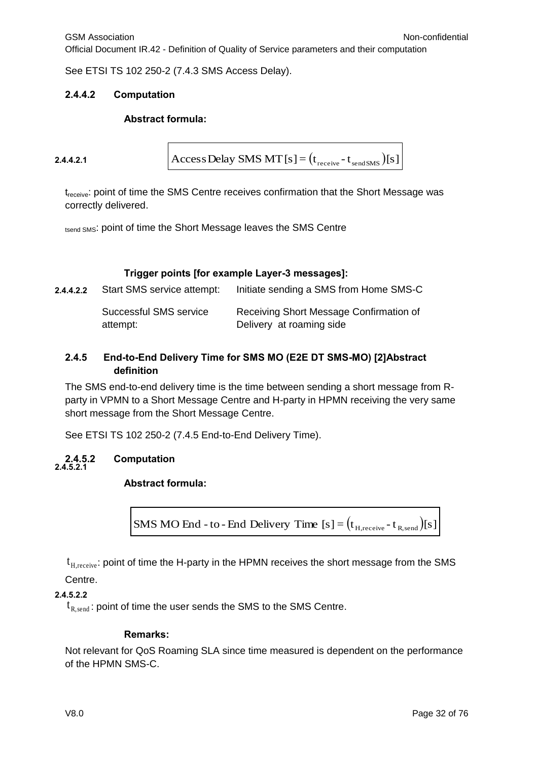See ETSI TS 102 250-2 (7.4.3 SMS Access Delay).

#### 2.4.4.2 Computation

**Abstract formula:**

2.4.4.2.1

$$\text{Access Delay SMS MT}\,[s] = \left(t_{receive} - t_{send\,SMS}\right)[s]$$

$t_{receive}$: point of time the SMS Centre receives confirmation that the Short Message was correctly delivered.

$t_{send\,SMS}$: point of time the Short Message leaves the SMS Centre

**Trigger points [for example Layer-3 messages]:**

2.4.4.2.2

| | |
|---|---|
| Start SMS service attempt: | Initiate sending a SMS from Home SMS-C |
| Successful SMS service attempt: | Receiving Short Message Confirmation of Delivery at roaming side |

### 2.4.5 End-to-End Delivery Time for SMS MO (E2E DT SMS-MO) [2]Abstract definition

The SMS end-to-end delivery time is the time between sending a short message from R-party in VPMN to a Short Message Centre and H-party in HPMN receiving the very same short message from the Short Message Centre.

See ETSI TS 102 250-2 (7.4.5 End-to-End Delivery Time).

#### 2.4.5.2 Computation

2.4.5.2.1

**Abstract formula:**

$$\text{SMS MO End-to-End Delivery Time}\,[s] = \left(t_{H,receive} - t_{R,send}\right)[s]$$

$t_{H,receive}$: point of time the H-party in the HPMN receives the short message from the SMS Centre.

2.4.5.2.2

$t_{R,send}$: point of time the user sends the SMS to the SMS Centre.

**Remarks:**

Not relevant for QoS Roaming SLA since time measured is dependent on the performance of the HPMN SMS-C.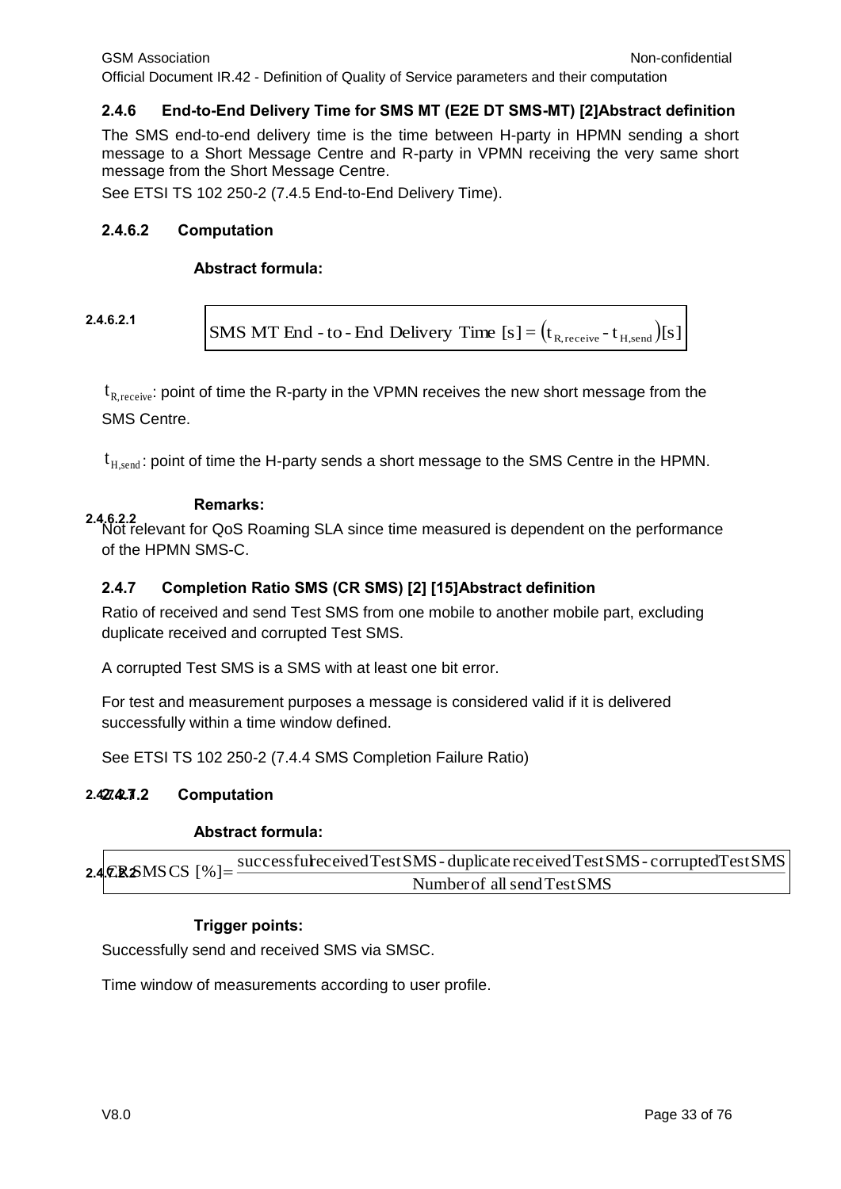#### 2.4.6 End-to-End Delivery Time for SMS MT (E2E DT SMS-MT) [2]Abstract definition

The SMS end-to-end delivery time is the time between H-party in HPMN sending a short message to a Short Message Centre and R-party in VPMN receiving the very same short message from the Short Message Centre.

See ETSI TS 102 250-2 (7.4.5 End-to-End Delivery Time).

##### 2.4.6.2 Computation

**Abstract formula:**

2.4.6.2.1

$$\text{SMS MT End-to-End Delivery Time [s]} = \left(t_{R,receive} - t_{H,send}\right)[s]$$

$t_{R,receive}$: point of time the R-party in the VPMN receives the new short message from the SMS Centre.

$t_{H,send}$: point of time the H-party sends a short message to the SMS Centre in the HPMN.

2.4.6.2.2

**Remarks:**

Not relevant for QoS Roaming SLA since time measured is dependent on the performance of the HPMN SMS-C.

#### 2.4.7 Completion Ratio SMS (CR SMS) [2] [15]Abstract definition

Ratio of received and send Test SMS from one mobile to another mobile part, excluding duplicate received and corrupted Test SMS.

A corrupted Test SMS is a SMS with at least one bit error.

For test and measurement purposes a message is considered valid if it is delivered successfully within a time window defined.

See ETSI TS 102 250-2 (7.4.4 SMS Completion Failure Ratio)

##### 2.4.7.2 Computation

**Abstract formula:**

2.4.7.2.1

$$\text{CR SMS CS [\%]} = \frac{\text{successful received Test SMS} - \text{duplicate received Test SMS} - \text{corrupted Test SMS}}{\text{Number of all send Test SMS}}$$

2.4.7.2.2

**Trigger points:**

Successfully send and received SMS via SMSC.

Time window of measurements according to user profile.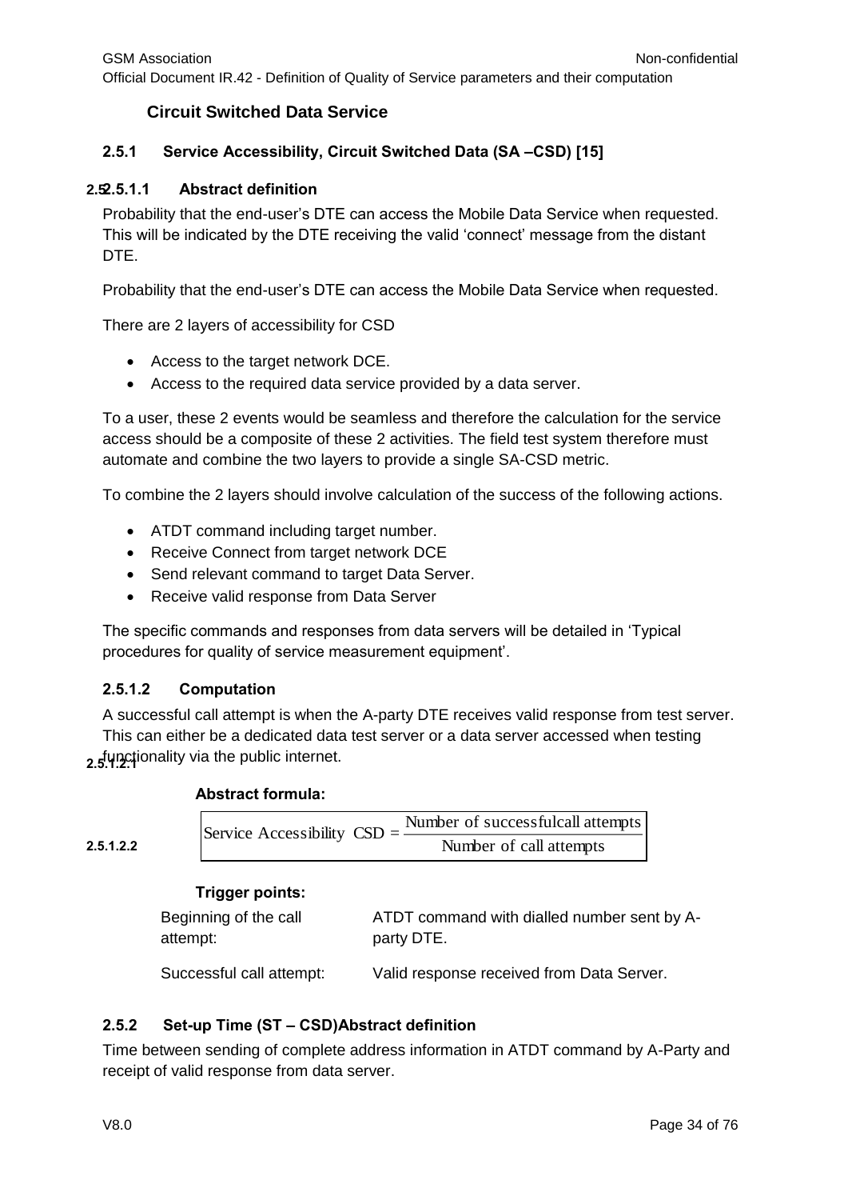## Circuit Switched Data Service

### 2.5.1 Service Accessibility, Circuit Switched Data (SA –CSD) [15]

#### 2.5.1.1 Abstract definition

Probability that the end-user's DTE can access the Mobile Data Service when requested. This will be indicated by the DTE receiving the valid 'connect' message from the distant DTE.

Probability that the end-user's DTE can access the Mobile Data Service when requested.

There are 2 layers of accessibility for CSD

- Access to the target network DCE.
- Access to the required data service provided by a data server.

To a user, these 2 events would be seamless and therefore the calculation for the service access should be a composite of these 2 activities. The field test system therefore must automate and combine the two layers to provide a single SA-CSD metric.

To combine the 2 layers should involve calculation of the success of the following actions.

- ATDT command including target number.
- Receive Connect from target network DCE
- Send relevant command to target Data Server.
- Receive valid response from Data Server

The specific commands and responses from data servers will be detailed in 'Typical procedures for quality of service measurement equipment'.

#### 2.5.1.2 Computation

A successful call attempt is when the A-party DTE receives valid response from test server. This can either be a dedicated data test server or a data server accessed when testing functionality via the public internet.

##### 2.5.1.2.1 Abstract formula:

$$\text{Service Accessibility CSD} = \frac{\text{Number of successful call attempts}}{\text{Number of call attempts}}$$

##### 2.5.1.2.2 Trigger points:

| | |
|---|---|
| Beginning of the call attempt: | ATDT command with dialled number sent by A-party DTE. |
| Successful call attempt: | Valid response received from Data Server. |

### 2.5.2 Set-up Time (ST – CSD)Abstract definition

Time between sending of complete address information in ATDT command by A-Party and receipt of valid response from data server.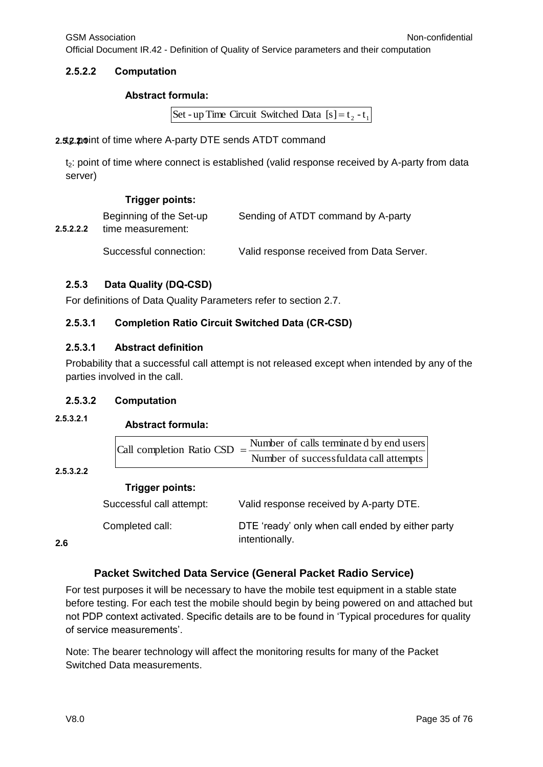#### 2.5.2.2 Computation

**Abstract formula:**

$$\text{Set-up Time Circuit Switched Data [s]} = t_2 - t_1$$

$t_1$: point of time where A-party DTE sends ATDT command

$t_2$: point of time where connect is established (valid response received by A-party from data server)

**Trigger points:**

| | |
|---|---|
| Beginning of the Set-up time measurement: | Sending of ATDT command by A-party |
| Successful connection: | Valid response received from Data Server. |

### 2.5.3 Data Quality (DQ-CSD)

For definitions of Data Quality Parameters refer to section 2.7.

#### 2.5.3.1 Completion Ratio Circuit Switched Data (CR-CSD)

#### 2.5.3.1 Abstract definition

Probability that a successful call attempt is not released except when intended by any of the parties involved in the call.

#### 2.5.3.2 Computation

**Abstract formula:**

$$\text{Call completion Ratio CSD} = \frac{\text{Number of calls terminated by end users}}{\text{Number of successful data call attempts}}$$

**Trigger points:**

| | |
|---|---|
| Successful call attempt: | Valid response received by A-party DTE. |
| Completed call: | DTE 'ready' only when call ended by either party intentionally. |

## 2.6 Packet Switched Data Service (General Packet Radio Service)

For test purposes it will be necessary to have the mobile test equipment in a stable state before testing. For each test the mobile should begin by being powered on and attached but not PDP context activated. Specific details are to be found in 'Typical procedures for quality of service measurements'.

Note: The bearer technology will affect the monitoring results for many of the Packet Switched Data measurements.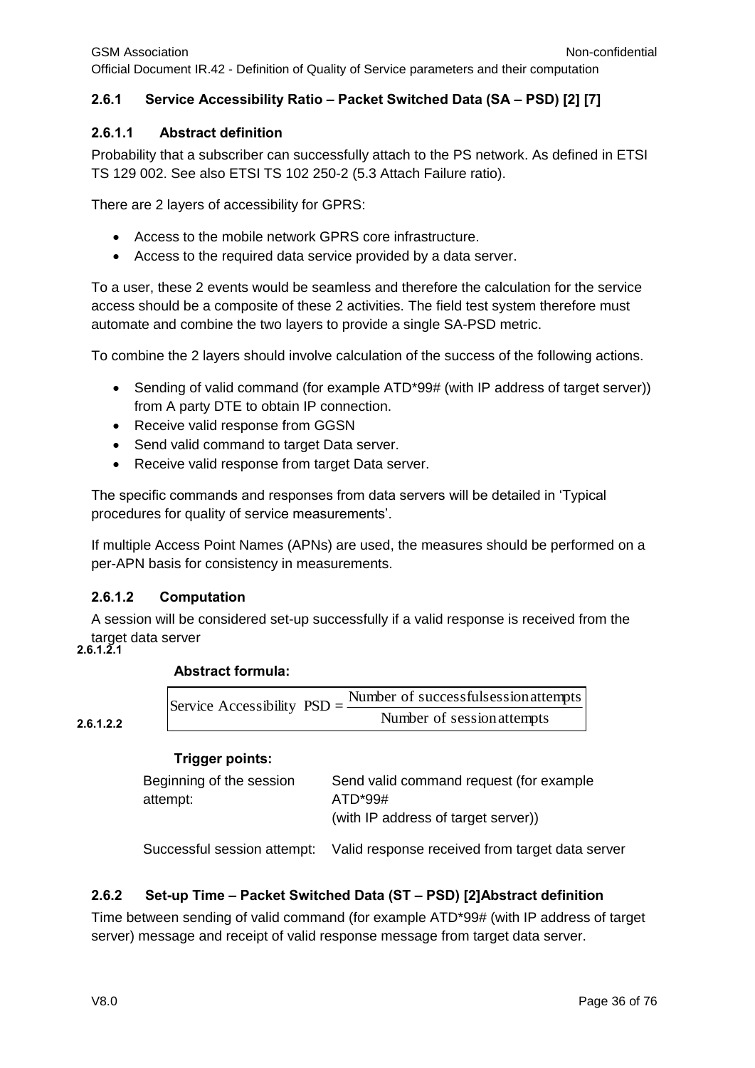### 2.6.1 Service Accessibility Ratio – Packet Switched Data (SA – PSD) [2] [7]

#### 2.6.1.1 Abstract definition

Probability that a subscriber can successfully attach to the PS network. As defined in ETSI TS 129 002. See also ETSI TS 102 250-2 (5.3 Attach Failure ratio).

There are 2 layers of accessibility for GPRS:

- Access to the mobile network GPRS core infrastructure.
- Access to the required data service provided by a data server.

To a user, these 2 events would be seamless and therefore the calculation for the service access should be a composite of these 2 activities. The field test system therefore must automate and combine the two layers to provide a single SA-PSD metric.

To combine the 2 layers should involve calculation of the success of the following actions.

- Sending of valid command (for example ATD*99# (with IP address of target server)) from A party DTE to obtain IP connection.
- Receive valid response from GGSN
- Send valid command to target Data server.
- Receive valid response from target Data server.

The specific commands and responses from data servers will be detailed in 'Typical procedures for quality of service measurements'.

If multiple Access Point Names (APNs) are used, the measures should be performed on a per-APN basis for consistency in measurements.

#### 2.6.1.2 Computation

A session will be considered set-up successfully if a valid response is received from the target data server

##### 2.6.1.2.1 Abstract formula:

$$\text{Service Accessibility PSD} = \frac{\text{Number of successful session attempts}}{\text{Number of session attempts}}$$

##### 2.6.1.2.2 Trigger points:

| | |
|---|---|
| Beginning of the session attempt: | Send valid command request (for example ATD*99# (with IP address of target server)) |
| Successful session attempt: | Valid response received from target data server |

### 2.6.2 Set-up Time – Packet Switched Data (ST – PSD) [2]Abstract definition

Time between sending of valid command (for example ATD*99# (with IP address of target server) message and receipt of valid response message from target data server.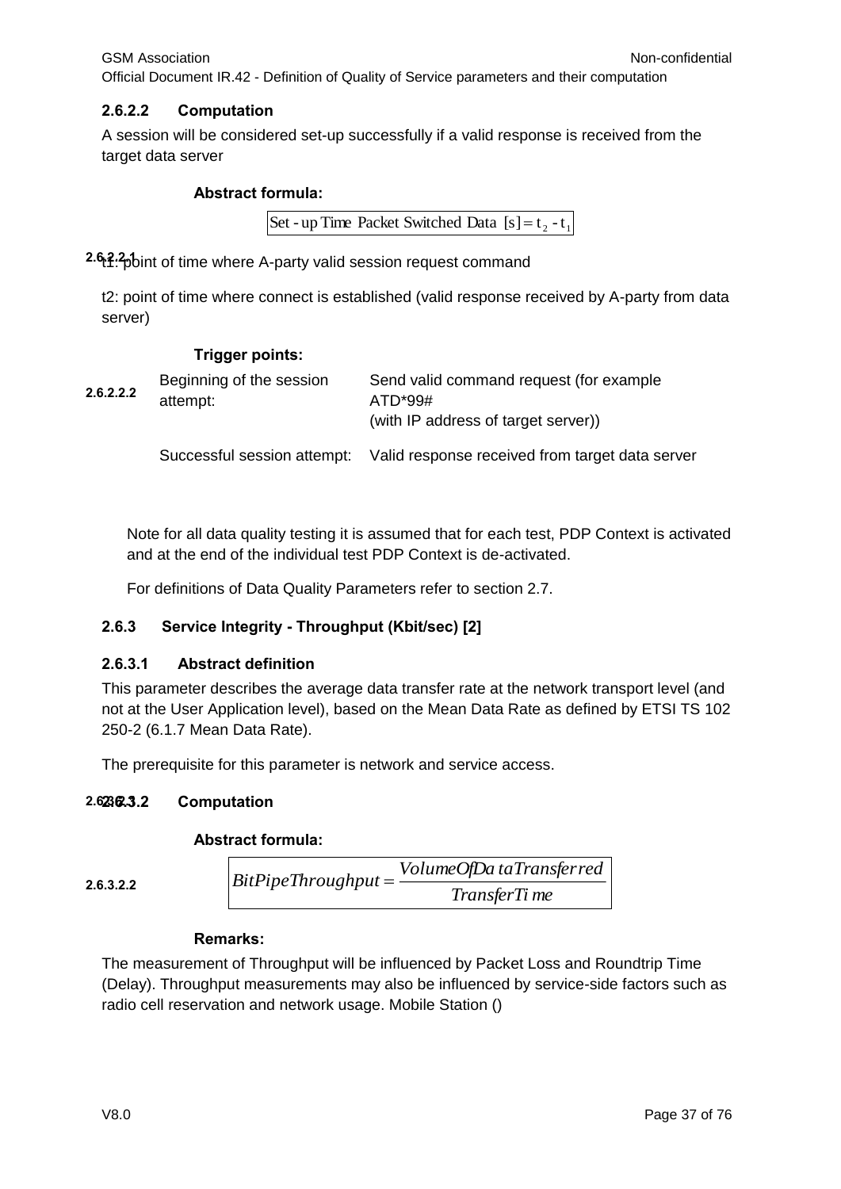#### 2.6.2.2 Computation

A session will be considered set-up successfully if a valid response is received from the target data server

**Abstract formula:**

$$\text{Set-up Time Packet Switched Data [s]} = t_2 - t_1$$

2.6.2.2.1 t1: point of time where A-party valid session request command

t2: point of time where connect is established (valid response received by A-party from data server)

**Trigger points:**

2.6.2.2.2

| | |
|---|---|
| Beginning of the session attempt: | Send valid command request (for example ATD*99# (with IP address of target server)) |
| Successful session attempt: | Valid response received from target data server |

Note for all data quality testing it is assumed that for each test, PDP Context is activated and at the end of the individual test PDP Context is de-activated.

For definitions of Data Quality Parameters refer to section 2.7.

### 2.6.3 Service Integrity - Throughput (Kbit/sec) [2]

#### 2.6.3.1 Abstract definition

This parameter describes the average data transfer rate at the network transport level (and not at the User Application level), based on the Mean Data Rate as defined by ETSI TS 102 250-2 (6.1.7 Mean Data Rate).

The prerequisite for this parameter is network and service access.

#### 2.6.3.2 Computation

**Abstract formula:**

2.6.3.2.2

$$BitPipeThroughput = \frac{VolumeOfDataTransferred}{TransferTime}$$

**Remarks:**

The measurement of Throughput will be influenced by Packet Loss and Roundtrip Time (Delay). Throughput measurements may also be influenced by service-side factors such as radio cell reservation and network usage. Mobile Station ()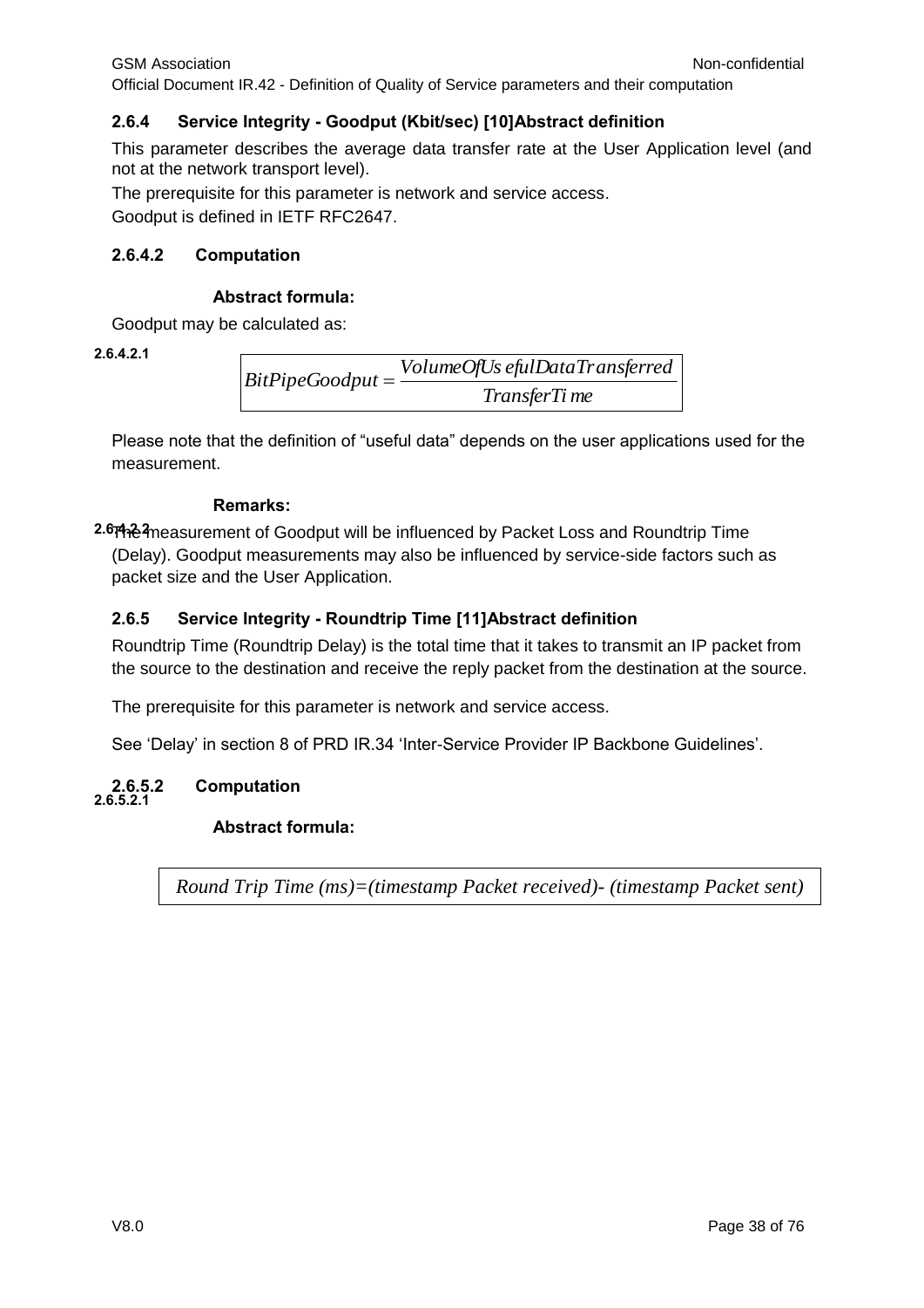### 2.6.4 Service Integrity - Goodput (Kbit/sec) [10]Abstract definition

This parameter describes the average data transfer rate at the User Application level (and not at the network transport level).

The prerequisite for this parameter is network and service access.

Goodput is defined in IETF RFC2647.

#### 2.6.4.2 Computation

##### 2.6.4.2.1 Abstract formula:

Goodput may be calculated as:

$$BitPipeGoodput = \frac{VolumeOfUsefulDataTransferred}{TransferTime}$$

Please note that the definition of “useful data” depends on the user applications used for the measurement.

##### 2.6.4.2.2 Remarks:

The measurement of Goodput will be influenced by Packet Loss and Roundtrip Time (Delay). Goodput measurements may also be influenced by service-side factors such as packet size and the User Application.

### 2.6.5 Service Integrity - Roundtrip Time [11]Abstract definition

Roundtrip Time (Roundtrip Delay) is the total time that it takes to transmit an IP packet from the source to the destination and receive the reply packet from the destination at the source.

The prerequisite for this parameter is network and service access.

See ‘Delay’ in section 8 of PRD IR.34 ‘Inter-Service Provider IP Backbone Guidelines’.

#### 2.6.5.2 Computation

##### 2.6.5.2.1 Abstract formula:

$$Round\ Trip\ Time\ (ms) = (timestamp\ Packet\ received) - (timestamp\ Packet\ sent)$$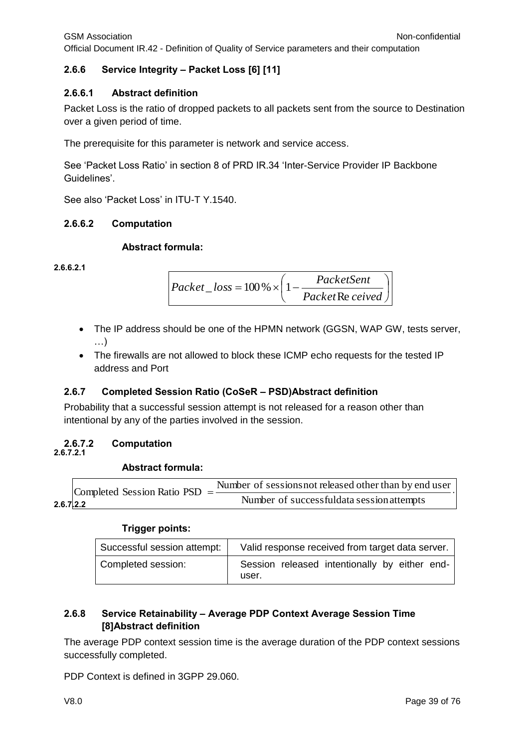### 2.6.6 Service Integrity – Packet Loss [6] [11]

#### 2.6.6.1 Abstract definition

Packet Loss is the ratio of dropped packets to all packets sent from the source to Destination over a given period of time.

The prerequisite for this parameter is network and service access.

See 'Packet Loss Ratio' in section 8 of PRD IR.34 'Inter-Service Provider IP Backbone Guidelines'.

See also 'Packet Loss' in ITU-T Y.1540.

#### 2.6.6.2 Computation

##### 2.6.6.2.1 Abstract formula:

$$Packet\_loss = 100\% \times \left(1 - \frac{PacketSent}{PacketReceived}\right)$$

- The IP address should be one of the HPMN network (GGSN, WAP GW, tests server, …)
- The firewalls are not allowed to block these ICMP echo requests for the tested IP address and Port

### 2.6.7 Completed Session Ratio (CoSeR – PSD)Abstract definition

Probability that a successful session attempt is not released for a reason other than intentional by any of the parties involved in the session.

#### 2.6.7.2 Computation

##### 2.6.7.2.1 Abstract formula:

$$\text{Completed Session Ratio PSD} = \frac{\text{Number of sessions not released other than by end user}}{\text{Number of successful data session attempts}}$$

##### 2.6.7.2.2 Trigger points:

| Successful session attempt: | Valid response received from target data server. |
|---|---|
| Completed session: | Session released intentionally by either end-user. |

### 2.6.8 Service Retainability – Average PDP Context Average Session Time [8]Abstract definition

The average PDP context session time is the average duration of the PDP context sessions successfully completed.

PDP Context is defined in 3GPP 29.060.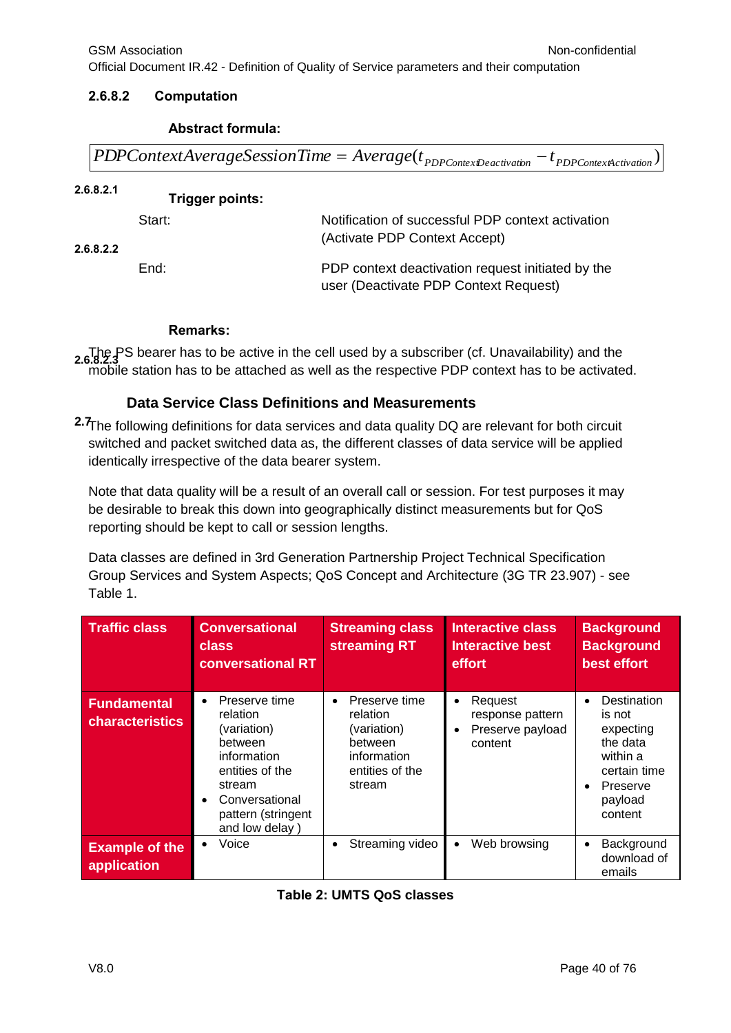#### 2.6.8.2 Computation

**Abstract formula:**

$$PDPContextAverageSessionTime = Average(t_{PDPContextDeactivation} - t_{PDPContextActivation})$$

##### 2.6.8.2.1 Trigger points:

| | |
|---|---|
| Start: | Notification of successful PDP context activation (Activate PDP Context Accept) |
| End: | PDP context deactivation request initiated by the user (Deactivate PDP Context Request) |

##### 2.6.8.2.2 Remarks:

2.6.8.2.3 The PS bearer has to be active in the cell used by a subscriber (cf. Unavailability) and the mobile station has to be attached as well as the respective PDP context has to be activated.

### 2.7 Data Service Class Definitions and Measurements

The following definitions for data services and data quality DQ are relevant for both circuit switched and packet switched data as, the different classes of data service will be applied identically irrespective of the data bearer system.

Note that data quality will be a result of an overall call or session. For test purposes it may be desirable to break this down into geographically distinct measurements but for QoS reporting should be kept to call or session lengths.

Data classes are defined in 3rd Generation Partnership Project Technical Specification Group Services and System Aspects; QoS Concept and Architecture (3G TR 23.907) - see Table 1.

| Traffic class | Conversational class conversational RT | Streaming class streaming RT | Interactive class Interactive best effort | Background Background best effort |
|---|---|---|---|---|
| Fundamental characteristics | • Preserve time relation (variation) between information entities of the stream<br>• Conversational pattern (stringent and low delay ) | • Preserve time relation (variation) between information entities of the stream | • Request response pattern<br>• Preserve payload content | • Destination is not expecting the data within a certain time<br>• Preserve payload content |
| Example of the application | • Voice | • Streaming video | • Web browsing | • Background download of emails |

**Table 2: UMTS QoS classes**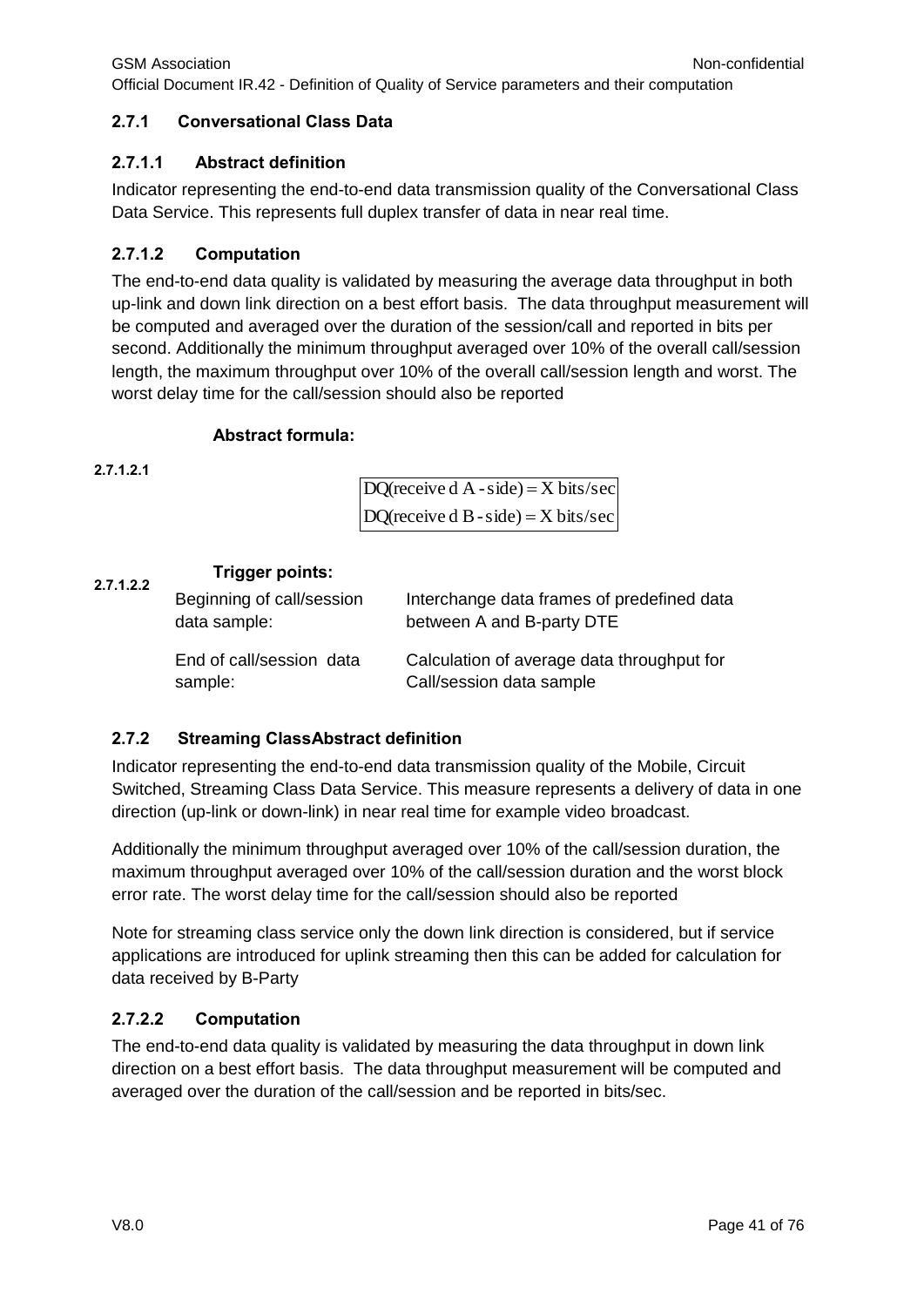### 2.7.1 Conversational Class Data

#### 2.7.1.1 Abstract definition

Indicator representing the end-to-end data transmission quality of the Conversational Class Data Service. This represents full duplex transfer of data in near real time.

#### 2.7.1.2 Computation

The end-to-end data quality is validated by measuring the average data throughput in both up-link and down link direction on a best effort basis. The data throughput measurement will be computed and averaged over the duration of the session/call and reported in bits per second. Additionally the minimum throughput averaged over 10% of the overall call/session length, the maximum throughput over 10% of the overall call/session length and worst. The worst delay time for the call/session should also be reported

**2.7.1.2.1 Abstract formula:**

$$\boxed{\begin{aligned} &\text{DQ(received A-side)} = \text{X bits/sec} \\ &\text{DQ(received B-side)} = \text{X bits/sec} \end{aligned}}$$

**2.7.1.2.2 Trigger points:**

| | |
|---|---|
| Beginning of call/session data sample: | Interchange data frames of predefined data between A and B-party DTE |
| End of call/session data sample: | Calculation of average data throughput for Call/session data sample |

### 2.7.2 Streaming ClassAbstract definition

Indicator representing the end-to-end data transmission quality of the Mobile, Circuit Switched, Streaming Class Data Service. This measure represents a delivery of data in one direction (up-link or down-link) in near real time for example video broadcast.

Additionally the minimum throughput averaged over 10% of the call/session duration, the maximum throughput averaged over 10% of the call/session duration and the worst block error rate. The worst delay time for the call/session should also be reported

Note for streaming class service only the down link direction is considered, but if service applications are introduced for uplink streaming then this can be added for calculation for data received by B-Party

#### 2.7.2.2 Computation

The end-to-end data quality is validated by measuring the data throughput in down link direction on a best effort basis. The data throughput measurement will be computed and averaged over the duration of the call/session and be reported in bits/sec.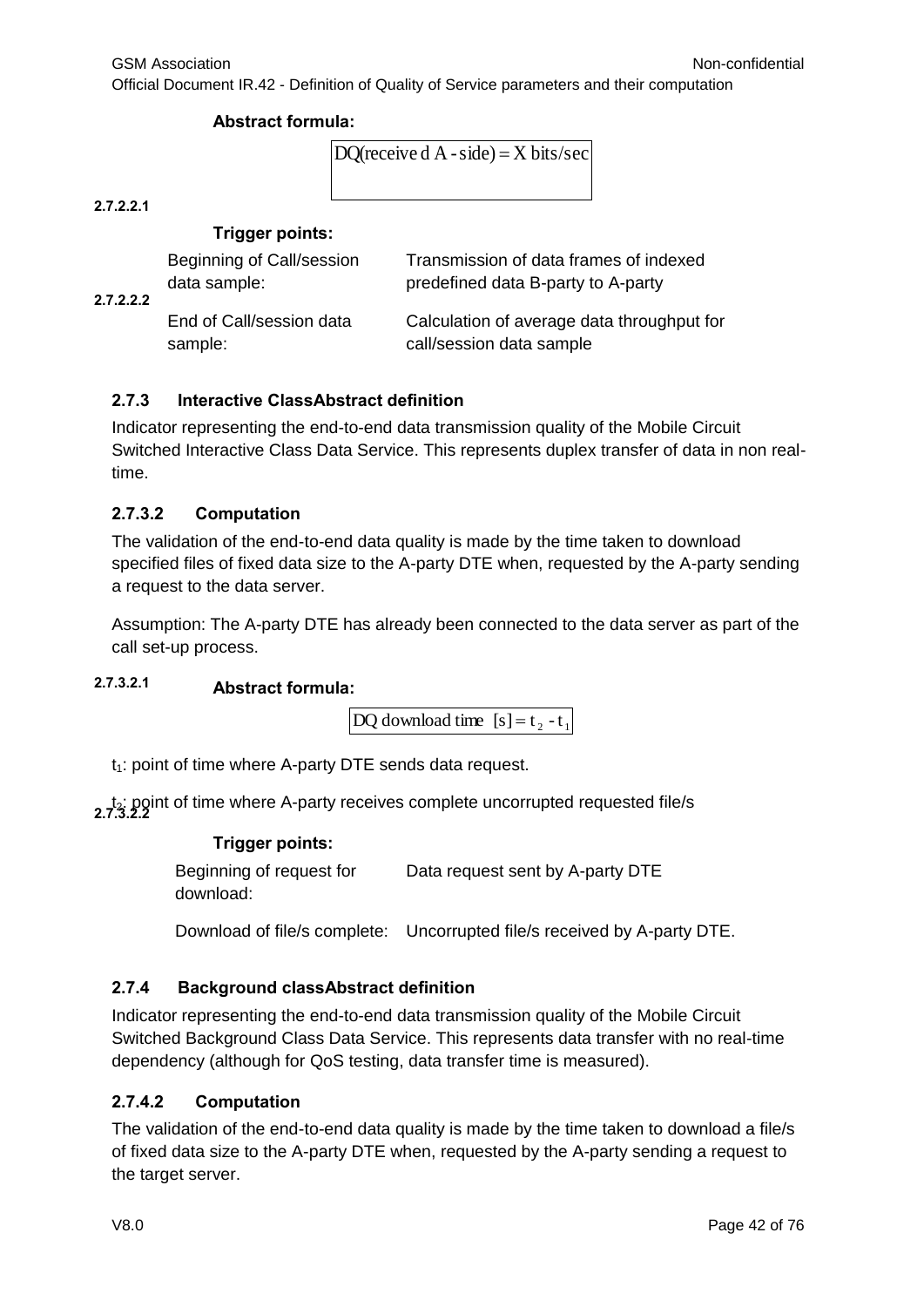**Abstract formula:**

$$DQ(\text{received A-side}) = X \text{ bits/sec}$$

#### 2.7.2.2.1 Trigger points:

| | |
|---|---|
| Beginning of Call/session data sample: | Transmission of data frames of indexed predefined data B-party to A-party |
| End of Call/session data sample: | Calculation of average data throughput for call/session data sample |

#### 2.7.2.2.2

### 2.7.3 Interactive ClassAbstract definition

Indicator representing the end-to-end data transmission quality of the Mobile Circuit Switched Interactive Class Data Service. This represents duplex transfer of data in non real-time.

### 2.7.3.2 Computation

The validation of the end-to-end data quality is made by the time taken to download specified files of fixed data size to the A-party DTE when, requested by the A-party sending a request to the data server.

Assumption: The A-party DTE has already been connected to the data server as part of the call set-up process.

#### 2.7.3.2.1 Abstract formula:

$$DQ \text{ download time } [s] = t_2 - t_1$$

$t_1$: point of time where A-party DTE sends data request.

$t_2$: point of time where A-party receives complete uncorrupted requested file/s

#### 2.7.3.2.2 Trigger points:

| | |
|---|---|
| Beginning of request for download: | Data request sent by A-party DTE |
| Download of file/s complete: | Uncorrupted file/s received by A-party DTE. |

### 2.7.4 Background classAbstract definition

Indicator representing the end-to-end data transmission quality of the Mobile Circuit Switched Background Class Data Service. This represents data transfer with no real-time dependency (although for QoS testing, data transfer time is measured).

### 2.7.4.2 Computation

The validation of the end-to-end data quality is made by the time taken to download a file/s of fixed data size to the A-party DTE when, requested by the A-party sending a request to the target server.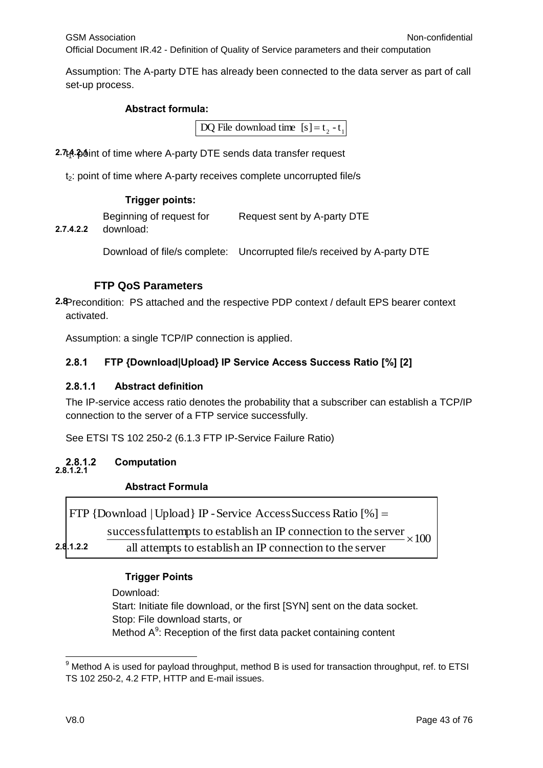Assumption: The A-party DTE has already been connected to the data server as part of call set-up process.

#### 2.7.4.2.1 Abstract formula:

$$\text{DQ File download time [s]} = t_2 - t_1$$

$t_1$: point of time where A-party DTE sends data transfer request

$t_2$: point of time where A-party receives complete uncorrupted file/s

#### 2.7.4.2.2 Trigger points:

| | |
|---|---|
| Beginning of request for download: | Request sent by A-party DTE |
| Download of file/s complete: | Uncorrupted file/s received by A-party DTE |

## 2.8 FTP QoS Parameters

Precondition: PS attached and the respective PDP context / default EPS bearer context activated.

Assumption: a single TCP/IP connection is applied.

### 2.8.1 FTP {Download|Upload} IP Service Access Success Ratio [%] [2]

#### 2.8.1.1 Abstract definition

The IP-service access ratio denotes the probability that a subscriber can establish a TCP/IP connection to the server of a FTP service successfully.

See ETSI TS 102 250-2 (6.1.3 FTP IP-Service Failure Ratio)

#### 2.8.1.2 Computation

##### 2.8.1.2.1 Abstract Formula

$$\text{FTP \{Download | Upload\} IP-Service Access Success Ratio [\%]} = \frac{\text{successful attempts to establish an IP connection to the server}}{\text{all attempts to establish an IP connection to the server}} \times 100$$

##### 2.8.1.2.2 Trigger Points

Download:
Start: Initiate file download, or the first [SYN] sent on the data socket.
Stop: File download starts, or
Method A[9]: Reception of the first data packet containing content

[9] Method A is used for payload throughput, method B is used for transaction throughput, ref. to ETSI TS 102 250-2, 4.2 FTP, HTTP and E-mail issues.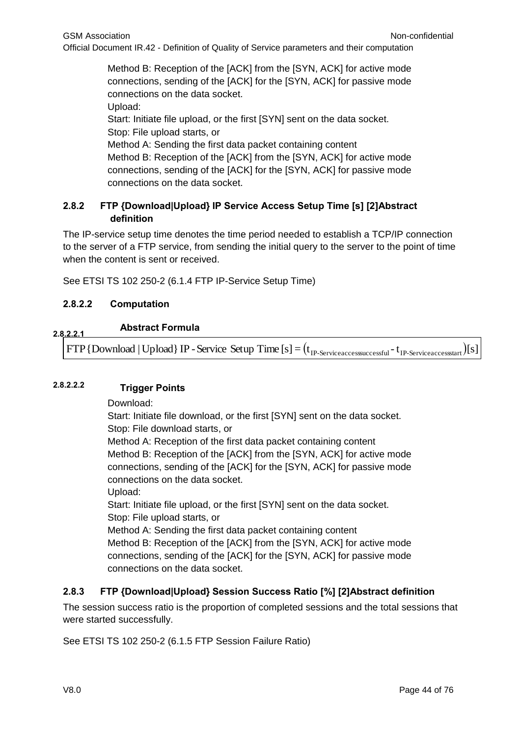Method B: Reception of the [ACK] from the [SYN, ACK] for active mode connections, sending of the [ACK] for the [SYN, ACK] for passive mode connections on the data socket.

Upload:

Start: Initiate file upload, or the first [SYN] sent on the data socket.

Stop: File upload starts, or

Method A: Sending the first data packet containing content

Method B: Reception of the [ACK] from the [SYN, ACK] for active mode connections, sending of the [ACK] for the [SYN, ACK] for passive mode connections on the data socket.

### 2.8.2 FTP {Download|Upload} IP Service Access Setup Time [s] [2]Abstract definition

The IP-service setup time denotes the time period needed to establish a TCP/IP connection to the server of a FTP service, from sending the initial query to the server to the point of time when the content is sent or received.

See ETSI TS 102 250-2 (6.1.4 FTP IP-Service Setup Time)

#### 2.8.2.2 Computation

##### 2.8.2.2.1 Abstract Formula

$$\text{FTP}\{\text{Download}\,|\,\text{Upload}\}\ \text{IP-Service Setup Time}\,[s] = \left(t_{\text{IP-Serviceaccesssuccessful}} - t_{\text{IP-Serviceaccessstart}}\right)[s]$$

##### 2.8.2.2.2 Trigger Points

Download:

Start: Initiate file download, or the first [SYN] sent on the data socket.

Stop: File download starts, or

Method A: Reception of the first data packet containing content

Method B: Reception of the [ACK] from the [SYN, ACK] for active mode connections, sending of the [ACK] for the [SYN, ACK] for passive mode connections on the data socket.

Upload:

Start: Initiate file upload, or the first [SYN] sent on the data socket.

Stop: File upload starts, or

Method A: Sending the first data packet containing content

Method B: Reception of the [ACK] from the [SYN, ACK] for active mode connections, sending of the [ACK] for the [SYN, ACK] for passive mode connections on the data socket.

### 2.8.3 FTP {Download|Upload} Session Success Ratio [%] [2]Abstract definition

The session success ratio is the proportion of completed sessions and the total sessions that were started successfully.

See ETSI TS 102 250-2 (6.1.5 FTP Session Failure Ratio)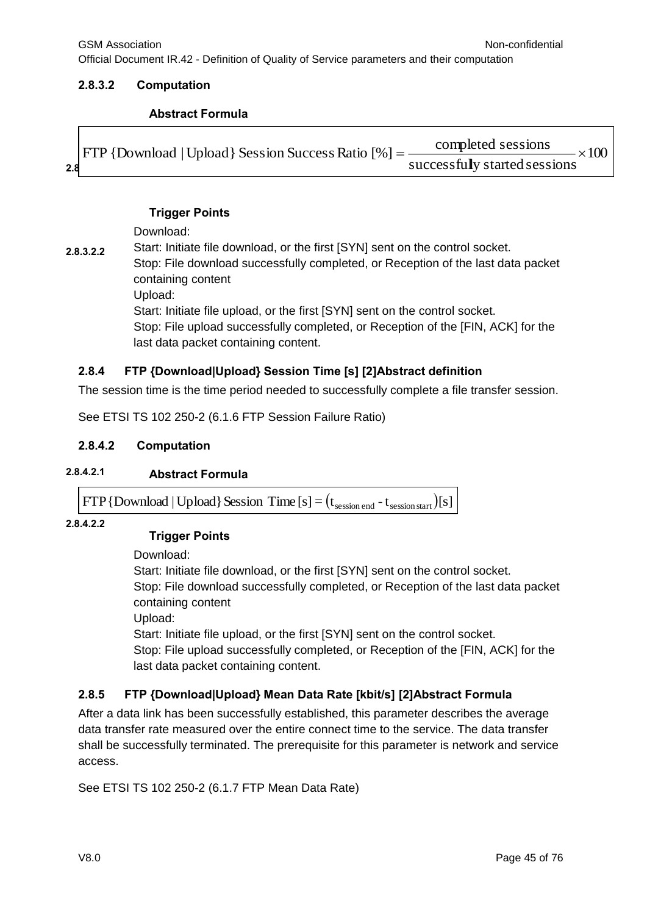#### 2.8.3.2 Computation

##### 2.8.3.2.1 Abstract Formula

$$\text{FTP \{Download | Upload\} Session Success Ratio [\%]} = \frac{\text{completed sessions}}{\text{successfully started sessions}} \times 100$$

##### 2.8.3.2.2 Trigger Points

Download:
Start: Initiate file download, or the first [SYN] sent on the control socket.
Stop: File download successfully completed, or Reception of the last data packet containing content
Upload:
Start: Initiate file upload, or the first [SYN] sent on the control socket.
Stop: File upload successfully completed, or Reception of the [FIN, ACK] for the last data packet containing content.

### 2.8.4 FTP {Download|Upload} Session Time [s] [2]Abstract definition

The session time is the time period needed to successfully complete a file transfer session.

See ETSI TS 102 250-2 (6.1.6 FTP Session Failure Ratio)

#### 2.8.4.2 Computation

##### 2.8.4.2.1 Abstract Formula

$$\text{FTP\{Download | Upload\} Session Time [s]} = \left(t_{\text{session end}} - t_{\text{session start}}\right)\text{[s]}$$

##### 2.8.4.2.2 Trigger Points

Download:
Start: Initiate file download, or the first [SYN] sent on the control socket.
Stop: File download successfully completed, or Reception of the last data packet containing content
Upload:
Start: Initiate file upload, or the first [SYN] sent on the control socket.
Stop: File upload successfully completed, or Reception of the [FIN, ACK] for the last data packet containing content.

### 2.8.5 FTP {Download|Upload} Mean Data Rate [kbit/s] [2]Abstract Formula

After a data link has been successfully established, this parameter describes the average data transfer rate measured over the entire connect time to the service. The data transfer shall be successfully terminated. The prerequisite for this parameter is network and service access.

See ETSI TS 102 250-2 (6.1.7 FTP Mean Data Rate)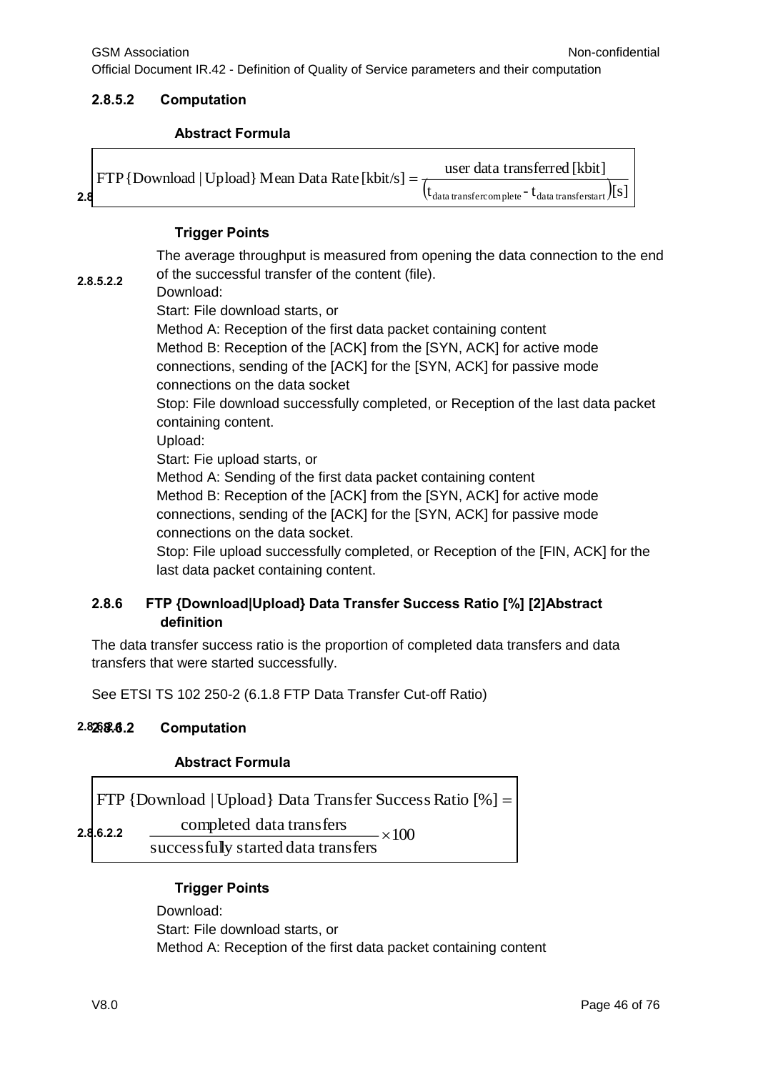#### 2.8.5.2 Computation

##### 2.8.5.2.1 Abstract Formula

$$\text{FTP}\{\text{Download}\,|\,\text{Upload}\}\ \text{Mean Data Rate [kbit/s]} = \frac{\text{user data transferred [kbit]}}{\left(t_{\text{data transfercomplete}} - t_{\text{data transferstart}}\right)[\text{s}]}$$

##### 2.8.5.2.2 Trigger Points

The average throughput is measured from opening the data connection to the end of the successful transfer of the content (file).

Download:

Start: File download starts, or

Method A: Reception of the first data packet containing content

Method B: Reception of the [ACK] from the [SYN, ACK] for active mode connections, sending of the [ACK] for the [SYN, ACK] for passive mode connections on the data socket

Stop: File download successfully completed, or Reception of the last data packet containing content.

Upload:

Start: Fie upload starts, or

Method A: Sending of the first data packet containing content

Method B: Reception of the [ACK] from the [SYN, ACK] for active mode connections, sending of the [ACK] for the [SYN, ACK] for passive mode connections on the data socket.

Stop: File upload successfully completed, or Reception of the [FIN, ACK] for the last data packet containing content.

### 2.8.6 FTP {Download|Upload} Data Transfer Success Ratio [%] [2]

#### 2.8.6.1 Abstract definition

The data transfer success ratio is the proportion of completed data transfers and data transfers that were started successfully.

See ETSI TS 102 250-2 (6.1.8 FTP Data Transfer Cut-off Ratio)

#### 2.8.6.2 Computation

##### 2.8.6.2.1 Abstract Formula

$$\text{FTP}\{\text{Download}\,|\,\text{Upload}\}\ \text{Data Transfer Success Ratio [\%]} = \frac{\text{completed data transfers}}{\text{successfully started data transfers}} \times 100$$

##### 2.8.6.2.2 Trigger Points

Download:

Start: File download starts, or

Method A: Reception of the first data packet containing content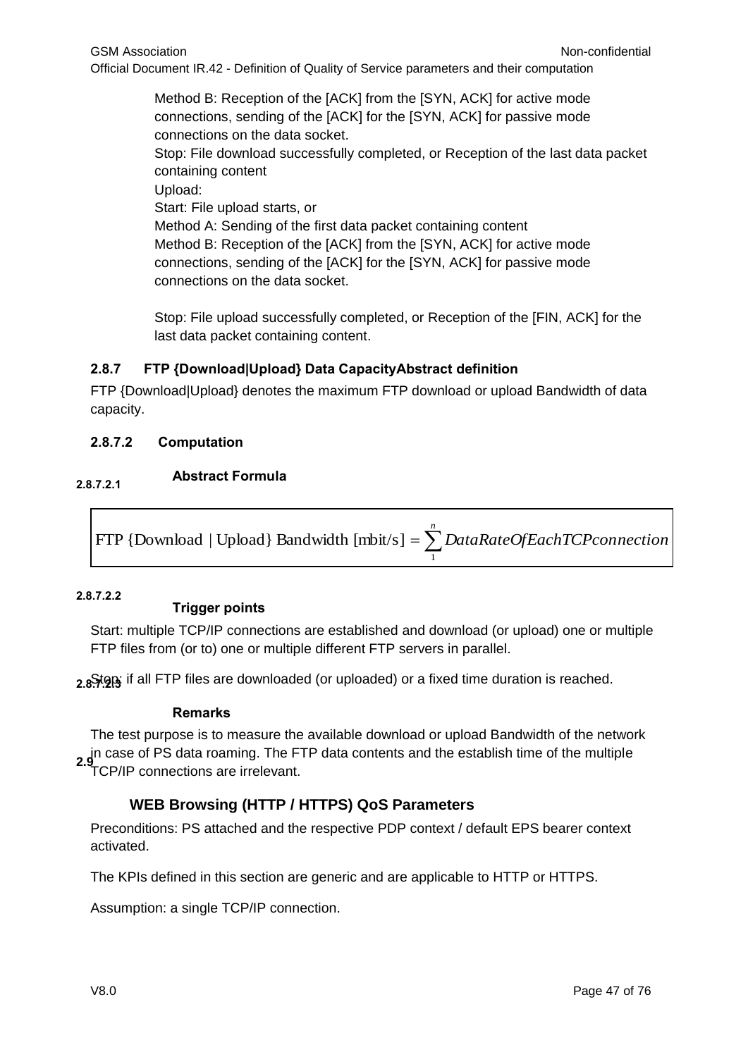Method B: Reception of the [ACK] from the [SYN, ACK] for active mode connections, sending of the [ACK] for the [SYN, ACK] for passive mode connections on the data socket.
Stop: File download successfully completed, or Reception of the last data packet containing content
Upload:
Start: File upload starts, or
Method A: Sending of the first data packet containing content
Method B: Reception of the [ACK] from the [SYN, ACK] for active mode connections, sending of the [ACK] for the [SYN, ACK] for passive mode connections on the data socket.

Stop: File upload successfully completed, or Reception of the [FIN, ACK] for the last data packet containing content.

### 2.8.7 FTP {Download|Upload} Data CapacityAbstract definition

FTP {Download|Upload} denotes the maximum FTP download or upload Bandwidth of data capacity.

#### 2.8.7.2 Computation

##### 2.8.7.2.1 Abstract Formula

$$\text{FTP } \{\text{Download} \mid \text{Upload}\} \text{ Bandwidth [mbit/s]} = \sum_{1}^{n} DataRateOfEachTCPconnection$$

##### 2.8.7.2.2 Trigger points

Start: multiple TCP/IP connections are established and download (or upload) one or multiple FTP files from (or to) one or multiple different FTP servers in parallel.

Stop: if all FTP files are downloaded (or uploaded) or a fixed time duration is reached.

##### 2.8.7.2.3 Remarks

The test purpose is to measure the available download or upload Bandwidth of the network in case of PS data roaming. The FTP data contents and the establish time of the multiple TCP/IP connections are irrelevant.

## 2.9 WEB Browsing (HTTP / HTTPS) QoS Parameters

Preconditions: PS attached and the respective PDP context / default EPS bearer context activated.

The KPIs defined in this section are generic and are applicable to HTTP or HTTPS.

Assumption: a single TCP/IP connection.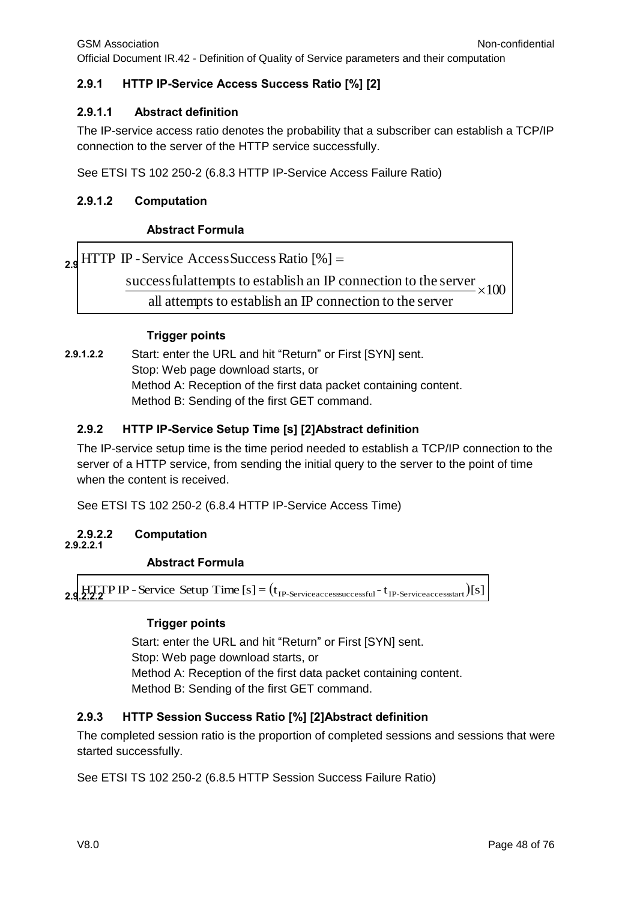### 2.9.1 HTTP IP-Service Access Success Ratio [%] [2]

#### 2.9.1.1 Abstract definition

The IP-service access ratio denotes the probability that a subscriber can establish a TCP/IP connection to the server of the HTTP service successfully.

See ETSI TS 102 250-2 (6.8.3 HTTP IP-Service Access Failure Ratio)

#### 2.9.1.2 Computation

**Abstract Formula**

$$\text{HTTP IP-Service Access Success Ratio [\%]} = \frac{\text{successful attempts to establish an IP connection to the server}}{\text{all attempts to establish an IP connection to the server}} \times 100$$

**Trigger points**

Start: enter the URL and hit "Return" or First [SYN] sent.
Stop: Web page download starts, or
Method A: Reception of the first data packet containing content.
Method B: Sending of the first GET command.

### 2.9.2 HTTP IP-Service Setup Time [s] [2]Abstract definition

The IP-service setup time is the time period needed to establish a TCP/IP connection to the server of a HTTP service, from sending the initial query to the server to the point of time when the content is received.

See ETSI TS 102 250-2 (6.8.4 HTTP IP-Service Access Time)

#### 2.9.2.2 Computation

**Abstract Formula**

$$\text{HTTP IP-Service Setup Time [s]} = (t_{\text{IP-Service access successful}} - t_{\text{IP-Service access start}})[s]$$

**Trigger points**

Start: enter the URL and hit "Return" or First [SYN] sent.
Stop: Web page download starts, or
Method A: Reception of the first data packet containing content.
Method B: Sending of the first GET command.

### 2.9.3 HTTP Session Success Ratio [%] [2]Abstract definition

The completed session ratio is the proportion of completed sessions and sessions that were started successfully.

See ETSI TS 102 250-2 (6.8.5 HTTP Session Success Failure Ratio)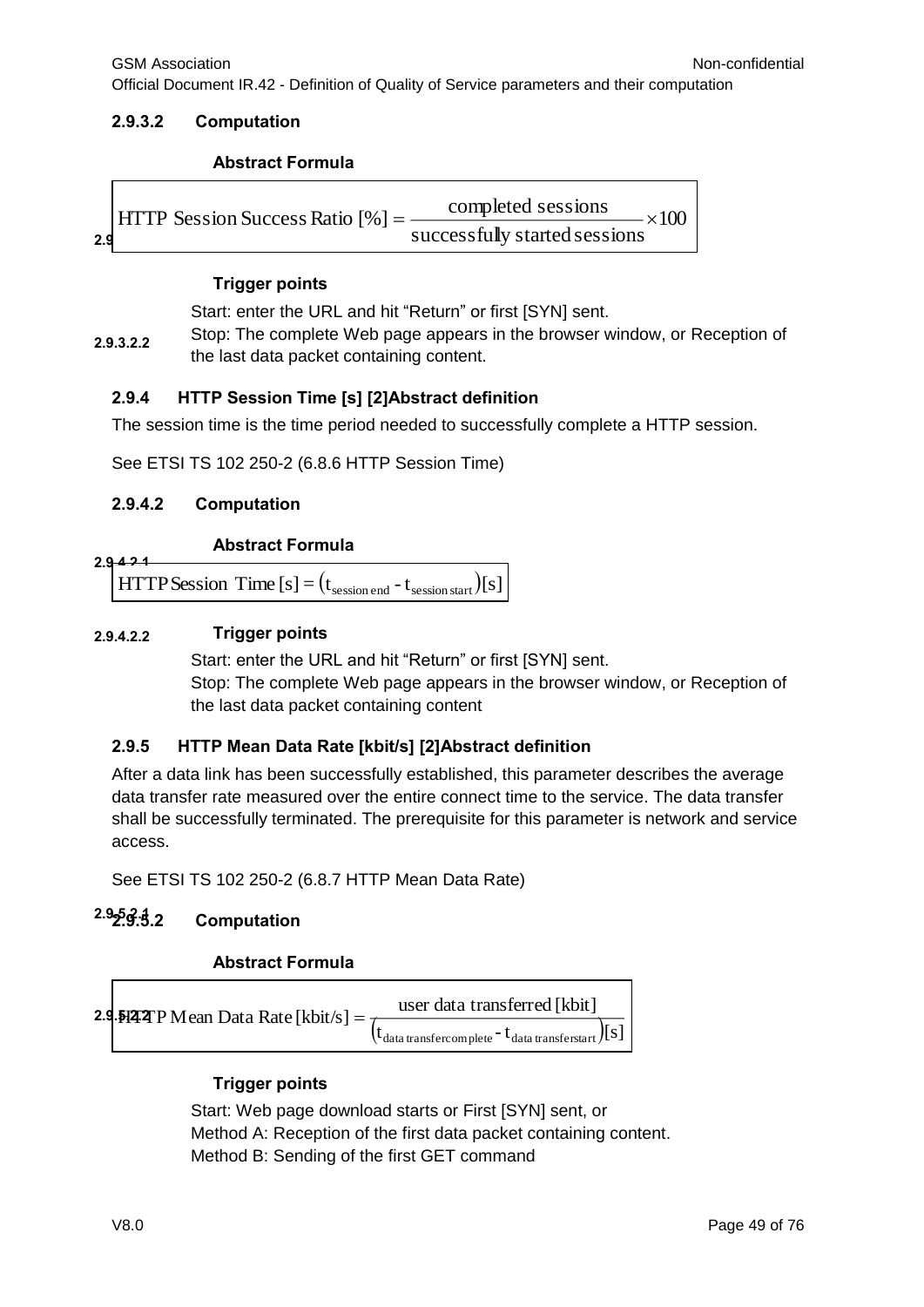#### 2.9.3.2 Computation

**Abstract Formula**

$$\text{HTTP Session Success Ratio [\%]} = \frac{\text{completed sessions}}{\text{successfully started sessions}} \times 100$$

##### 2.9.3.2.2 Trigger points

Start: enter the URL and hit "Return" or first [SYN] sent.
Stop: The complete Web page appears in the browser window, or Reception of the last data packet containing content.

### 2.9.4 HTTP Session Time [s] [2]Abstract definition

The session time is the time period needed to successfully complete a HTTP session.

See ETSI TS 102 250-2 (6.8.6 HTTP Session Time)

#### 2.9.4.2 Computation

##### 2.9.4.2.1 Abstract Formula

$$\text{HTTP Session Time [s]} = \left(t_{\text{session end}} - t_{\text{session start}}\right)\text{[s]}$$

##### 2.9.4.2.2 Trigger points

Start: enter the URL and hit "Return" or first [SYN] sent.
Stop: The complete Web page appears in the browser window, or Reception of the last data packet containing content

### 2.9.5 HTTP Mean Data Rate [kbit/s] [2]Abstract definition

After a data link has been successfully established, this parameter describes the average data transfer rate measured over the entire connect time to the service. The data transfer shall be successfully terminated. The prerequisite for this parameter is network and service access.

See ETSI TS 102 250-2 (6.8.7 HTTP Mean Data Rate)

#### 2.9.5.2 Computation

##### 2.9.5.2.1 Abstract Formula

$$\text{HTTP Mean Data Rate [kbit/s]} = \frac{\text{user data transferred [kbit]}}{\left(t_{\text{data transfercomplete}} - t_{\text{data transferstart}}\right)\text{[s]}}$$

##### 2.9.5.2.2 Trigger points

Start: Web page download starts or First [SYN] sent, or
Method A: Reception of the first data packet containing content.
Method B: Sending of the first GET command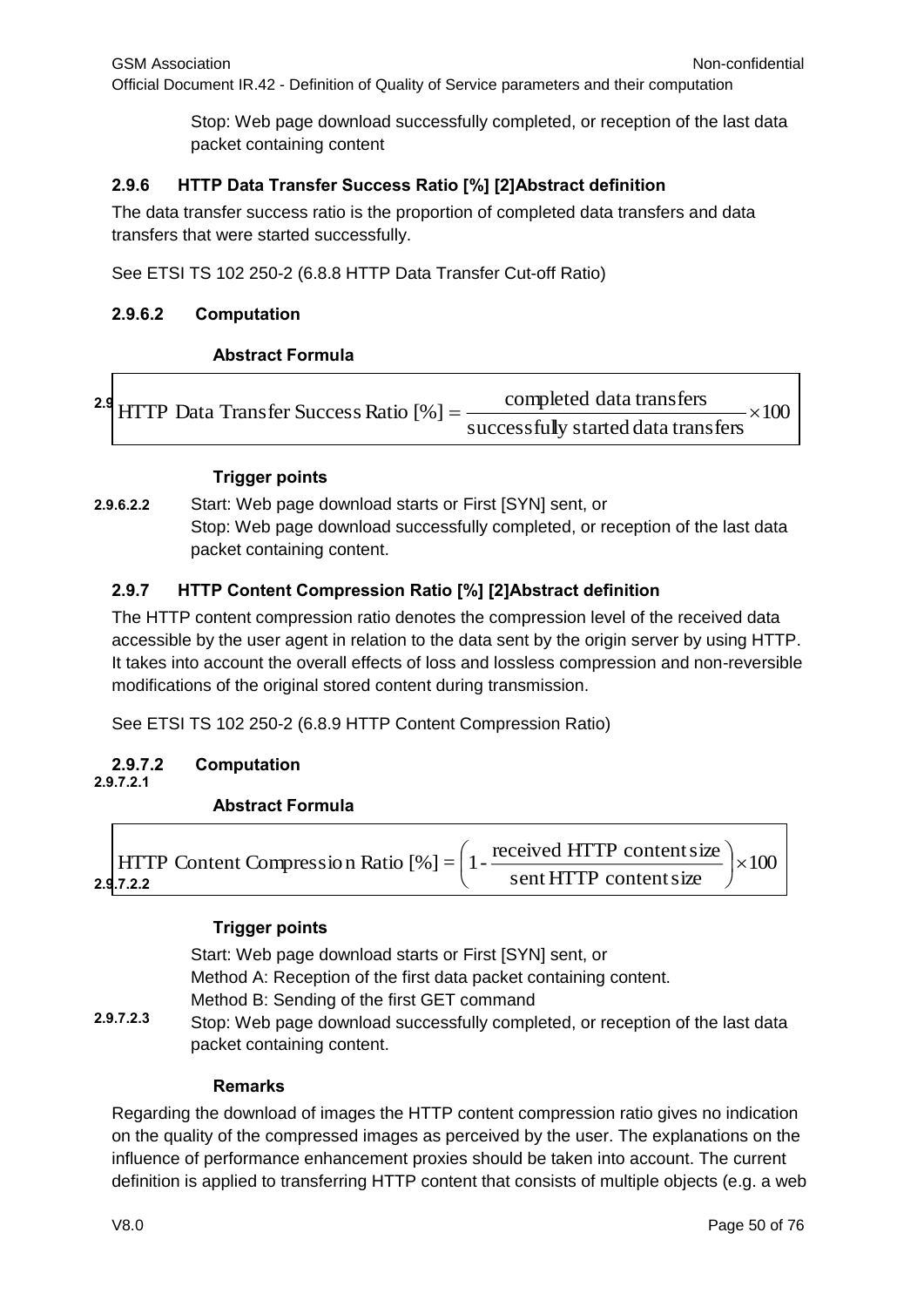Stop: Web page download successfully completed, or reception of the last data packet containing content

### 2.9.6 HTTP Data Transfer Success Ratio [%] [2]Abstract definition

The data transfer success ratio is the proportion of completed data transfers and data transfers that were started successfully.

See ETSI TS 102 250-2 (6.8.8 HTTP Data Transfer Cut-off Ratio)

#### 2.9.6.2 Computation

**Abstract Formula**

$$\text{HTTP Data Transfer Success Ratio [\%]} = \frac{\text{completed data transfers}}{\text{successfully started data transfers}} \times 100$$

**Trigger points**

**2.9.6.2.2** Start: Web page download starts or First [SYN] sent, or
Stop: Web page download successfully completed, or reception of the last data packet containing content.

### 2.9.7 HTTP Content Compression Ratio [%] [2]Abstract definition

The HTTP content compression ratio denotes the compression level of the received data accessible by the user agent in relation to the data sent by the origin server by using HTTP. It takes into account the overall effects of loss and lossless compression and non-reversible modifications of the original stored content during transmission.

See ETSI TS 102 250-2 (6.8.9 HTTP Content Compression Ratio)

#### 2.9.7.2 Computation

**2.9.7.2.1**

**Abstract Formula**

**2.9.7.2.2**

$$\text{HTTP Content Compression Ratio [\%]} = \left(1 - \frac{\text{received HTTP content size}}{\text{sent HTTP content size}}\right) \times 100$$

**Trigger points**

**2.9.7.2.3**

Start: Web page download starts or First [SYN] sent, or
Method A: Reception of the first data packet containing content.
Method B: Sending of the first GET command
Stop: Web page download successfully completed, or reception of the last data packet containing content.

**Remarks**

Regarding the download of images the HTTP content compression ratio gives no indication on the quality of the compressed images as perceived by the user. The explanations on the influence of performance enhancement proxies should be taken into account. The current definition is applied to transferring HTTP content that consists of multiple objects (e.g. a web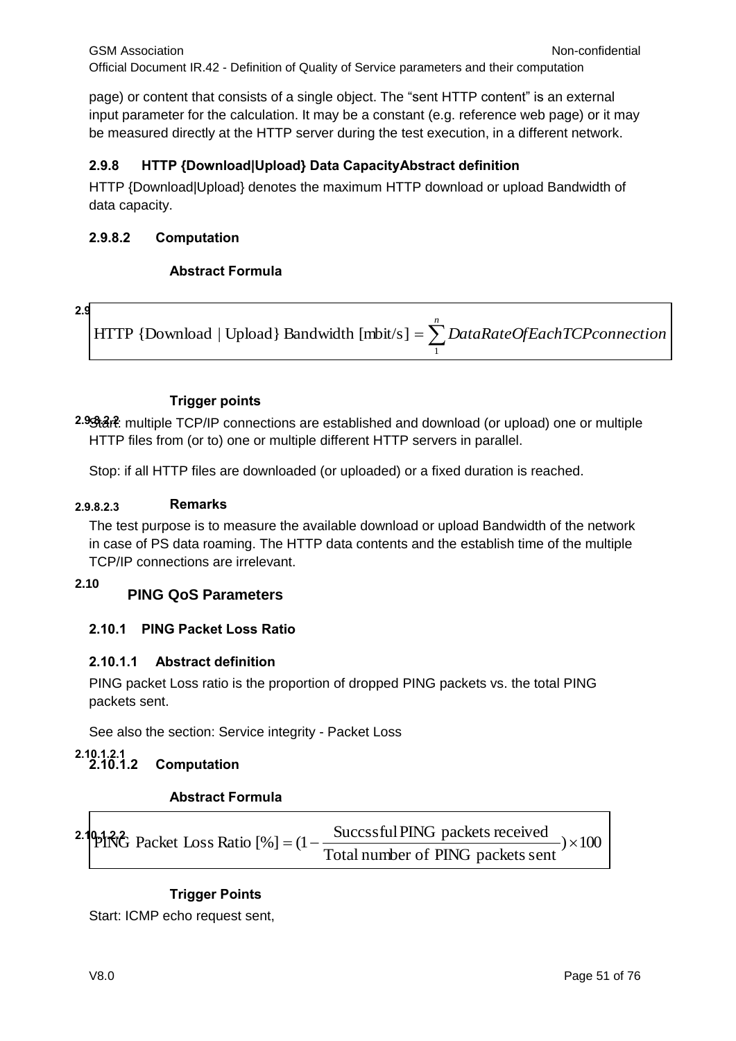page) or content that consists of a single object. The “sent HTTP content” is an external input parameter for the calculation. It may be a constant (e.g. reference web page) or it may be measured directly at the HTTP server during the test execution, in a different network.

### 2.9.8 HTTP {Download|Upload} Data CapacityAbstract definition

HTTP {Download|Upload} denotes the maximum HTTP download or upload Bandwidth of data capacity.

#### 2.9.8.2 Computation

##### 2.9.8.2.1 Abstract Formula

$$\text{HTTP \{Download | Upload\} Bandwidth [mbit/s]} = \sum_{1}^{n} DataRateOfEachTCPconnection$$

##### 2.9.8.2.2 Trigger points

Start: multiple TCP/IP connections are established and download (or upload) one or multiple HTTP files from (or to) one or multiple different HTTP servers in parallel.

Stop: if all HTTP files are downloaded (or uploaded) or a fixed duration is reached.

##### 2.9.8.2.3 Remarks

The test purpose is to measure the available download or upload Bandwidth of the network in case of PS data roaming. The HTTP data contents and the establish time of the multiple TCP/IP connections are irrelevant.

## 2.10 PING QoS Parameters

### 2.10.1 PING Packet Loss Ratio

#### 2.10.1.1 Abstract definition

PING packet Loss ratio is the proportion of dropped PING packets vs. the total PING packets sent.

See also the section: Service integrity - Packet Loss

#### 2.10.1.2 Computation

##### 2.10.1.2.1 Abstract Formula

$$\text{PING Packet Loss Ratio [\%]} = \left(1 - \frac{\text{Succssful PING packets received}}{\text{Total number of PING packets sent}}\right) \times 100$$

##### 2.10.1.2.2 Trigger Points

Start: ICMP echo request sent,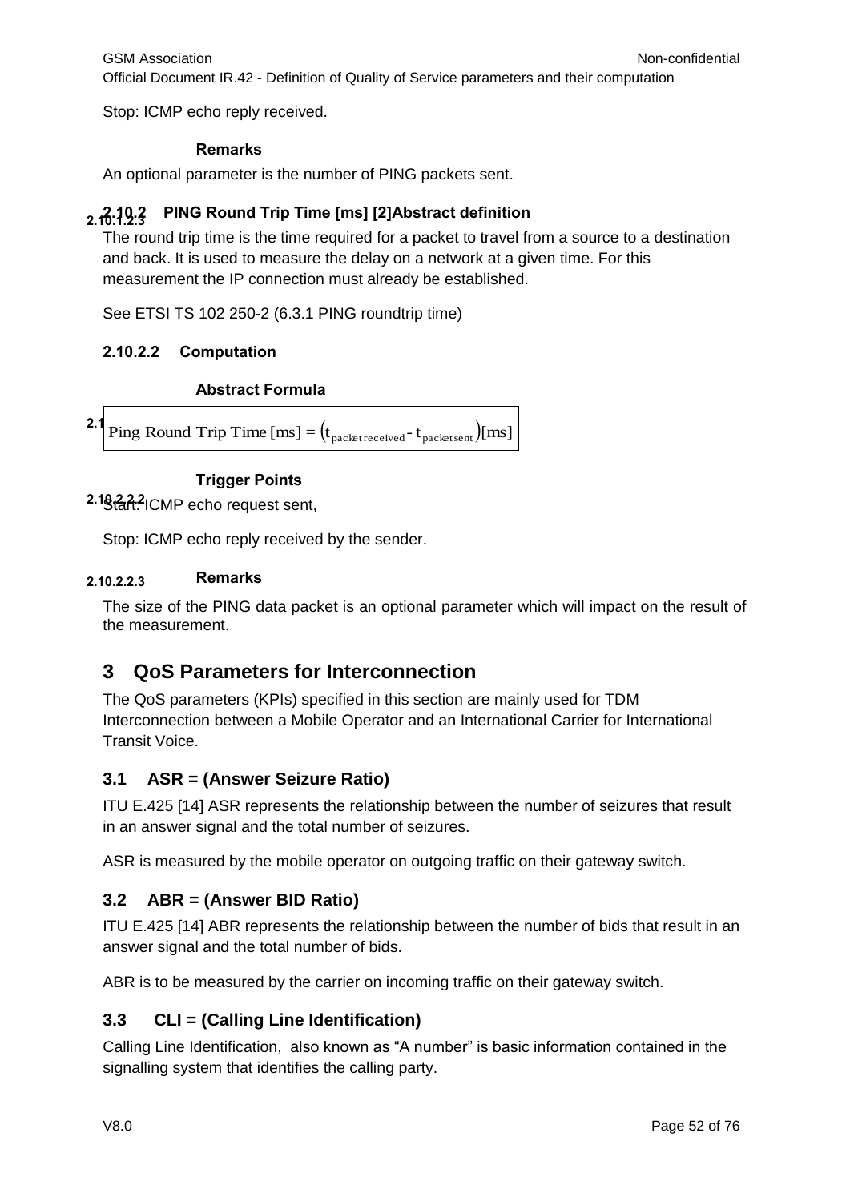Stop: ICMP echo reply received.

##### 2.10.1.2.3 Remarks

An optional parameter is the number of PING packets sent.

### 2.10.2 PING Round Trip Time [ms] [2]

#### 2.10.2.1 Abstract definition

The round trip time is the time required for a packet to travel from a source to a destination and back. It is used to measure the delay on a network at a given time. For this measurement the IP connection must already be established.

See ETSI TS 102 250-2 (6.3.1 PING roundtrip time)

#### 2.10.2.2 Computation

##### 2.10.2.2.1 Abstract Formula

$$\text{Ping Round Trip Time [ms]} = \left(t_{\text{packet received}} - t_{\text{packet sent}}\right)[\text{ms}]$$

##### 2.10.2.2.2 Trigger Points

Start: ICMP echo request sent,

Stop: ICMP echo reply received by the sender.

##### 2.10.2.2.3 Remarks

The size of the PING data packet is an optional parameter which will impact on the result of the measurement.

# 3 QoS Parameters for Interconnection

The QoS parameters (KPIs) specified in this section are mainly used for TDM Interconnection between a Mobile Operator and an International Carrier for International Transit Voice.

## 3.1 ASR = (Answer Seizure Ratio)

ITU E.425 [14] ASR represents the relationship between the number of seizures that result in an answer signal and the total number of seizures.

ASR is measured by the mobile operator on outgoing traffic on their gateway switch.

## 3.2 ABR = (Answer BID Ratio)

ITU E.425 [14] ABR represents the relationship between the number of bids that result in an answer signal and the total number of bids.

ABR is to be measured by the carrier on incoming traffic on their gateway switch.

## 3.3 CLI = (Calling Line Identification)

Calling Line Identification, also known as "A number" is basic information contained in the signalling system that identifies the calling party.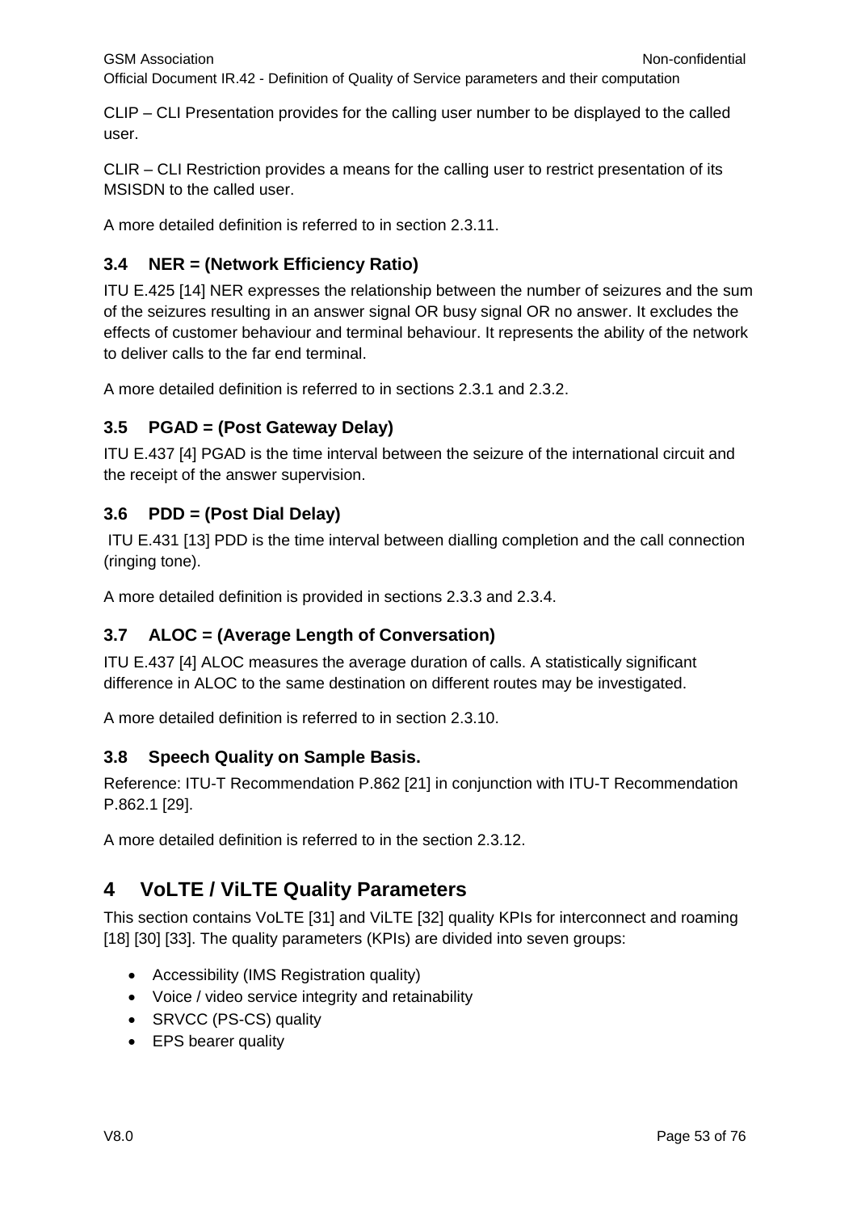CLIP – CLI Presentation provides for the calling user number to be displayed to the called user.

CLIR – CLI Restriction provides a means for the calling user to restrict presentation of its MSISDN to the called user.

A more detailed definition is referred to in section 2.3.11.

### 3.4 NER = (Network Efficiency Ratio)

ITU E.425 [14] NER expresses the relationship between the number of seizures and the sum of the seizures resulting in an answer signal OR busy signal OR no answer. It excludes the effects of customer behaviour and terminal behaviour. It represents the ability of the network to deliver calls to the far end terminal.

A more detailed definition is referred to in sections 2.3.1 and 2.3.2.

### 3.5 PGAD = (Post Gateway Delay)

ITU E.437 [4] PGAD is the time interval between the seizure of the international circuit and the receipt of the answer supervision.

### 3.6 PDD = (Post Dial Delay)

ITU E.431 [13] PDD is the time interval between dialling completion and the call connection (ringing tone).

A more detailed definition is provided in sections 2.3.3 and 2.3.4.

### 3.7 ALOC = (Average Length of Conversation)

ITU E.437 [4] ALOC measures the average duration of calls. A statistically significant difference in ALOC to the same destination on different routes may be investigated.

A more detailed definition is referred to in section 2.3.10.

### 3.8 Speech Quality on Sample Basis.

Reference: ITU-T Recommendation P.862 [21] in conjunction with ITU-T Recommendation P.862.1 [29].

A more detailed definition is referred to in the section 2.3.12.

## 4 VoLTE / ViLTE Quality Parameters

This section contains VoLTE [31] and ViLTE [32] quality KPIs for interconnect and roaming [18] [30] [33]. The quality parameters (KPIs) are divided into seven groups:

- Accessibility (IMS Registration quality)
- Voice / video service integrity and retainability
- SRVCC (PS-CS) quality
- EPS bearer quality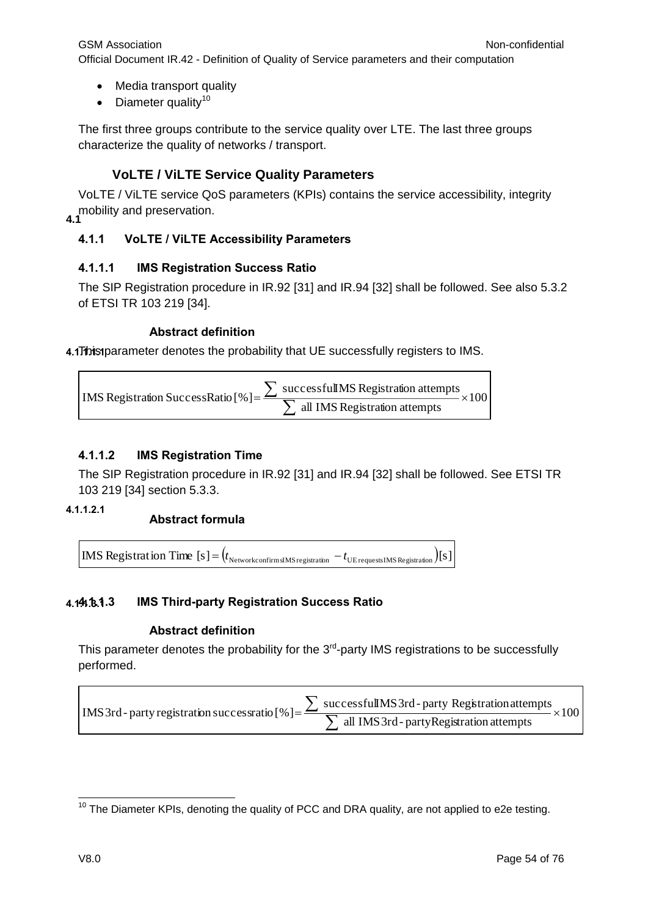- Media transport quality
- Diameter quality[10]

The first three groups contribute to the service quality over LTE. The last three groups characterize the quality of networks / transport.

## 4.1 VoLTE / ViLTE Service Quality Parameters

VoLTE / ViLTE service QoS parameters (KPIs) contains the service accessibility, integrity mobility and preservation.

### 4.1.1 VoLTE / ViLTE Accessibility Parameters

#### 4.1.1.1 IMS Registration Success Ratio

The SIP Registration procedure in IR.92 [31] and IR.94 [32] shall be followed. See also 5.3.2 of ETSI TR 103 219 [34].

##### 4.1.1.1.1 Abstract definition

This parameter denotes the probability that UE successfully registers to IMS.

$$\text{IMS Registration SuccessRatio}\,[\%] = \frac{\sum \text{ successfulIMS Registration attempts}}{\sum \text{ all IMS Registration attempts}} \times 100$$

#### 4.1.1.2 IMS Registration Time

The SIP Registration procedure in IR.92 [31] and IR.94 [32] shall be followed. See ETSI TR 103 219 [34] section 5.3.3.

##### 4.1.1.2.1 Abstract formula

$$\text{IMS Registration Time }[s] = \left(t_{\text{NetworkconfirmsIMSregistration}} - t_{\text{UE requestsIMSRegistration}}\right)[s]$$

#### 4.1.1.3 IMS Third-party Registration Success Ratio

##### 4.1.1.3.1 Abstract definition

This parameter denotes the probability for the 3rd-party IMS registrations to be successfully performed.

$$\text{IMS3rd-party registration successratio}\,[\%] = \frac{\sum \text{ successfulIMS3rd-party Registrationattempts}}{\sum \text{ all IMS3rd-partyRegistration attempts}} \times 100$$

---

[10] The Diameter KPIs, denoting the quality of PCC and DRA quality, are not applied to e2e testing.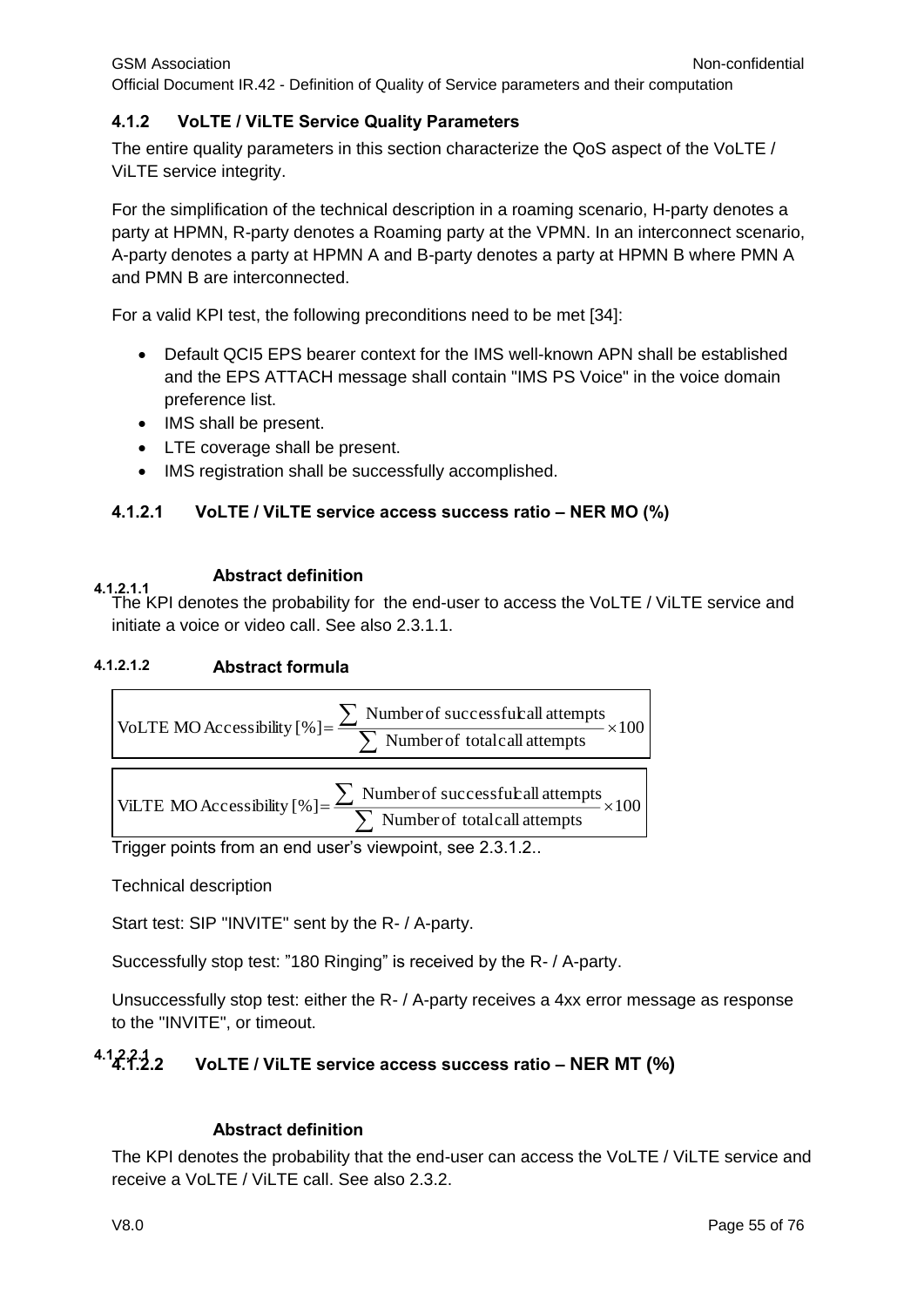### 4.1.2 VoLTE / ViLTE Service Quality Parameters

The entire quality parameters in this section characterize the QoS aspect of the VoLTE / ViLTE service integrity.

For the simplification of the technical description in a roaming scenario, H-party denotes a party at HPMN, R-party denotes a Roaming party at the VPMN. In an interconnect scenario, A-party denotes a party at HPMN A and B-party denotes a party at HPMN B where PMN A and PMN B are interconnected.

For a valid KPI test, the following preconditions need to be met [34]:

- Default QCI5 EPS bearer context for the IMS well-known APN shall be established and the EPS ATTACH message shall contain "IMS PS Voice" in the voice domain preference list.
- IMS shall be present.
- LTE coverage shall be present.
- IMS registration shall be successfully accomplished.

#### 4.1.2.1 VoLTE / ViLTE service access success ratio – NER MO (%)

##### 4.1.2.1.1 Abstract definition

The KPI denotes the probability for the end-user to access the VoLTE / ViLTE service and initiate a voice or video call. See also 2.3.1.1.

##### 4.1.2.1.2 Abstract formula

$$\text{VoLTE MO Accessibility [\%]} = \frac{\sum \text{Number of successful call attempts}}{\sum \text{Number of total call attempts}} \times 100$$

$$\text{ViLTE MO Accessibility [\%]} = \frac{\sum \text{Number of successful call attempts}}{\sum \text{Number of total call attempts}} \times 100$$

Trigger points from an end user's viewpoint, see 2.3.1.2..

Technical description

Start test: SIP "INVITE" sent by the R- / A-party.

Successfully stop test: "180 Ringing" is received by the R- / A-party.

Unsuccessfully stop test: either the R- / A-party receives a 4xx error message as response to the "INVITE", or timeout.

#### 4.1.2.2 VoLTE / ViLTE service access success ratio – NER MT (%)

##### 4.1.2.2.1 Abstract definition

The KPI denotes the probability that the end-user can access the VoLTE / ViLTE service and receive a VoLTE / ViLTE call. See also 2.3.2.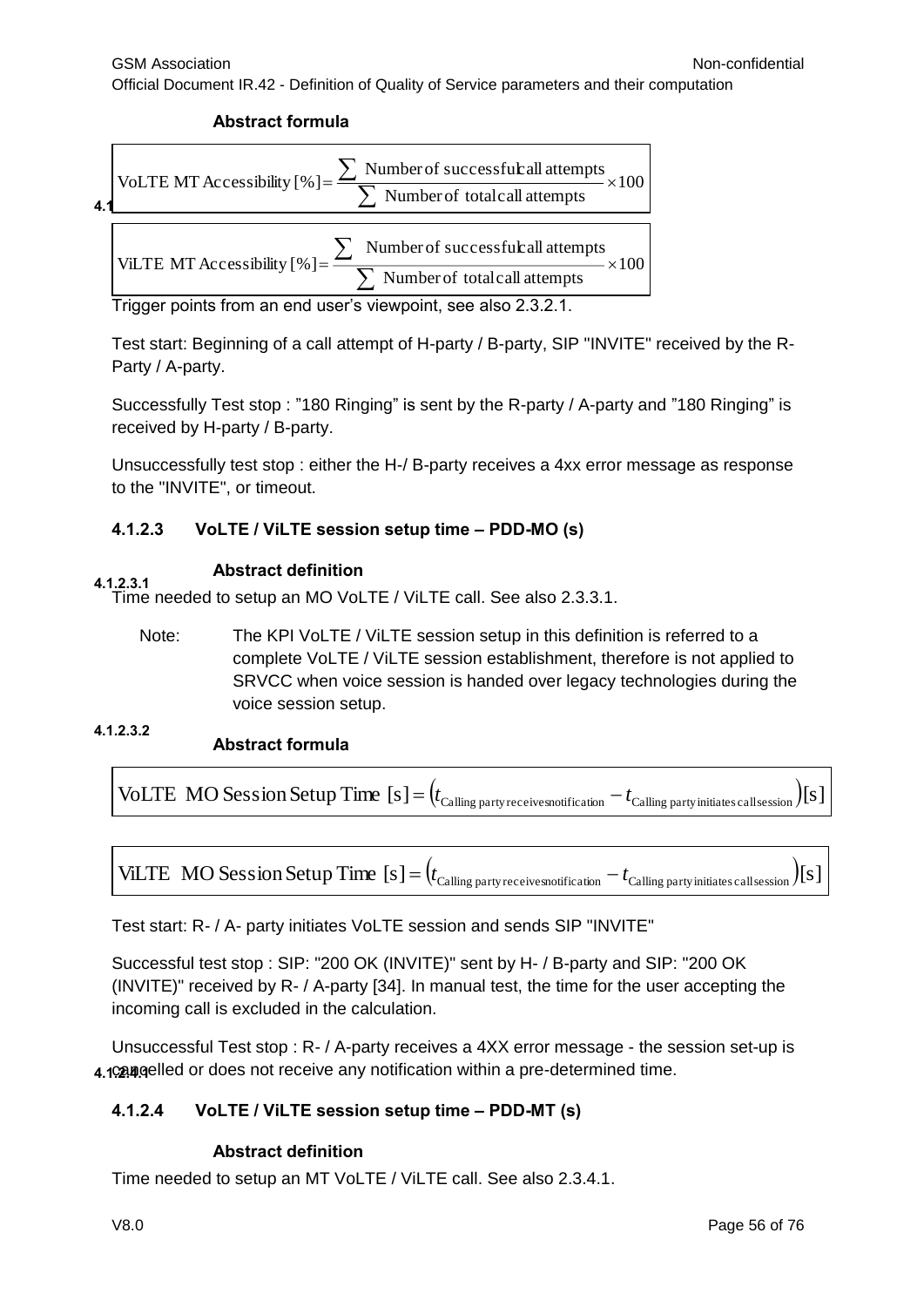#### Abstract formula

$$\text{VoLTE MT Accessibility}\ [\%] = \frac{\sum \text{Number of successful call attempts}}{\sum \text{Number of total call attempts}} \times 100$$

$$\text{ViLTE MT Accessibility}\ [\%] = \frac{\sum \text{Number of successful call attempts}}{\sum \text{Number of total call attempts}} \times 100$$

Trigger points from an end user's viewpoint, see also 2.3.2.1.

Test start: Beginning of a call attempt of H-party / B-party, SIP "INVITE" received by the R-Party / A-party.

Successfully Test stop : "180 Ringing" is sent by the R-party / A-party and "180 Ringing" is received by H-party / B-party.

Unsuccessfully test stop : either the H-/ B-party receives a 4xx error message as response to the "INVITE", or timeout.

### 4.1.2.3 VoLTE / ViLTE session setup time – PDD-MO (s)

#### 4.1.2.3.1 Abstract definition

Time needed to setup an MO VoLTE / ViLTE call. See also 2.3.3.1.

Note: The KPI VoLTE / ViLTE session setup in this definition is referred to a complete VoLTE / ViLTE session establishment, therefore is not applied to SRVCC when voice session is handed over legacy technologies during the voice session setup.

#### 4.1.2.3.2 Abstract formula

$$\text{VoLTE MO Session Setup Time}\ [s] = \left(t_{\text{Calling party receives notification}} - t_{\text{Calling party initiates call session}}\right)[s]$$

$$\text{ViLTE MO Session Setup Time}\ [s] = \left(t_{\text{Calling party receives notification}} - t_{\text{Calling party initiates call session}}\right)[s]$$

Test start: R- / A- party initiates VoLTE session and sends SIP "INVITE"

Successful test stop : SIP: "200 OK (INVITE)" sent by H- / B-party and SIP: "200 OK (INVITE)" received by R- / A-party [34]. In manual test, the time for the user accepting the incoming call is excluded in the calculation.

Unsuccessful Test stop : R- / A-party receives a 4XX error message - the session set-up is cancelled or does not receive any notification within a pre-determined time.

### 4.1.2.4 VoLTE / ViLTE session setup time – PDD-MT (s)

#### 4.1.2.4.1 Abstract definition

Time needed to setup an MT VoLTE / ViLTE call. See also 2.3.4.1.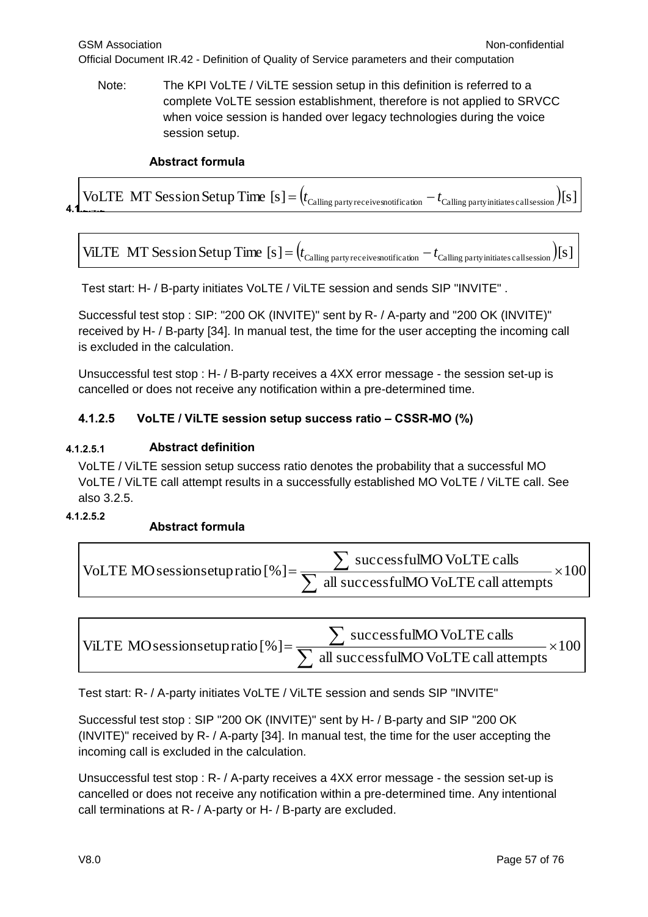Note: The KPI VoLTE / ViLTE session setup in this definition is referred to a complete VoLTE session establishment, therefore is not applied to SRVCC when voice session is handed over legacy technologies during the voice session setup.

**Abstract formula**

$$\text{VoLTE MT Session Setup Time [s]} = \left(t_{\text{Calling party receives notification}} - t_{\text{Calling party initiates call session}}\right)[\text{s}]$$

$$\text{ViLTE MT Session Setup Time [s]} = \left(t_{\text{Calling party receives notification}} - t_{\text{Calling party initiates call session}}\right)[\text{s}]$$

Test start: H- / B-party initiates VoLTE / ViLTE session and sends SIP "INVITE" .

Successful test stop : SIP: "200 OK (INVITE)" sent by R- / A-party and "200 OK (INVITE)" received by H- / B-party [34]. In manual test, the time for the user accepting the incoming call is excluded in the calculation.

Unsuccessful test stop : H- / B-party receives a 4XX error message - the session set-up is cancelled or does not receive any notification within a pre-determined time.

#### 4.1.2.5 VoLTE / ViLTE session setup success ratio – CSSR-MO (%)

##### 4.1.2.5.1 Abstract definition

VoLTE / ViLTE session setup success ratio denotes the probability that a successful MO VoLTE / ViLTE call attempt results in a successfully established MO VoLTE / ViLTE call. See also 3.2.5.

##### 4.1.2.5.2 Abstract formula

$$\text{VoLTE MO session setup ratio [\%]} = \frac{\sum \text{successful MO VoLTE calls}}{\sum \text{all successful MO VoLTE call attempts}} \times 100$$

$$\text{ViLTE MO session setup ratio [\%]} = \frac{\sum \text{successful MO VoLTE calls}}{\sum \text{all successful MO VoLTE call attempts}} \times 100$$

Test start: R- / A-party initiates VoLTE / ViLTE session and sends SIP "INVITE"

Successful test stop : SIP "200 OK (INVITE)" sent by H- / B-party and SIP "200 OK (INVITE)" received by R- / A-party [34]. In manual test, the time for the user accepting the incoming call is excluded in the calculation.

Unsuccessful test stop : R- / A-party receives a 4XX error message - the session set-up is cancelled or does not receive any notification within a pre-determined time. Any intentional call terminations at R- / A-party or H- / B-party are excluded.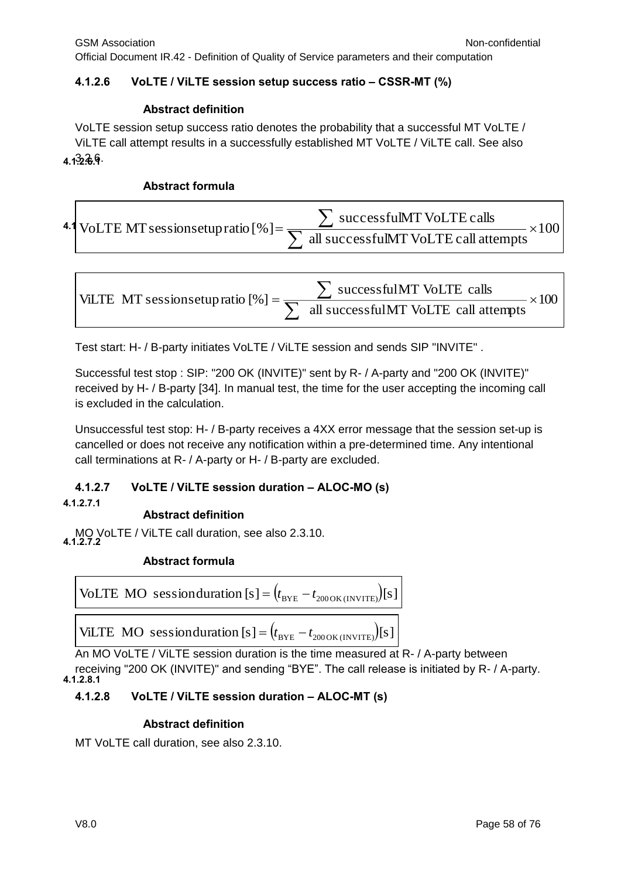#### 4.1.2.6 VoLTE / ViLTE session setup success ratio – CSSR-MT (%)

##### 4.1.2.6.1 Abstract definition

VoLTE session setup success ratio denotes the probability that a successful MT VoLTE / ViLTE call attempt results in a successfully established MT VoLTE / ViLTE call. See also 3.2.6.

##### Abstract formula

$$\text{VoLTE MT session setup ratio}\,[\%] = \frac{\sum \text{successful MT VoLTE calls}}{\sum \text{all successful MT VoLTE call attempts}} \times 100$$

$$\text{ViLTE MT session setup ratio}\,[\%] = \frac{\sum \text{successful MT VoLTE calls}}{\sum \text{all successful MT VoLTE call attempts}} \times 100$$

Test start: H- / B-party initiates VoLTE / ViLTE session and sends SIP "INVITE" .

Successful test stop : SIP: "200 OK (INVITE)" sent by R- / A-party and "200 OK (INVITE)" received by H- / B-party [34]. In manual test, the time for the user accepting the incoming call is excluded in the calculation.

Unsuccessful test stop: H- / B-party receives a 4XX error message that the session set-up is cancelled or does not receive any notification within a pre-determined time. Any intentional call terminations at R- / A-party or H- / B-party are excluded.

#### 4.1.2.7 VoLTE / ViLTE session duration – ALOC-MO (s)

##### 4.1.2.7.1 Abstract definition

MO VoLTE / ViLTE call duration, see also 2.3.10.

##### 4.1.2.7.2 Abstract formula

$$\text{VoLTE MO session duration}\,[\text{s}] = \left(t_{\text{BYE}} - t_{\text{200 OK (INVITE)}}\right)[\text{s}]$$

$$\text{ViLTE MO session duration}\,[\text{s}] = \left(t_{\text{BYE}} - t_{\text{200 OK (INVITE)}}\right)[\text{s}]$$

An MO VoLTE / ViLTE session duration is the time measured at R- / A-party between receiving "200 OK (INVITE)" and sending “BYE”. The call release is initiated by R- / A-party.

#### 4.1.2.8 VoLTE / ViLTE session duration – ALOC-MT (s)

##### 4.1.2.8.1 Abstract definition

MT VoLTE call duration, see also 2.3.10.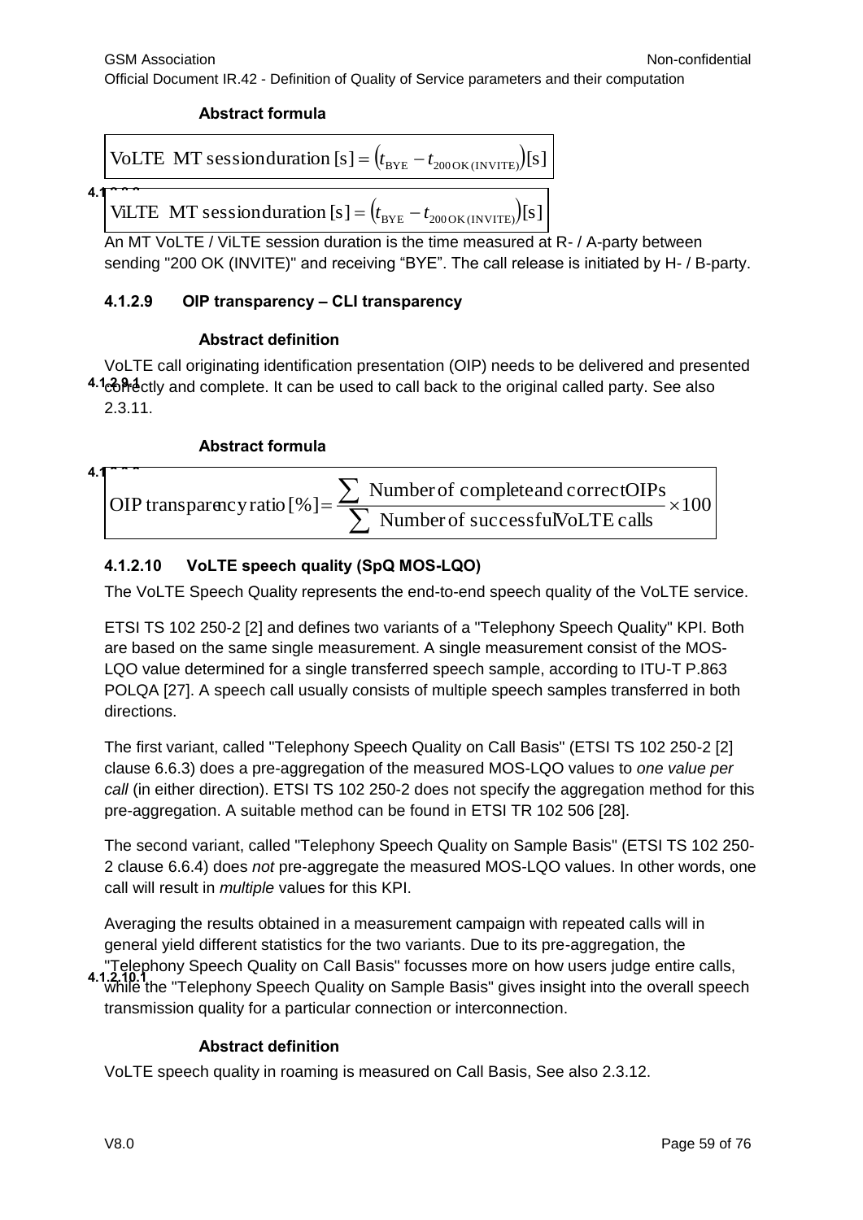#### Abstract formula

$$\text{VoLTE MT session duration [s]} = \left(t_{\text{BYE}} - t_{\text{200 OK (INVITE)}}\right)\text{[s]}$$

$$\text{ViLTE MT session duration [s]} = \left(t_{\text{BYE}} - t_{\text{200 OK (INVITE)}}\right)\text{[s]}$$

An MT VoLTE / ViLTE session duration is the time measured at R- / A-party between sending "200 OK (INVITE)" and receiving "BYE". The call release is initiated by H- / B-party.

### 4.1.2.9 OIP transparency – CLI transparency

#### 4.1.2.9.1 Abstract definition

VoLTE call originating identification presentation (OIP) needs to be delivered and presented correctly and complete. It can be used to call back to the original called party. See also 2.3.11.

#### Abstract formula

$$\text{OIP transparency ratio [\%]} = \frac{\sum \text{Number of complete and correct OIPs}}{\sum \text{Number of successful VoLTE calls}} \times 100$$

### 4.1.2.10 VoLTE speech quality (SpQ MOS-LQO)

The VoLTE Speech Quality represents the end-to-end speech quality of the VoLTE service.

ETSI TS 102 250-2 [2] and defines two variants of a "Telephony Speech Quality" KPI. Both are based on the same single measurement. A single measurement consist of the MOS-LQO value determined for a single transferred speech sample, according to ITU-T P.863 POLQA [27]. A speech call usually consists of multiple speech samples transferred in both directions.

The first variant, called "Telephony Speech Quality on Call Basis" (ETSI TS 102 250-2 [2] clause 6.6.3) does a pre-aggregation of the measured MOS-LQO values to *one value per call* (in either direction). ETSI TS 102 250-2 does not specify the aggregation method for this pre-aggregation. A suitable method can be found in ETSI TR 102 506 [28].

The second variant, called "Telephony Speech Quality on Sample Basis" (ETSI TS 102 250-2 clause 6.6.4) does *not* pre-aggregate the measured MOS-LQO values. In other words, one call will result in *multiple* values for this KPI.

Averaging the results obtained in a measurement campaign with repeated calls will in general yield different statistics for the two variants. Due to its pre-aggregation, the "Telephony Speech Quality on Call Basis" focusses more on how users judge entire calls, while the "Telephony Speech Quality on Sample Basis" gives insight into the overall speech transmission quality for a particular connection or interconnection.

#### 4.1.2.10.1 Abstract definition

VoLTE speech quality in roaming is measured on Call Basis, See also 2.3.12.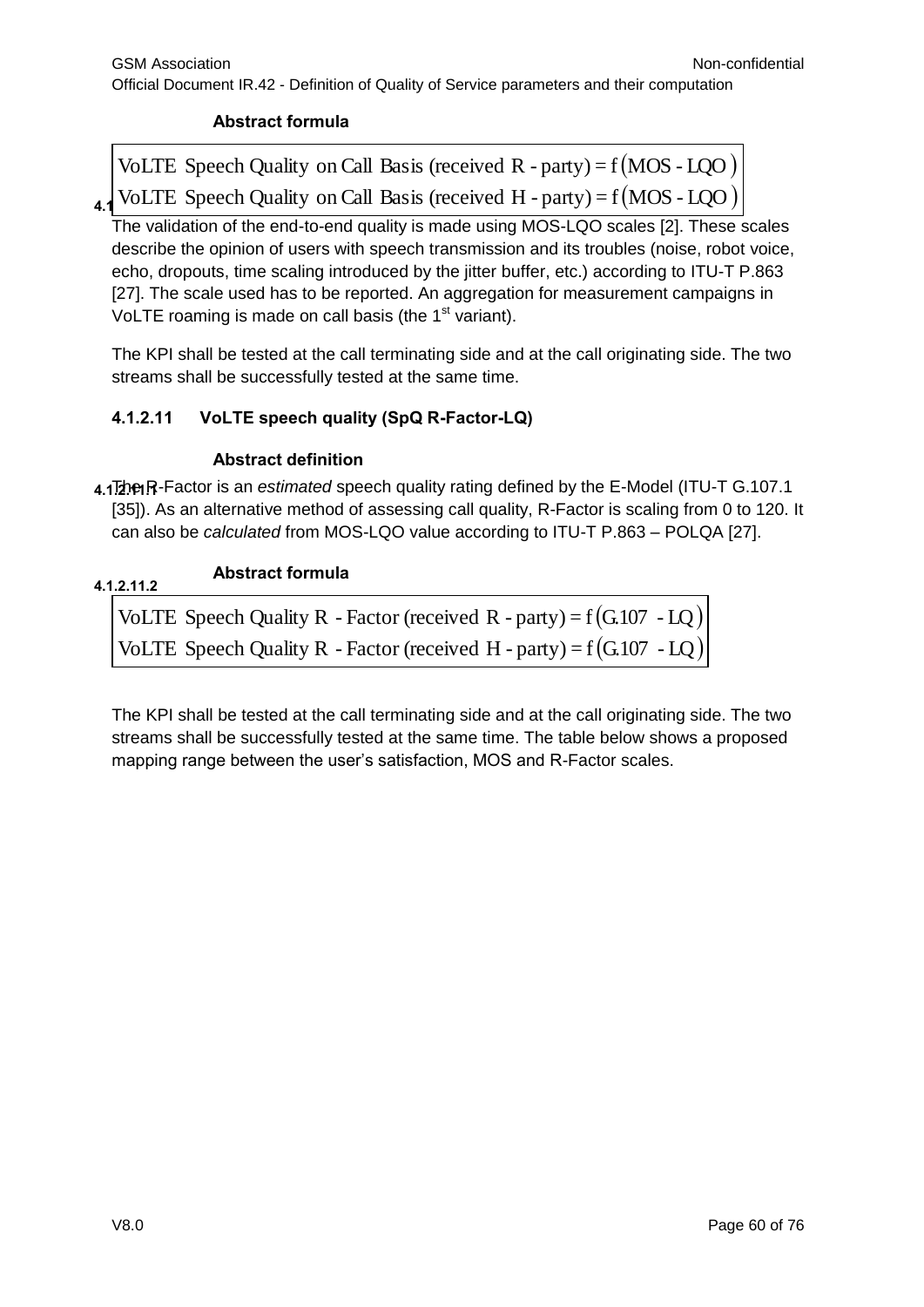Abstract formula

$$\text{VoLTE Speech Quality on Call Basis (received R - party)} = f(\text{MOS - LQO})$$
$$\text{VoLTE Speech Quality on Call Basis (received H - party)} = f(\text{MOS - LQO})$$

The validation of the end-to-end quality is made using MOS-LQO scales [2]. These scales describe the opinion of users with speech transmission and its troubles (noise, robot voice, echo, dropouts, time scaling introduced by the jitter buffer, etc.) according to ITU-T P.863 [27]. The scale used has to be reported. An aggregation for measurement campaigns in VoLTE roaming is made on call basis (the 1st variant).

The KPI shall be tested at the call terminating side and at the call originating side. The two streams shall be successfully tested at the same time.

#### 4.1.2.11 VoLTE speech quality (SpQ R-Factor-LQ)

##### 4.1.2.11.1 Abstract definition

The R-Factor is an *estimated* speech quality rating defined by the E-Model (ITU-T G.107.1 [35]). As an alternative method of assessing call quality, R-Factor is scaling from 0 to 120. It can also be *calculated* from MOS-LQO value according to ITU-T P.863 – POLQA [27].

##### 4.1.2.11.2 Abstract formula

$$\text{VoLTE Speech Quality R - Factor (received R - party)} = f(\text{G.107 - LQ})$$
$$\text{VoLTE Speech Quality R - Factor (received H - party)} = f(\text{G.107 - LQ})$$

The KPI shall be tested at the call terminating side and at the call originating side. The two streams shall be successfully tested at the same time. The table below shows a proposed mapping range between the user's satisfaction, MOS and R-Factor scales.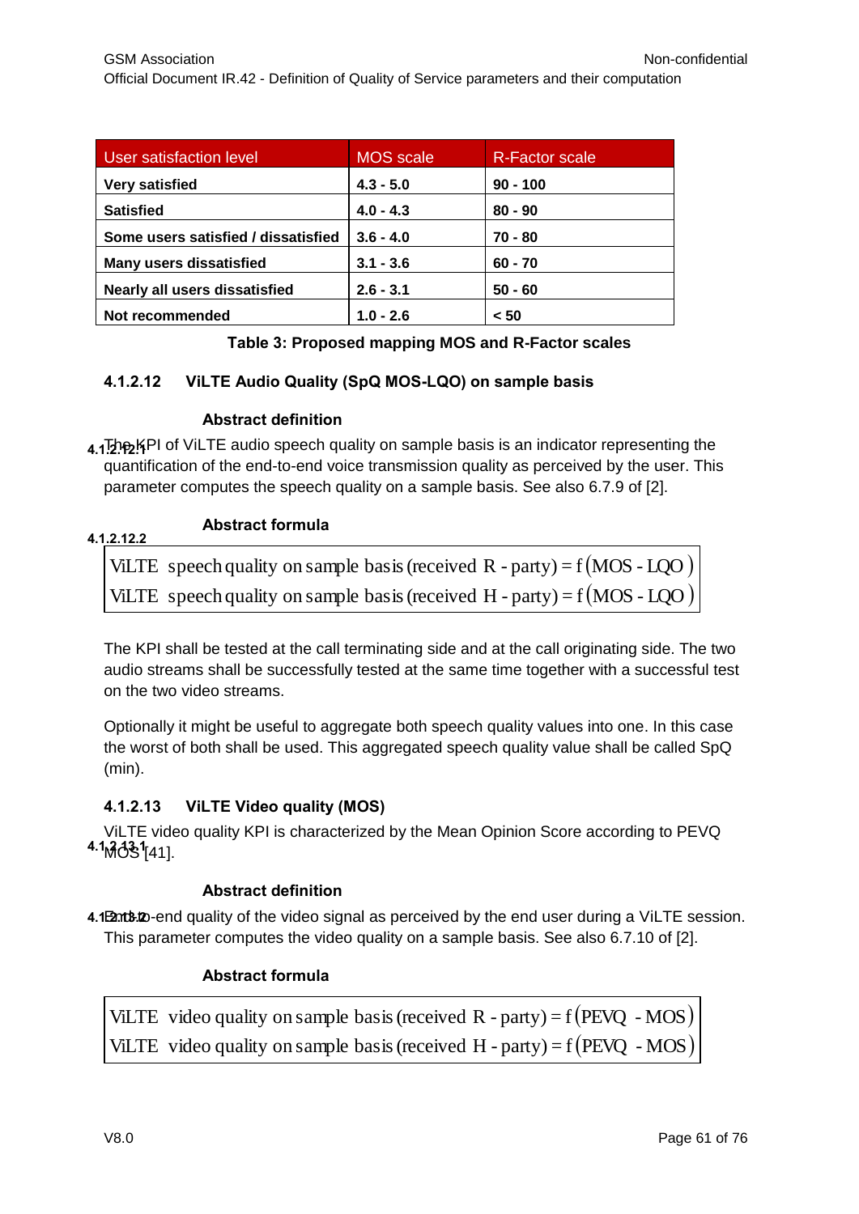| User satisfaction level | MOS scale | R-Factor scale |
|---|---|---|
| **Very satisfied** | **4.3 - 5.0** | **90 - 100** |
| **Satisfied** | **4.0 - 4.3** | **80 - 90** |
| **Some users satisfied / dissatisfied** | **3.6 - 4.0** | **70 - 80** |
| **Many users dissatisfied** | **3.1 - 3.6** | **60 - 70** |
| **Nearly all users dissatisfied** | **2.6 - 3.1** | **50 - 60** |
| **Not recommended** | **1.0 - 2.6** | **< 50** |

**Table 3: Proposed mapping MOS and R-Factor scales**

#### 4.1.2.12 ViLTE Audio Quality (SpQ MOS-LQO) on sample basis

##### 4.1.2.12.1 Abstract definition

The KPI of ViLTE audio speech quality on sample basis is an indicator representing the quantification of the end-to-end voice transmission quality as perceived by the user. This parameter computes the speech quality on a sample basis. See also 6.7.9 of [2].

##### 4.1.2.12.2 Abstract formula

$$\text{ViLTE speech quality on sample basis (received R - party)} = f(\text{MOS - LQO})$$
$$\text{ViLTE speech quality on sample basis (received H - party)} = f(\text{MOS - LQO})$$

The KPI shall be tested at the call terminating side and at the call originating side. The two audio streams shall be successfully tested at the same time together with a successful test on the two video streams.

Optionally it might be useful to aggregate both speech quality values into one. In this case the worst of both shall be used. This aggregated speech quality value shall be called SpQ (min).

#### 4.1.2.13 ViLTE Video quality (MOS)

ViLTE video quality KPI is characterized by the Mean Opinion Score according to PEVQ MOS [41].

##### 4.1.2.13.1 Abstract definition

End-to-end quality of the video signal as perceived by the end user during a ViLTE session. This parameter computes the video quality on a sample basis. See also 6.7.10 of [2].

##### 4.1.2.13.2 Abstract formula

$$\text{ViLTE video quality on sample basis (received R - party)} = f(\text{PEVQ - MOS})$$
$$\text{ViLTE video quality on sample basis (received H - party)} = f(\text{PEVQ - MOS})$$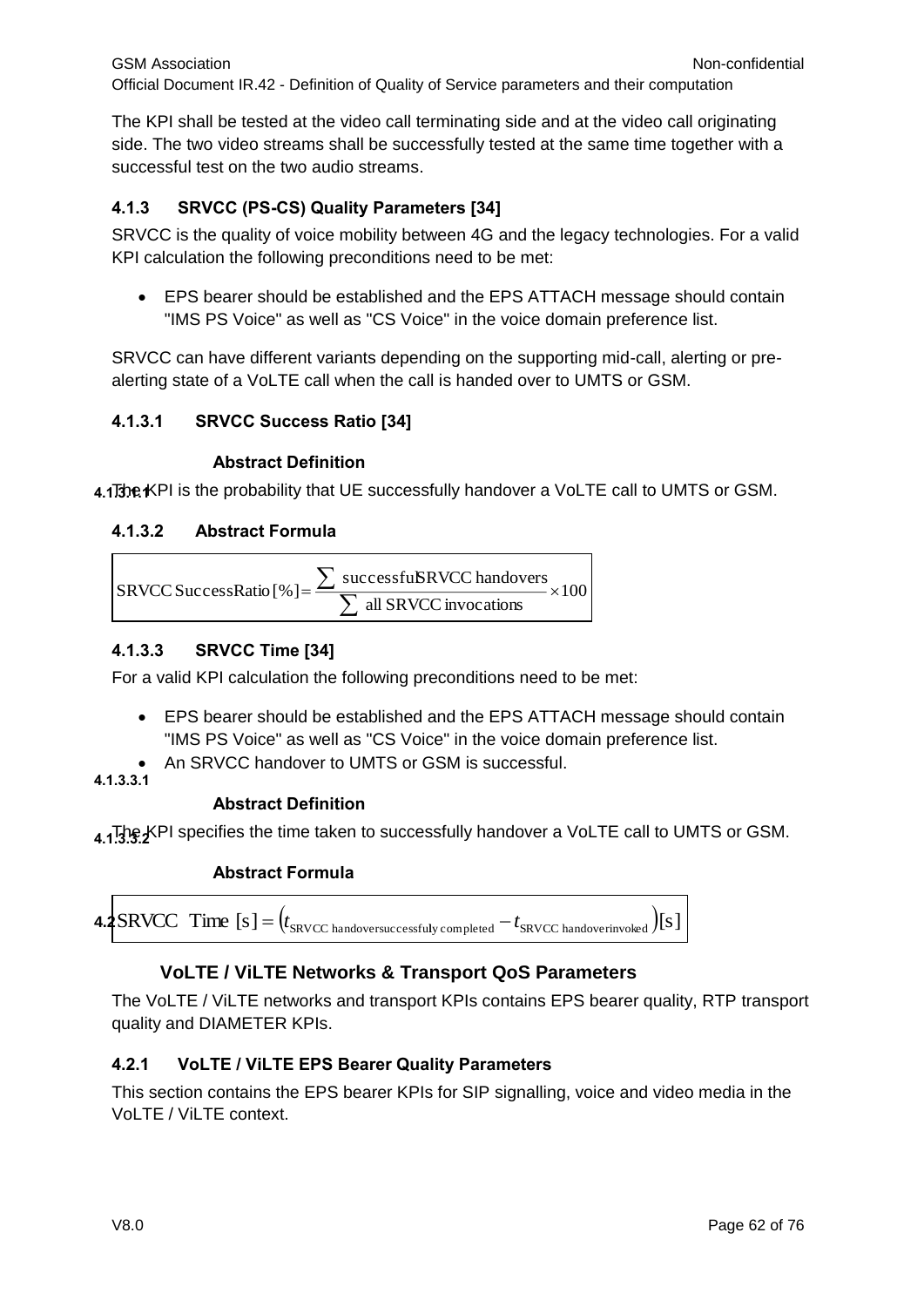The KPI shall be tested at the video call terminating side and at the video call originating side. The two video streams shall be successfully tested at the same time together with a successful test on the two audio streams.

### 4.1.3 SRVCC (PS-CS) Quality Parameters [34]

SRVCC is the quality of voice mobility between 4G and the legacy technologies. For a valid KPI calculation the following preconditions need to be met:

- EPS bearer should be established and the EPS ATTACH message should contain "IMS PS Voice" as well as "CS Voice" in the voice domain preference list.

SRVCC can have different variants depending on the supporting mid-call, alerting or pre-alerting state of a VoLTE call when the call is handed over to UMTS or GSM.

#### 4.1.3.1 SRVCC Success Ratio [34]

##### 4.1.3.1.1 Abstract Definition

The KPI is the probability that UE successfully handover a VoLTE call to UMTS or GSM.

##### 4.1.3.2 Abstract Formula

$$\text{SRVCC SuccessRatio}\,[\%] = \frac{\sum \text{successful SRVCC handovers}}{\sum \text{all SRVCC invocations}} \times 100$$

#### 4.1.3.3 SRVCC Time [34]

For a valid KPI calculation the following preconditions need to be met:

- EPS bearer should be established and the EPS ATTACH message should contain "IMS PS Voice" as well as "CS Voice" in the voice domain preference list.
- An SRVCC handover to UMTS or GSM is successful.

##### 4.1.3.3.1 Abstract Definition

The KPI specifies the time taken to successfully handover a VoLTE call to UMTS or GSM.

##### 4.1.3.3.2 Abstract Formula

$$\text{SRVCC Time}\ [s] = \left(t_{\text{SRVCC handover successfuly completed}} - t_{\text{SRVCC handover invoked}}\right)[s]$$

## 4.2 VoLTE / ViLTE Networks & Transport QoS Parameters

The VoLTE / ViLTE networks and transport KPIs contains EPS bearer quality, RTP transport quality and DIAMETER KPIs.

### 4.2.1 VoLTE / ViLTE EPS Bearer Quality Parameters

This section contains the EPS bearer KPIs for SIP signalling, voice and video media in the VoLTE / ViLTE context.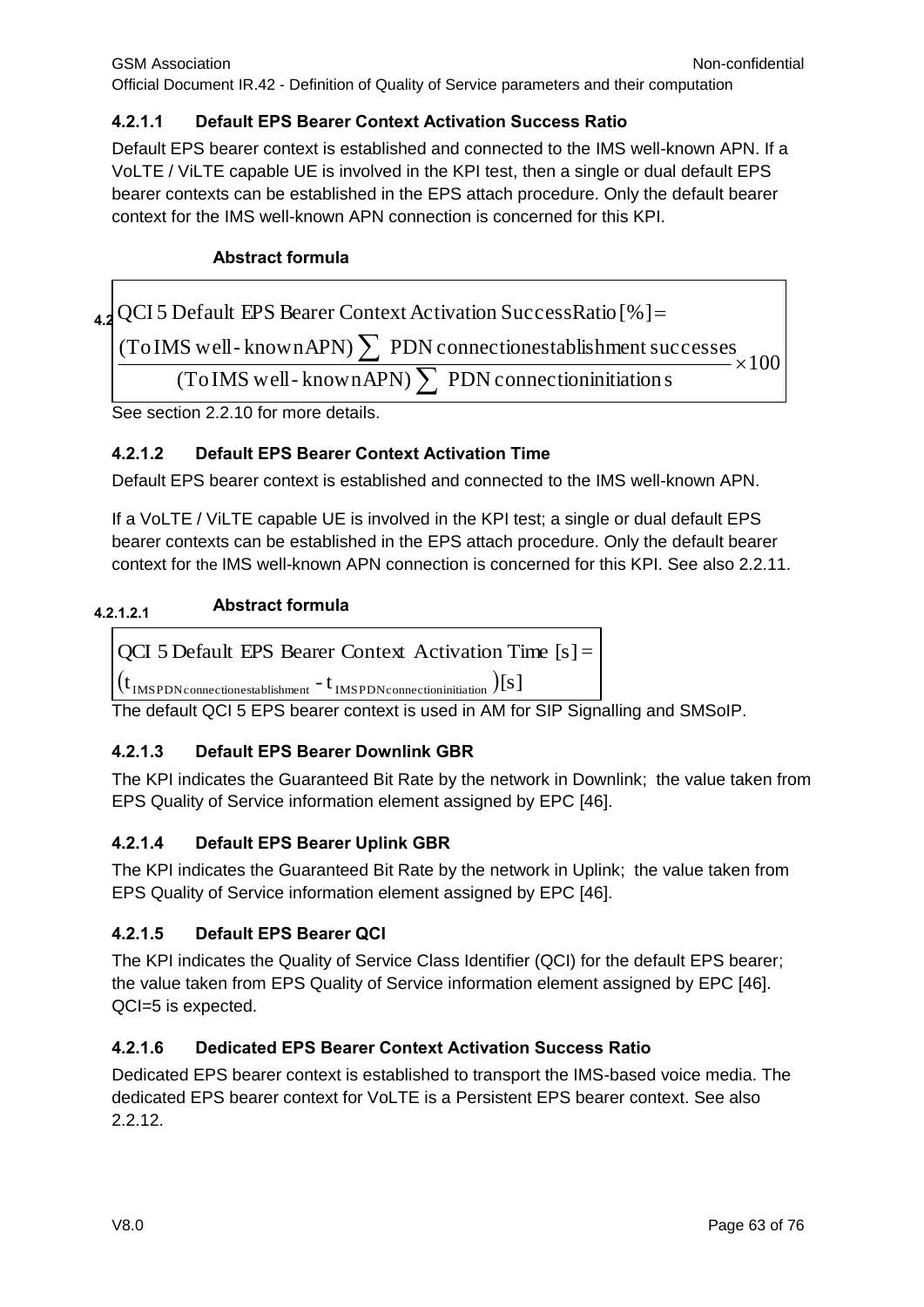#### 4.2.1.1 Default EPS Bearer Context Activation Success Ratio

Default EPS bearer context is established and connected to the IMS well-known APN. If a VoLTE / ViLTE capable UE is involved in the KPI test, then a single or dual default EPS bearer contexts can be established in the EPS attach procedure. Only the default bearer context for the IMS well-known APN connection is concerned for this KPI.

**Abstract formula**

$$\text{QCI 5 Default EPS Bearer Context Activation SuccessRatio}[\%] = \frac{(\text{To IMS well-known APN}) \sum \text{PDN connection establishment successes}}{(\text{To IMS well-known APN}) \sum \text{PDN connection initiations}} \times 100$$

See section 2.2.10 for more details.

#### 4.2.1.2 Default EPS Bearer Context Activation Time

Default EPS bearer context is established and connected to the IMS well-known APN.

If a VoLTE / ViLTE capable UE is involved in the KPI test; a single or dual default EPS bearer contexts can be established in the EPS attach procedure. Only the default bearer context for the IMS well-known APN connection is concerned for this KPI. See also 2.2.11.

##### 4.2.1.2.1 Abstract formula

$$\text{QCI 5 Default EPS Bearer Context Activation Time [s]} = (t_{\text{IMS PDN connection establishment}} - t_{\text{IMS PDN connection initiation}})[s]$$

The default QCI 5 EPS bearer context is used in AM for SIP Signalling and SMSoIP.

#### 4.2.1.3 Default EPS Bearer Downlink GBR

The KPI indicates the Guaranteed Bit Rate by the network in Downlink; the value taken from EPS Quality of Service information element assigned by EPC [46].

#### 4.2.1.4 Default EPS Bearer Uplink GBR

The KPI indicates the Guaranteed Bit Rate by the network in Uplink; the value taken from EPS Quality of Service information element assigned by EPC [46].

#### 4.2.1.5 Default EPS Bearer QCI

The KPI indicates the Quality of Service Class Identifier (QCI) for the default EPS bearer; the value taken from EPS Quality of Service information element assigned by EPC [46]. QCI=5 is expected.

#### 4.2.1.6 Dedicated EPS Bearer Context Activation Success Ratio

Dedicated EPS bearer context is established to transport the IMS-based voice media. The dedicated EPS bearer context for VoLTE is a Persistent EPS bearer context. See also 2.2.12.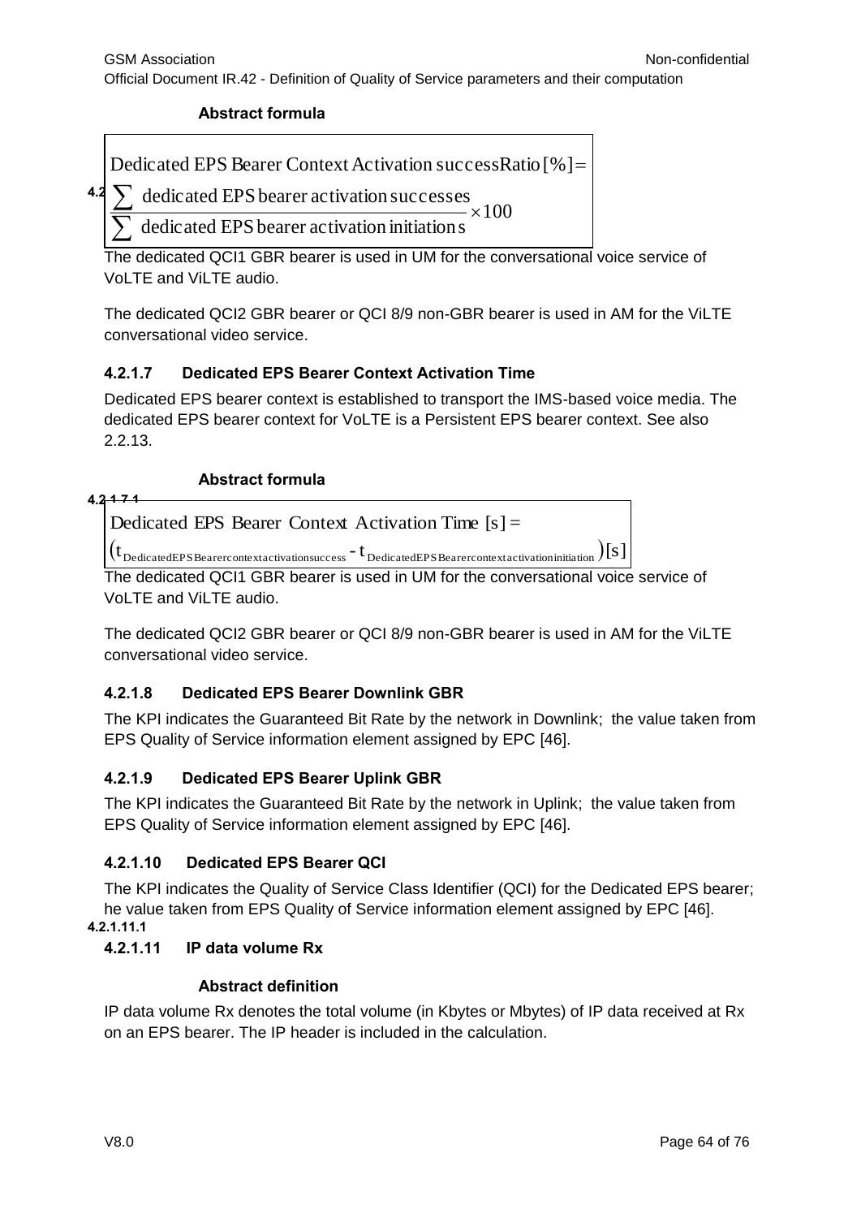#### Abstract formula

$$\text{Dedicated EPS Bearer Context Activation successRatio [\%]} = \frac{\sum \text{dedicated EPS bearer activation successes}}{\sum \text{dedicated EPS bearer activation initiations}} \times 100$$

The dedicated QCI1 GBR bearer is used in UM for the conversational voice service of VoLTE and ViLTE audio.

The dedicated QCI2 GBR bearer or QCI 8/9 non-GBR bearer is used in AM for the ViLTE conversational video service.

### 4.2.1.7 Dedicated EPS Bearer Context Activation Time

Dedicated EPS bearer context is established to transport the IMS-based voice media. The dedicated EPS bearer context for VoLTE is a Persistent EPS bearer context. See also 2.2.13.

#### 4.2.1.7.1 Abstract formula

$$\text{Dedicated EPS Bearer Context Activation Time [s]} = \left(t_{\text{Dedicated EPS Bearer context activation success}} - t_{\text{Dedicated EPS Bearer context activation initiation}}\right)[s]$$

The dedicated QCI1 GBR bearer is used in UM for the conversational voice service of VoLTE and ViLTE audio.

The dedicated QCI2 GBR bearer or QCI 8/9 non-GBR bearer is used in AM for the ViLTE conversational video service.

### 4.2.1.8 Dedicated EPS Bearer Downlink GBR

The KPI indicates the Guaranteed Bit Rate by the network in Downlink; the value taken from EPS Quality of Service information element assigned by EPC [46].

### 4.2.1.9 Dedicated EPS Bearer Uplink GBR

The KPI indicates the Guaranteed Bit Rate by the network in Uplink; the value taken from EPS Quality of Service information element assigned by EPC [46].

### 4.2.1.10 Dedicated EPS Bearer QCI

The KPI indicates the Quality of Service Class Identifier (QCI) for the Dedicated EPS bearer; he value taken from EPS Quality of Service information element assigned by EPC [46].

### 4.2.1.11 IP data volume Rx

#### 4.2.1.11.1 Abstract definition

IP data volume Rx denotes the total volume (in Kbytes or Mbytes) of IP data received at Rx on an EPS bearer. The IP header is included in the calculation.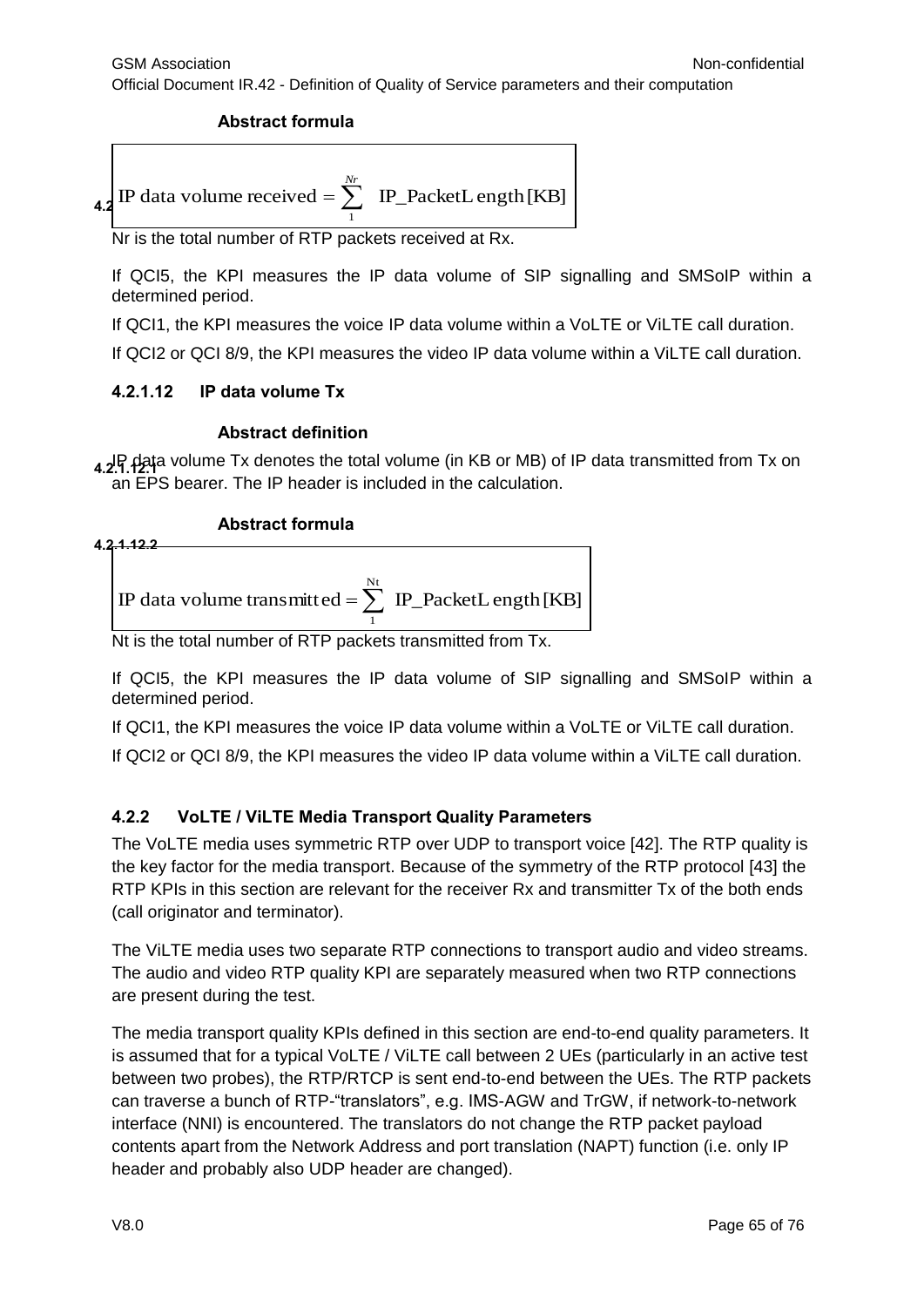#### 4.2.1.11.2 Abstract formula

$$\text{IP data volume received} = \sum_{1}^{Nr} \text{IP\_PacketLength [KB]}$$

Nr is the total number of RTP packets received at Rx.

If QCI5, the KPI measures the IP data volume of SIP signalling and SMSoIP within a determined period.

If QCI1, the KPI measures the voice IP data volume within a VoLTE or ViLTE call duration.

If QCI2 or QCI 8/9, the KPI measures the video IP data volume within a ViLTE call duration.

### 4.2.1.12 IP data volume Tx

#### 4.2.1.12.1 Abstract definition

IP data volume Tx denotes the total volume (in KB or MB) of IP data transmitted from Tx on an EPS bearer. The IP header is included in the calculation.

#### 4.2.1.12.2 Abstract formula

$$\text{IP data volume transmitted} = \sum_{1}^{Nt} \text{IP\_PacketLength [KB]}$$

Nt is the total number of RTP packets transmitted from Tx.

If QCI5, the KPI measures the IP data volume of SIP signalling and SMSoIP within a determined period.

If QCI1, the KPI measures the voice IP data volume within a VoLTE or ViLTE call duration.

If QCI2 or QCI 8/9, the KPI measures the video IP data volume within a ViLTE call duration.

## 4.2.2 VoLTE / ViLTE Media Transport Quality Parameters

The VoLTE media uses symmetric RTP over UDP to transport voice [42]. The RTP quality is the key factor for the media transport. Because of the symmetry of the RTP protocol [43] the RTP KPIs in this section are relevant for the receiver Rx and transmitter Tx of the both ends (call originator and terminator).

The ViLTE media uses two separate RTP connections to transport audio and video streams. The audio and video RTP quality KPI are separately measured when two RTP connections are present during the test.

The media transport quality KPIs defined in this section are end-to-end quality parameters. It is assumed that for a typical VoLTE / ViLTE call between 2 UEs (particularly in an active test between two probes), the RTP/RTCP is sent end-to-end between the UEs. The RTP packets can traverse a bunch of RTP-"translators", e.g. IMS-AGW and TrGW, if network-to-network interface (NNI) is encountered. The translators do not change the RTP packet payload contents apart from the Network Address and port translation (NAPT) function (i.e. only IP header and probably also UDP header are changed).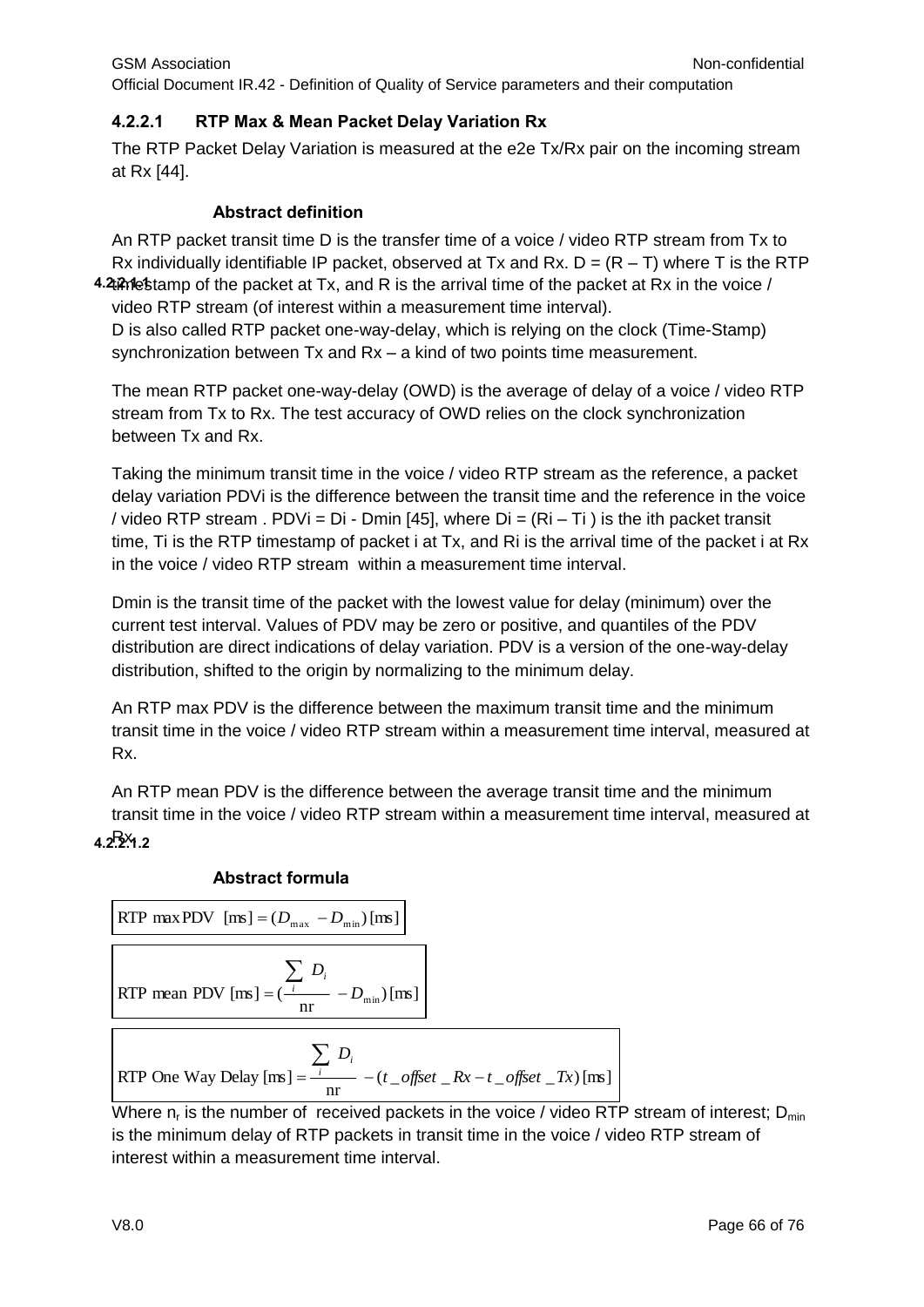### 4.2.2.1 RTP Max & Mean Packet Delay Variation Rx

The RTP Packet Delay Variation is measured at the e2e Tx/Rx pair on the incoming stream at Rx [44].

#### 4.2.2.1.1 Abstract definition

An RTP packet transit time D is the transfer time of a voice / video RTP stream from Tx to Rx individually identifiable IP packet, observed at Tx and Rx. D = (R – T) where T is the RTP timestamp of the packet at Tx, and R is the arrival time of the packet at Rx in the voice / video RTP stream (of interest within a measurement time interval).

D is also called RTP packet one-way-delay, which is relying on the clock (Time-Stamp) synchronization between Tx and Rx – a kind of two points time measurement.

The mean RTP packet one-way-delay (OWD) is the average of delay of a voice / video RTP stream from Tx to Rx. The test accuracy of OWD relies on the clock synchronization between Tx and Rx.

Taking the minimum transit time in the voice / video RTP stream as the reference, a packet delay variation PDVi is the difference between the transit time and the reference in the voice / video RTP stream . PDVi = Di - Dmin [45], where Di = (Ri – Ti ) is the ith packet transit time, Ti is the RTP timestamp of packet i at Tx, and Ri is the arrival time of the packet i at Rx in the voice / video RTP stream within a measurement time interval.

Dmin is the transit time of the packet with the lowest value for delay (minimum) over the current test interval. Values of PDV may be zero or positive, and quantiles of the PDV distribution are direct indications of delay variation. PDV is a version of the one-way-delay distribution, shifted to the origin by normalizing to the minimum delay.

An RTP max PDV is the difference between the maximum transit time and the minimum transit time in the voice / video RTP stream within a measurement time interval, measured at Rx.

An RTP mean PDV is the difference between the average transit time and the minimum transit time in the voice / video RTP stream within a measurement time interval, measured at Rx.

#### 4.2.2.1.2 Abstract formula

$$\text{RTP max PDV } [\text{ms}] = (D_{\max} - D_{\min})\,[\text{ms}]$$

$$\text{RTP mean PDV } [\text{ms}] = \left(\frac{\sum_i D_i}{\text{nr}} - D_{\min}\right)[\text{ms}]$$

$$\text{RTP One Way Delay } [\text{ms}] = \frac{\sum_i D_i}{\text{nr}} - (t\_offset\_Rx - t\_offset\_Tx)\,[\text{ms}]$$

Where $n_r$ is the number of received packets in the voice / video RTP stream of interest; $D_{min}$ is the minimum delay of RTP packets in transit time in the voice / video RTP stream of interest within a measurement time interval.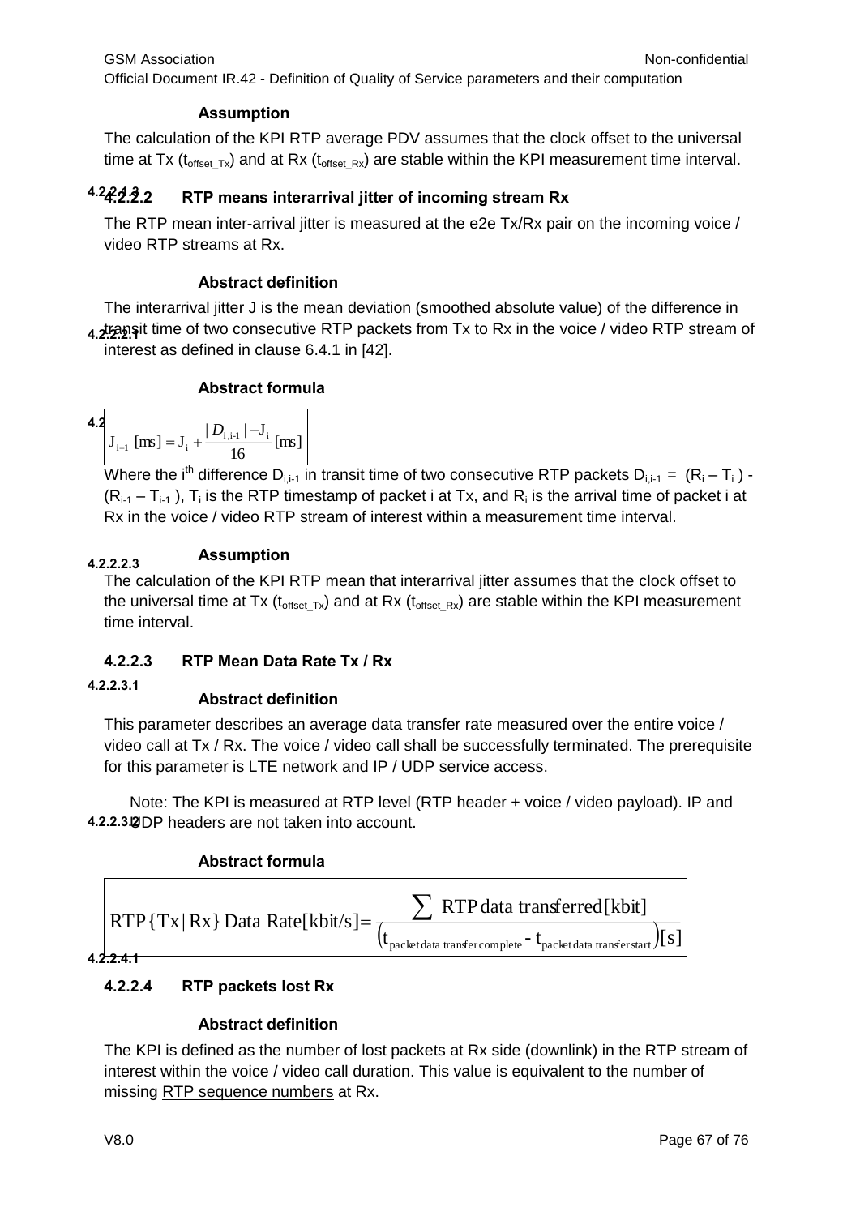#### Assumption

The calculation of the KPI RTP average PDV assumes that the clock offset to the universal time at Tx ($t_{offset\_Tx}$) and at Rx ($t_{offset\_Rx}$) are stable within the KPI measurement time interval.

### 4.2.2.2 RTP means interarrival jitter of incoming stream Rx

The RTP mean inter-arrival jitter is measured at the e2e Tx/Rx pair on the incoming voice / video RTP streams at Rx.

#### 4.2.2.2.1 Abstract definition

The interarrival jitter J is the mean deviation (smoothed absolute value) of the difference in transit time of two consecutive RTP packets from Tx to Rx in the voice / video RTP stream of interest as defined in clause 6.4.1 in [42].

#### 4.2.2.2.2 Abstract formula

$$J_{i+1}\ [ms] = J_i + \frac{|D_{i,i-1}| - J_i}{16}[ms]$$

Where the i[th] difference $D_{i,i-1}$ in transit time of two consecutive RTP packets $D_{i,i-1} = (R_i - T_i) - (R_{i-1} - T_{i-1})$, $T_i$ is the RTP timestamp of packet i at Tx, and $R_i$ is the arrival time of packet i at Rx in the voice / video RTP stream of interest within a measurement time interval.

#### 4.2.2.2.3 Assumption

The calculation of the KPI RTP mean that interarrival jitter assumes that the clock offset to the universal time at Tx ($t_{offset\_Tx}$) and at Rx ($t_{offset\_Rx}$) are stable within the KPI measurement time interval.

### 4.2.2.3 RTP Mean Data Rate Tx / Rx

#### 4.2.2.3.1 Abstract definition

This parameter describes an average data transfer rate measured over the entire voice / video call at Tx / Rx. The voice / video call shall be successfully terminated. The prerequisite for this parameter is LTE network and IP / UDP service access.

Note: The KPI is measured at RTP level (RTP header + voice / video payload). IP and UDP headers are not taken into account.

#### 4.2.2.3.2 Abstract formula

$$RTP\{Tx|Rx\}\ Data\ Rate[kbit/s] = \frac{\sum RTP\ data\ transferred[kbit]}{\left(t_{packet\ data\ transfer\ complete} - t_{packet\ data\ transfer\ start}\right)[s]}$$

### 4.2.2.4 RTP packets lost Rx

#### 4.2.2.4.1 Abstract definition

The KPI is defined as the number of lost packets at Rx side (downlink) in the RTP stream of interest within the voice / video call duration. This value is equivalent to the number of missing RTP sequence numbers at Rx.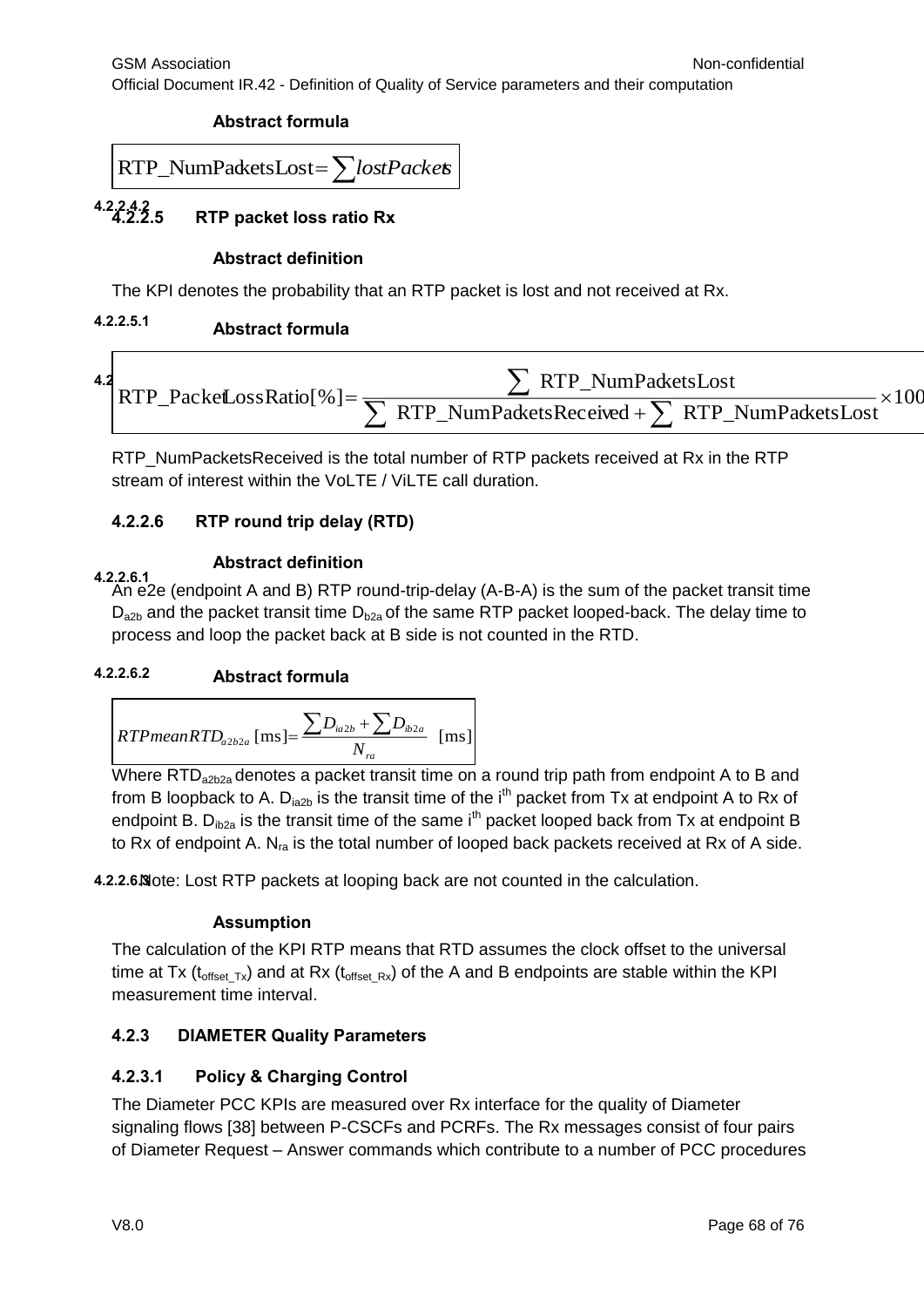#### Abstract formula

$$\text{RTP\_NumPacketsLost} = \sum lostPackets$$

### 4.2.2.5 RTP packet loss ratio Rx

#### Abstract definition

The KPI denotes the probability that an RTP packet is lost and not received at Rx.

#### 4.2.2.5.1 Abstract formula

$$\text{RTP\_PacketLossRatio}[\%] = \frac{\sum \text{RTP\_NumPacketsLost}}{\sum \text{RTP\_NumPacketsReceived} + \sum \text{RTP\_NumPacketsLost}} \times 100$$

RTP_NumPacketsReceived is the total number of RTP packets received at Rx in the RTP stream of interest within the VoLTE / ViLTE call duration.

### 4.2.2.6 RTP round trip delay (RTD)

#### 4.2.2.6.1 Abstract definition

An e2e (endpoint A and B) RTP round-trip-delay (A-B-A) is the sum of the packet transit time $D_{a2b}$ and the packet transit time $D_{b2a}$ of the same RTP packet looped-back. The delay time to process and loop the packet back at B side is not counted in the RTD.

#### 4.2.2.6.2 Abstract formula

$$RTPmeanRTD_{a2b2a}\,[\text{ms}] = \frac{\sum D_{ia2b} + \sum D_{ib2a}}{N_{ra}}\ \ [\text{ms}]$$

Where $RTD_{a2b2a}$ denotes a packet transit time on a round trip path from endpoint A to B and from B loopback to A. $D_{ia2b}$ is the transit time of the i[th] packet from Tx at endpoint A to Rx of endpoint B. $D_{ib2a}$ is the transit time of the same i[th] packet looped back from Tx at endpoint B to Rx of endpoint A. $N_{ra}$ is the total number of looped back packets received at Rx of A side.

Note: Lost RTP packets at looping back are not counted in the calculation.

#### 4.2.2.6.3 Assumption

The calculation of the KPI RTP means that RTD assumes the clock offset to the universal time at Tx ($t_{offset\_Tx}$) and at Rx ($t_{offset\_Rx}$) of the A and B endpoints are stable within the KPI measurement time interval.

### 4.2.3 DIAMETER Quality Parameters

#### 4.2.3.1 Policy & Charging Control

The Diameter PCC KPIs are measured over Rx interface for the quality of Diameter signaling flows [38] between P-CSCFs and PCRFs. The Rx messages consist of four pairs of Diameter Request – Answer commands which contribute to a number of PCC procedures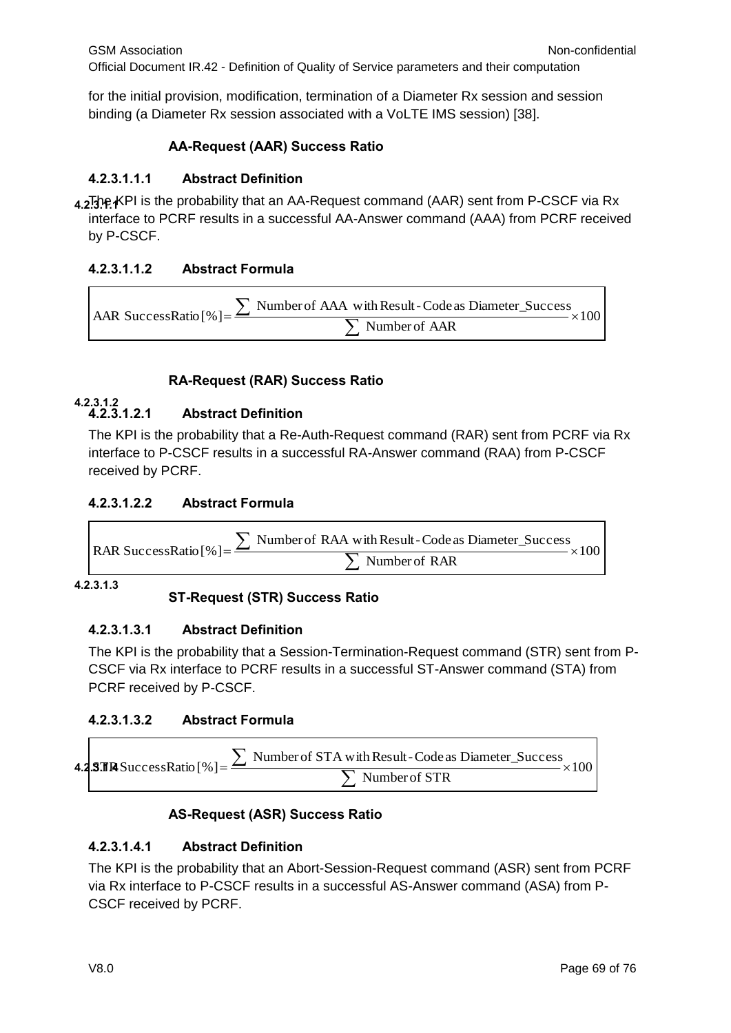for the initial provision, modification, termination of a Diameter Rx session and session binding (a Diameter Rx session associated with a VoLTE IMS session) [38].

#### 4.2.3.1.1 AA-Request (AAR) Success Ratio

##### 4.2.3.1.1.1 Abstract Definition

The KPI is the probability that an AA-Request command (AAR) sent from P-CSCF via Rx interface to PCRF results in a successful AA-Answer command (AAA) from PCRF received by P-CSCF.

##### 4.2.3.1.1.2 Abstract Formula

$$\text{AAR SuccessRatio}[\%] = \frac{\sum \text{Number of AAA with Result-Code as Diameter\_Success}}{\sum \text{Number of AAR}} \times 100$$

#### 4.2.3.1.2 RA-Request (RAR) Success Ratio

##### 4.2.3.1.2.1 Abstract Definition

The KPI is the probability that a Re-Auth-Request command (RAR) sent from PCRF via Rx interface to P-CSCF results in a successful RA-Answer command (RAA) from P-CSCF received by PCRF.

##### 4.2.3.1.2.2 Abstract Formula

$$\text{RAR SuccessRatio}[\%] = \frac{\sum \text{Number of RAA with Result-Code as Diameter\_Success}}{\sum \text{Number of RAR}} \times 100$$

#### 4.2.3.1.3 ST-Request (STR) Success Ratio

##### 4.2.3.1.3.1 Abstract Definition

The KPI is the probability that a Session-Termination-Request command (STR) sent from P-CSCF via Rx interface to PCRF results in a successful ST-Answer command (STA) from PCRF received by P-CSCF.

##### 4.2.3.1.3.2 Abstract Formula

$$\text{STR SuccessRatio}[\%] = \frac{\sum \text{Number of STA with Result-Code as Diameter\_Success}}{\sum \text{Number of STR}} \times 100$$

#### 4.2.3.1.4 AS-Request (ASR) Success Ratio

##### 4.2.3.1.4.1 Abstract Definition

The KPI is the probability that an Abort-Session-Request command (ASR) sent from PCRF via Rx interface to P-CSCF results in a successful AS-Answer command (ASA) from P-CSCF received by PCRF.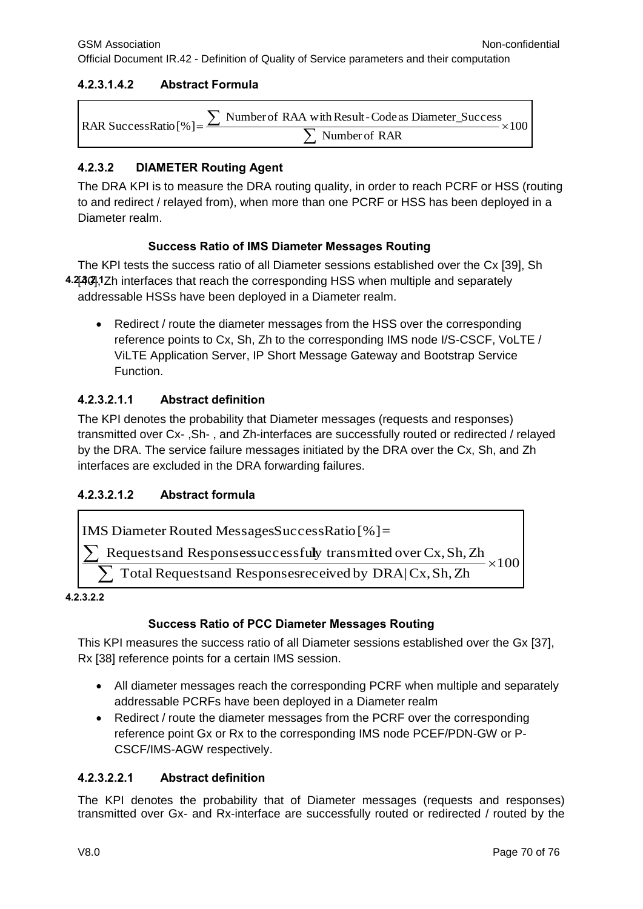#### 4.2.3.1.4.2 Abstract Formula

$$\text{RAR SuccessRatio}[\%] = \frac{\sum \text{Number of RAA with Result-Code as Diameter\_Success}}{\sum \text{Number of RAR}} \times 100$$

### 4.2.3.2 DIAMETER Routing Agent

The DRA KPI is to measure the DRA routing quality, in order to reach PCRF or HSS (routing to and redirect / relayed from), when more than one PCRF or HSS has been deployed in a Diameter realm.

#### 4.2.3.2.1 Success Ratio of IMS Diameter Messages Routing

The KPI tests the success ratio of all Diameter sessions established over the Cx [39], Sh [40], Zh interfaces that reach the corresponding HSS when multiple and separately addressable HSSs have been deployed in a Diameter realm.

- Redirect / route the diameter messages from the HSS over the corresponding reference points to Cx, Sh, Zh to the corresponding IMS node I/S-CSCF, VoLTE / ViLTE Application Server, IP Short Message Gateway and Bootstrap Service Function.

#### 4.2.3.2.1.1 Abstract definition

The KPI denotes the probability that Diameter messages (requests and responses) transmitted over Cx- ,Sh- , and Zh-interfaces are successfully routed or redirected / relayed by the DRA. The service failure messages initiated by the DRA over the Cx, Sh, and Zh interfaces are excluded in the DRA forwarding failures.

#### 4.2.3.2.1.2 Abstract formula

$$\text{IMS Diameter Routed MessagesSuccessRatio}[\%] = \frac{\sum \text{Requests and Responses successfully transmitted over Cx, Sh, Zh}}{\sum \text{Total Requests and Responses received by DRA}|\text{Cx, Sh, Zh}} \times 100$$

#### 4.2.3.2.2 Success Ratio of PCC Diameter Messages Routing

This KPI measures the success ratio of all Diameter sessions established over the Gx [37], Rx [38] reference points for a certain IMS session.

- All diameter messages reach the corresponding PCRF when multiple and separately addressable PCRFs have been deployed in a Diameter realm
- Redirect / route the diameter messages from the PCRF over the corresponding reference point Gx or Rx to the corresponding IMS node PCEF/PDN-GW or P-CSCF/IMS-AGW respectively.

#### 4.2.3.2.2.1 Abstract definition

The KPI denotes the probability that of Diameter messages (requests and responses) transmitted over Gx- and Rx-interface are successfully routed or redirected / routed by the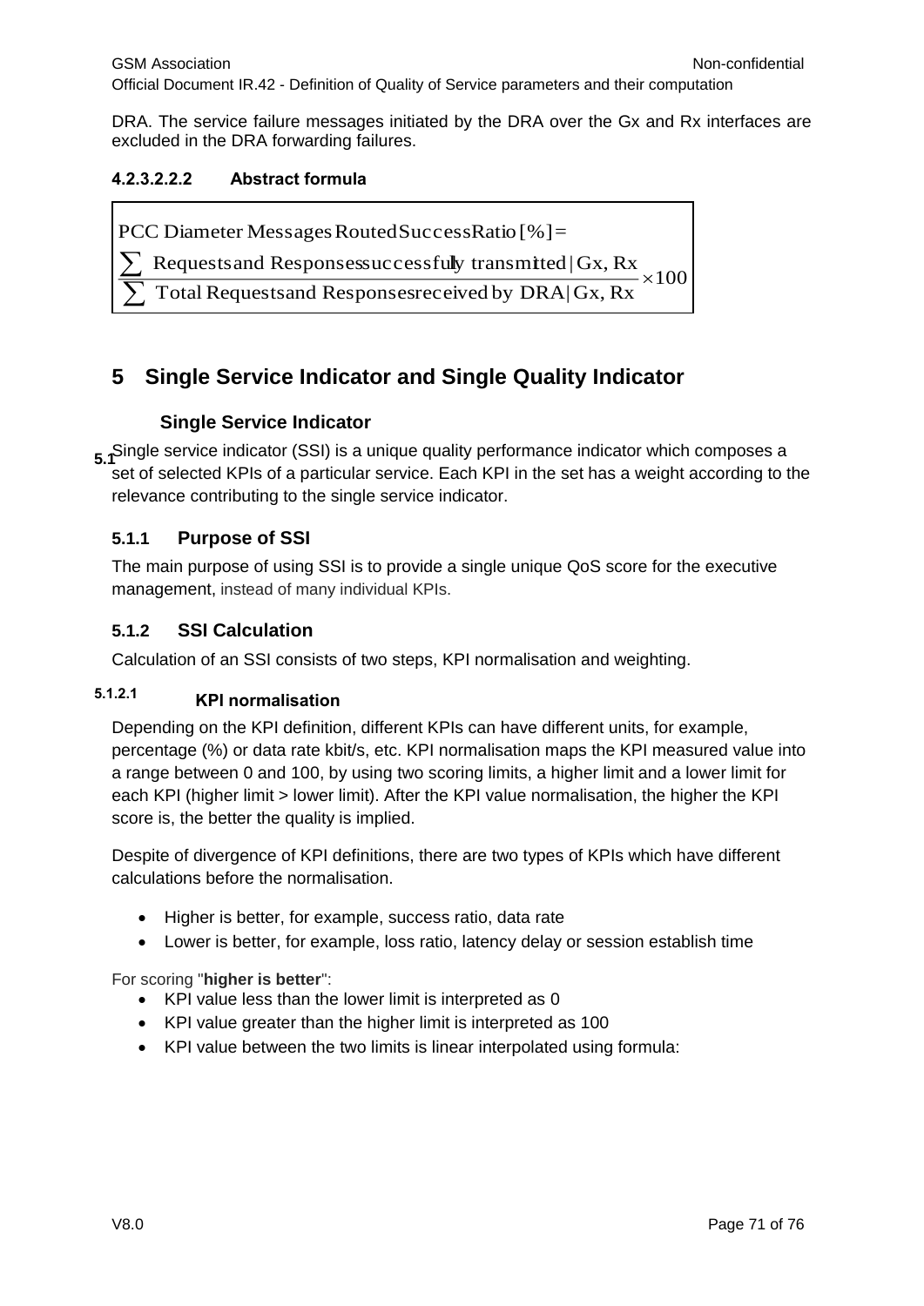DRA. The service failure messages initiated by the DRA over the Gx and Rx interfaces are excluded in the DRA forwarding failures.

#### 4.2.3.2.2.2 Abstract formula

$$\text{PCC Diameter Messages Routed Success Ratio [\%]} = \frac{\sum \text{Requests and Responses successfully transmitted} \mid \text{Gx, Rx}}{\sum \text{Total Requests and Responses received by DRA} \mid \text{Gx, Rx}} \times 100$$

# 5 Single Service Indicator and Single Quality Indicator

## 5.1 Single Service Indicator

Single service indicator (SSI) is a unique quality performance indicator which composes a set of selected KPIs of a particular service. Each KPI in the set has a weight according to the relevance contributing to the single service indicator.

### 5.1.1 Purpose of SSI

The main purpose of using SSI is to provide a single unique QoS score for the executive management, instead of many individual KPIs.

### 5.1.2 SSI Calculation

Calculation of an SSI consists of two steps, KPI normalisation and weighting.

#### 5.1.2.1 KPI normalisation

Depending on the KPI definition, different KPIs can have different units, for example, percentage (%) or data rate kbit/s, etc. KPI normalisation maps the KPI measured value into a range between 0 and 100, by using two scoring limits, a higher limit and a lower limit for each KPI (higher limit > lower limit). After the KPI value normalisation, the higher the KPI score is, the better the quality is implied.

Despite of divergence of KPI definitions, there are two types of KPIs which have different calculations before the normalisation.

- Higher is better, for example, success ratio, data rate
- Lower is better, for example, loss ratio, latency delay or session establish time

For scoring "**higher is better**":

- KPI value less than the lower limit is interpreted as 0
- KPI value greater than the higher limit is interpreted as 100
- KPI value between the two limits is linear interpolated using formula: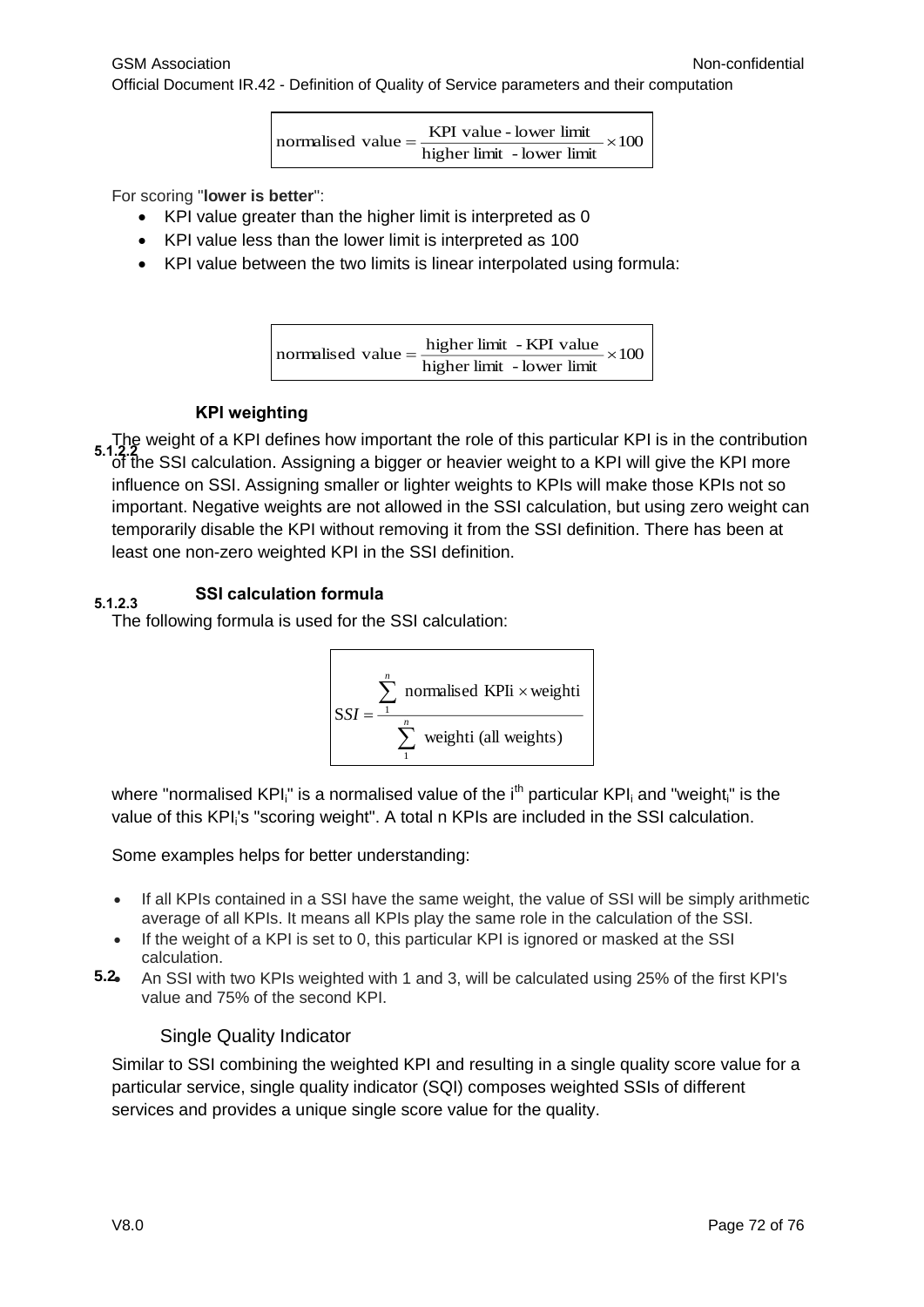$$\text{normalised value} = \frac{\text{KPI value - lower limit}}{\text{higher limit - lower limit}} \times 100$$

For scoring "**lower is better**":

- KPI value greater than the higher limit is interpreted as 0
- KPI value less than the lower limit is interpreted as 100
- KPI value between the two limits is linear interpolated using formula:

$$\text{normalised value} = \frac{\text{higher limit - KPI value}}{\text{higher limit - lower limit}} \times 100$$

#### 5.1.2.2 KPI weighting

The weight of a KPI defines how important the role of this particular KPI is in the contribution of the SSI calculation. Assigning a bigger or heavier weight to a KPI will give the KPI more influence on SSI. Assigning smaller or lighter weights to KPIs will make those KPIs not so important. Negative weights are not allowed in the SSI calculation, but using zero weight can temporarily disable the KPI without removing it from the SSI definition. There has been at least one non-zero weighted KPI in the SSI definition.

#### 5.1.2.3 SSI calculation formula

The following formula is used for the SSI calculation:

$$SSI = \frac{\sum_{1}^{n} \text{normalised KPIi} \times \text{weighti}}{\sum_{1}^{n} \text{weighti (all weights)}}$$

where "normalised $KPI_i$" is a normalised value of the $i^{th}$ particular $KPI_i$ and "$weight_i$" is the value of this $KPI_i$'s "scoring weight". A total n KPIs are included in the SSI calculation.

Some examples helps for better understanding:

- If all KPIs contained in a SSI have the same weight, the value of SSI will be simply arithmetic average of all KPIs. It means all KPIs play the same role in the calculation of the SSI.
- If the weight of a KPI is set to 0, this particular KPI is ignored or masked at the SSI calculation.
- An SSI with two KPIs weighted with 1 and 3, will be calculated using 25% of the first KPI's value and 75% of the second KPI.

## 5.2 Single Quality Indicator

Similar to SSI combining the weighted KPI and resulting in a single quality score value for a particular service, single quality indicator (SQI) composes weighted SSIs of different services and provides a unique single score value for the quality.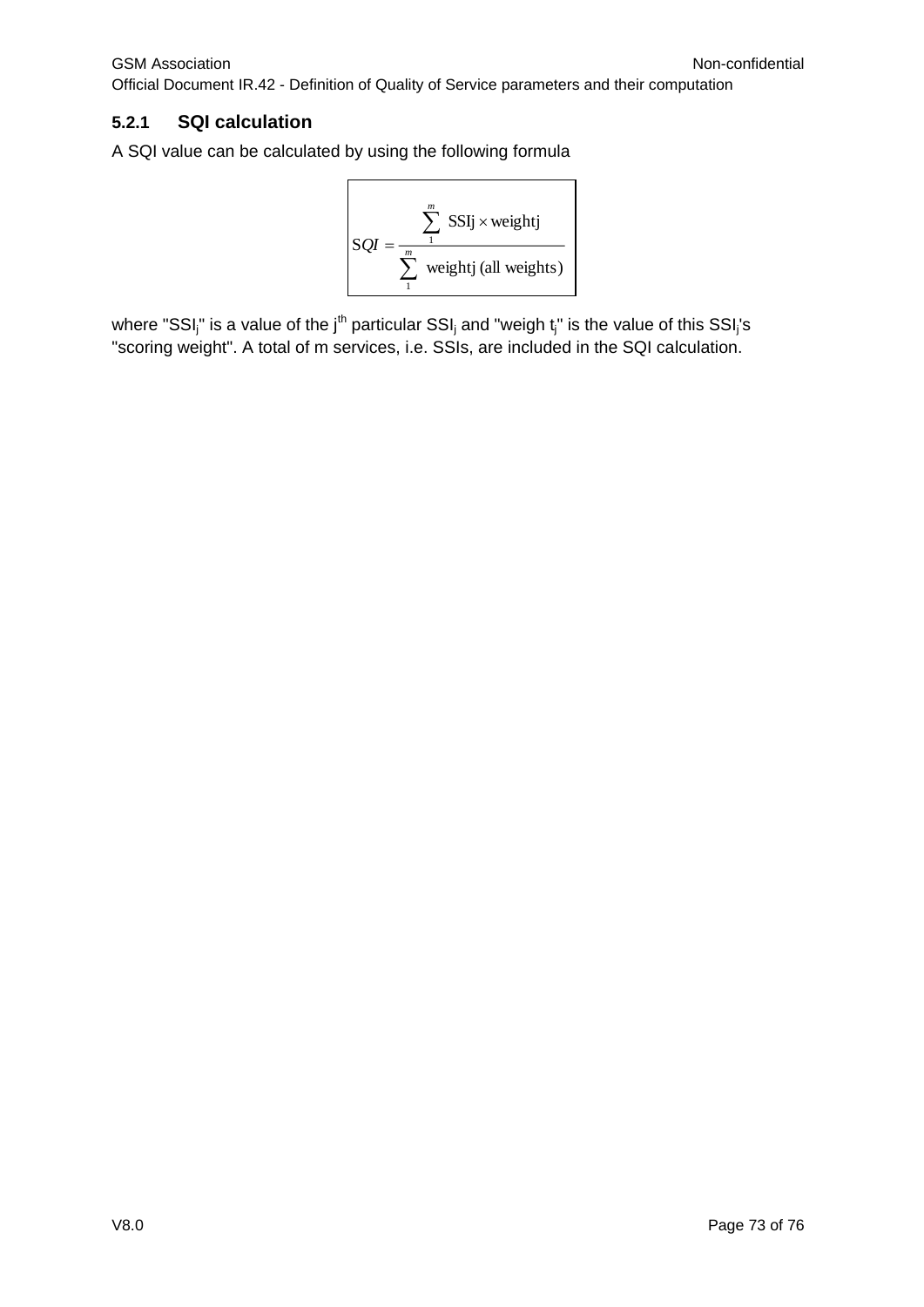#### 5.2.1 SQI calculation

A SQI value can be calculated by using the following formula

$$SQI = \frac{\sum_{1}^{m} \text{SSIj} \times \text{weightj}}{\sum_{1}^{m} \text{weightj (all weights)}}$$

where "$SSI_j$" is a value of the $j^{th}$ particular $SSI_j$ and "weigh $t_j$" is the value of this $SSI_j$'s "scoring weight". A total of m services, i.e. SSIs, are included in the SQI calculation.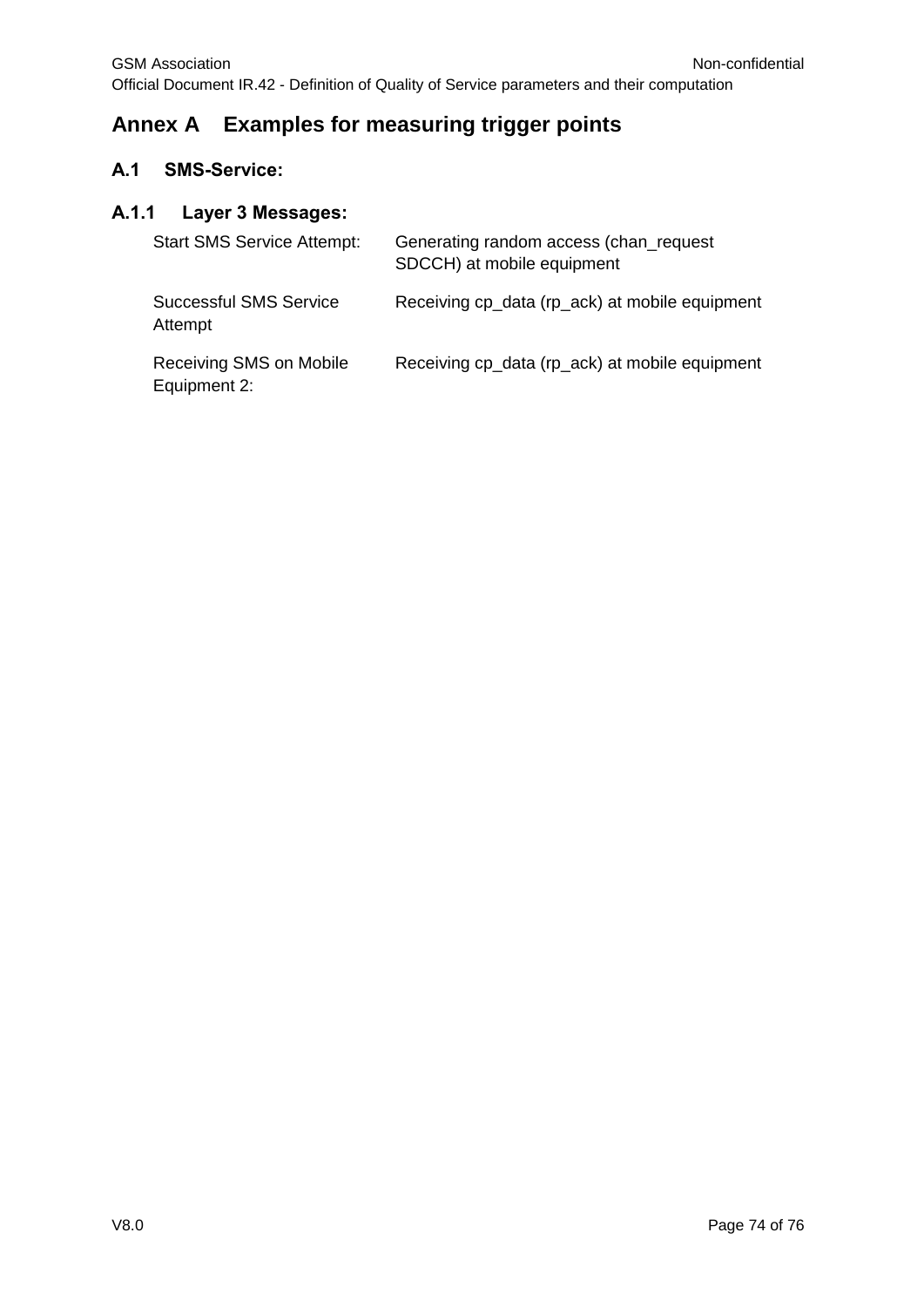# Annex A Examples for measuring trigger points

## A.1 SMS-Service:

### A.1.1 Layer 3 Messages:

| | |
|---|---|
| Start SMS Service Attempt: | Generating random access (chan_request SDCCH) at mobile equipment |
| Successful SMS Service Attempt | Receiving cp_data (rp_ack) at mobile equipment |
| Receiving SMS on Mobile Equipment 2: | Receiving cp_data (rp_ack) at mobile equipment |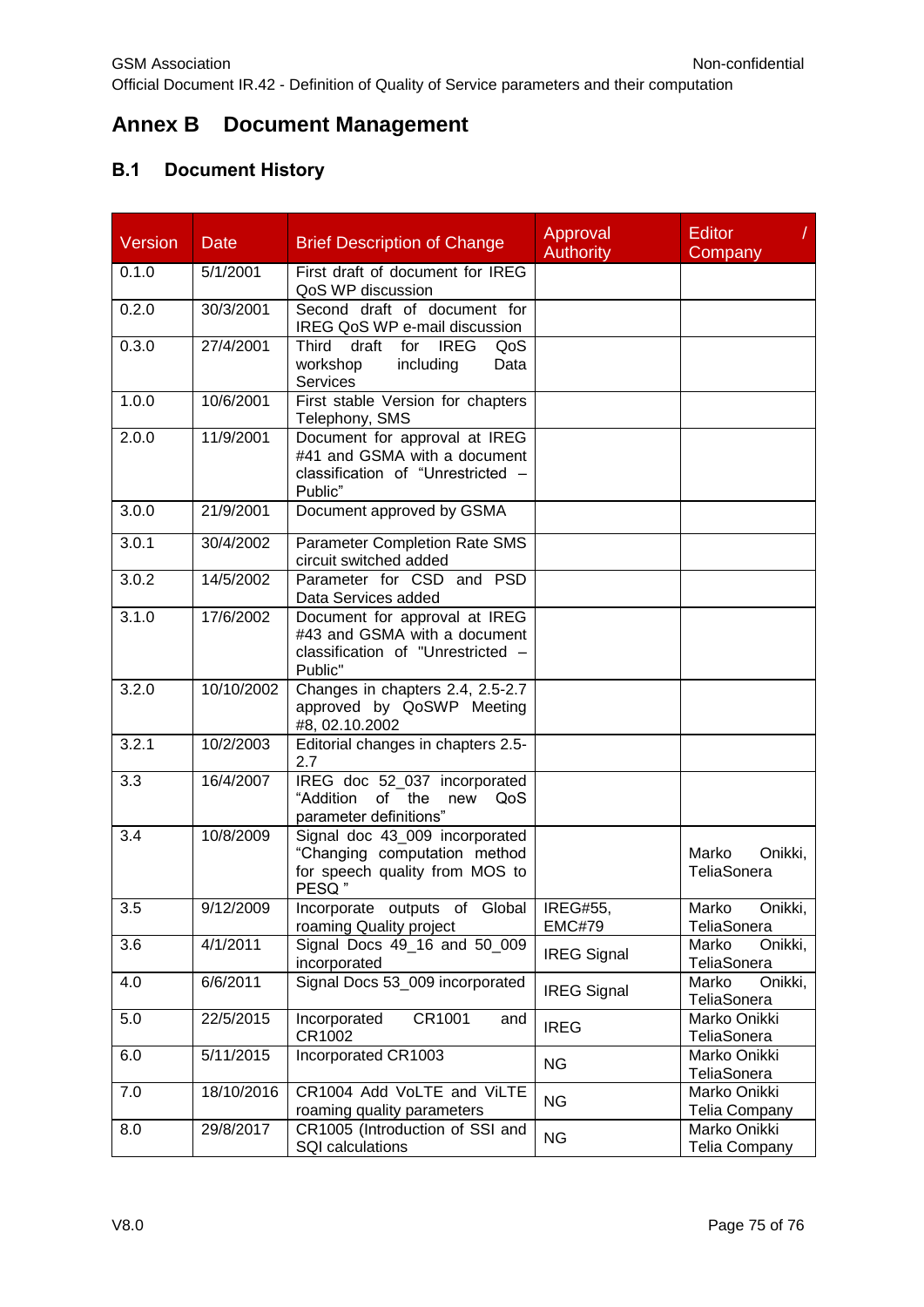# Annex B Document Management

## B.1 Document History

| Version | Date | Brief Description of Change | Approval Authority | Editor / Company |
|---|---|---|---|---|
| 0.1.0 | 5/1/2001 | First draft of document for IREG QoS WP discussion | | |
| 0.2.0 | 30/3/2001 | Second draft of document for IREG QoS WP e-mail discussion | | |
| 0.3.0 | 27/4/2001 | Third draft for IREG QoS workshop including Data Services | | |
| 1.0.0 | 10/6/2001 | First stable Version for chapters Telephony, SMS | | |
| 2.0.0 | 11/9/2001 | Document for approval at IREG #41 and GSMA with a document classification of "Unrestricted – Public" | | |
| 3.0.0 | 21/9/2001 | Document approved by GSMA | | |
| 3.0.1 | 30/4/2002 | Parameter Completion Rate SMS circuit switched added | | |
| 3.0.2 | 14/5/2002 | Parameter for CSD and PSD Data Services added | | |
| 3.1.0 | 17/6/2002 | Document for approval at IREG #43 and GSMA with a document classification of "Unrestricted – Public" | | |
| 3.2.0 | 10/10/2002 | Changes in chapters 2.4, 2.5-2.7 approved by QoSWP Meeting #8, 02.10.2002 | | |
| 3.2.1 | 10/2/2003 | Editorial changes in chapters 2.5-2.7 | | |
| 3.3 | 16/4/2007 | IREG doc 52_037 incorporated "Addition of the new QoS parameter definitions" | | |
| 3.4 | 10/8/2009 | Signal doc 43_009 incorporated "Changing computation method for speech quality from MOS to PESQ " | | Marko Onikki, TeliaSonera |
| 3.5 | 9/12/2009 | Incorporate outputs of Global roaming Quality project | IREG#55, EMC#79 | Marko Onikki, TeliaSonera |
| 3.6 | 4/1/2011 | Signal Docs 49_16 and 50_009 incorporated | IREG Signal | Marko Onikki, TeliaSonera |
| 4.0 | 6/6/2011 | Signal Docs 53_009 incorporated | IREG Signal | Marko Onikki, TeliaSonera |
| 5.0 | 22/5/2015 | Incorporated CR1001 and CR1002 | IREG | Marko Onikki TeliaSonera |
| 6.0 | 5/11/2015 | Incorporated CR1003 | NG | Marko Onikki TeliaSonera |
| 7.0 | 18/10/2016 | CR1004 Add VoLTE and ViLTE roaming quality parameters | NG | Marko Onikki Telia Company |
| 8.0 | 29/8/2017 | CR1005 (Introduction of SSI and SQI calculations | NG | Marko Onikki Telia Company |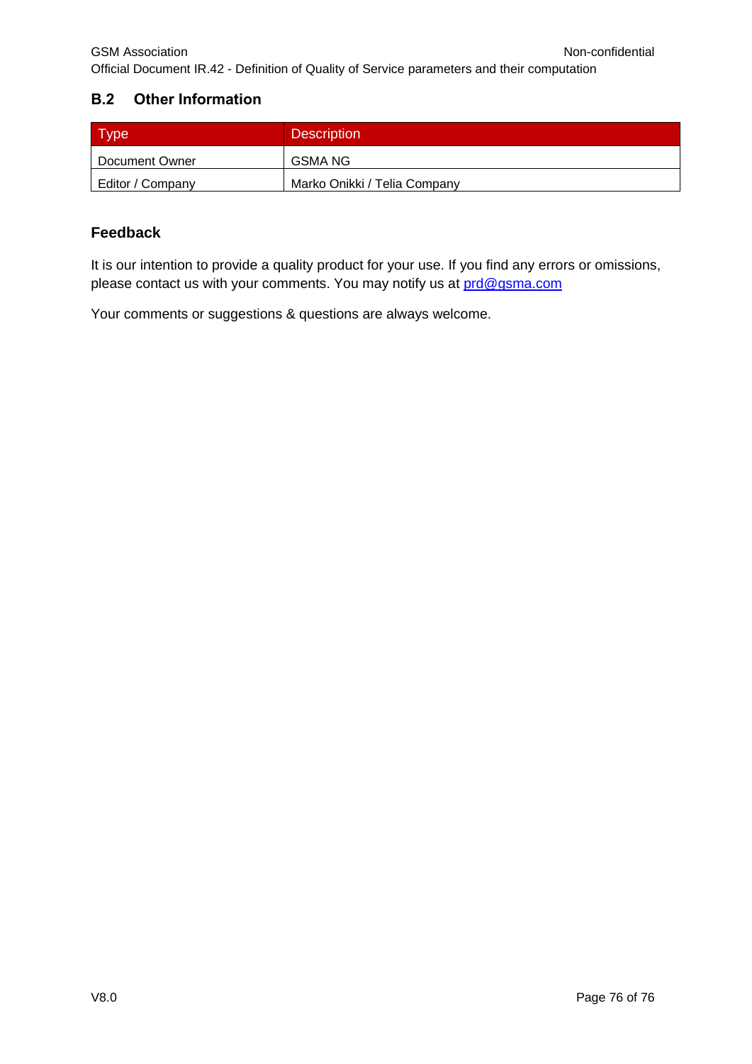## B.2 Other Information

| Type | Description |
| --- | --- |
| Document Owner | GSMA NG |
| Editor / Company | Marko Onikki / Telia Company |

### Feedback

It is our intention to provide a quality product for your use. If you find any errors or omissions, please contact us with your comments. You may notify us at prd@gsma.com

Your comments or suggestions & questions are always welcome.